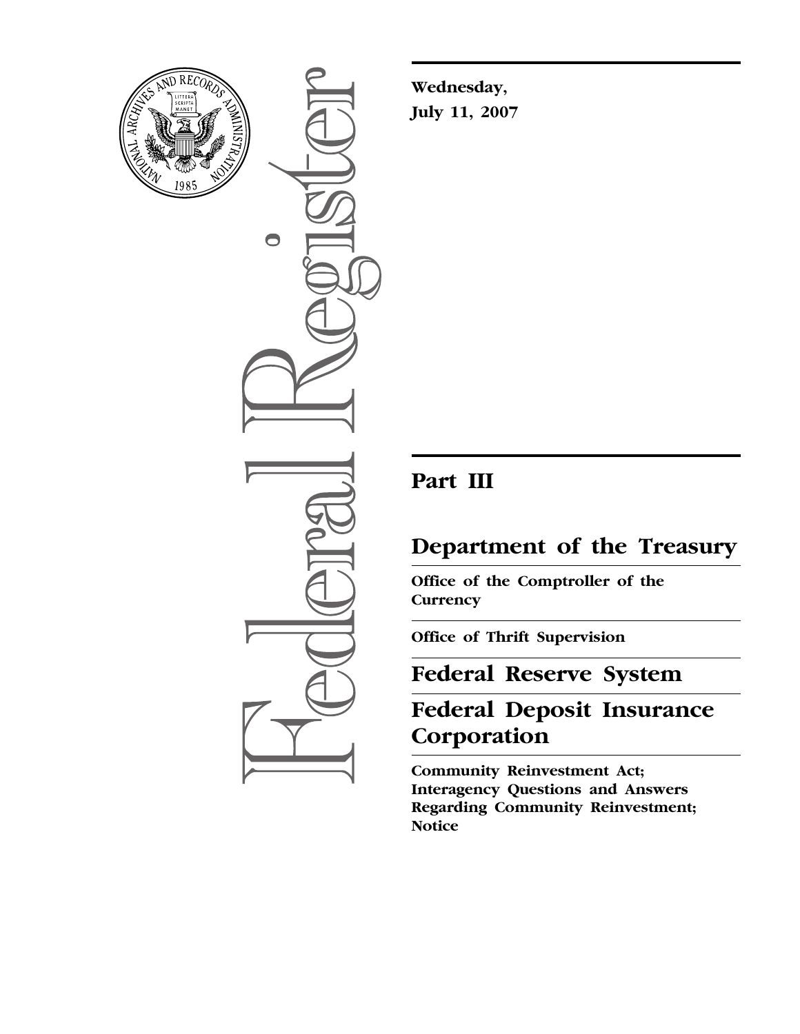Wednesday,

July 11, 2007

# Part III

# Department of the Treasury

## Office of the Comptroller of the Currency

## Office of Thrift Supervision

# Federal Reserve System

# Federal Deposit Insurance Corporation

**Community Reinvestment Act; Interagency Questions and Answers Regarding Community Reinvestment; Notice**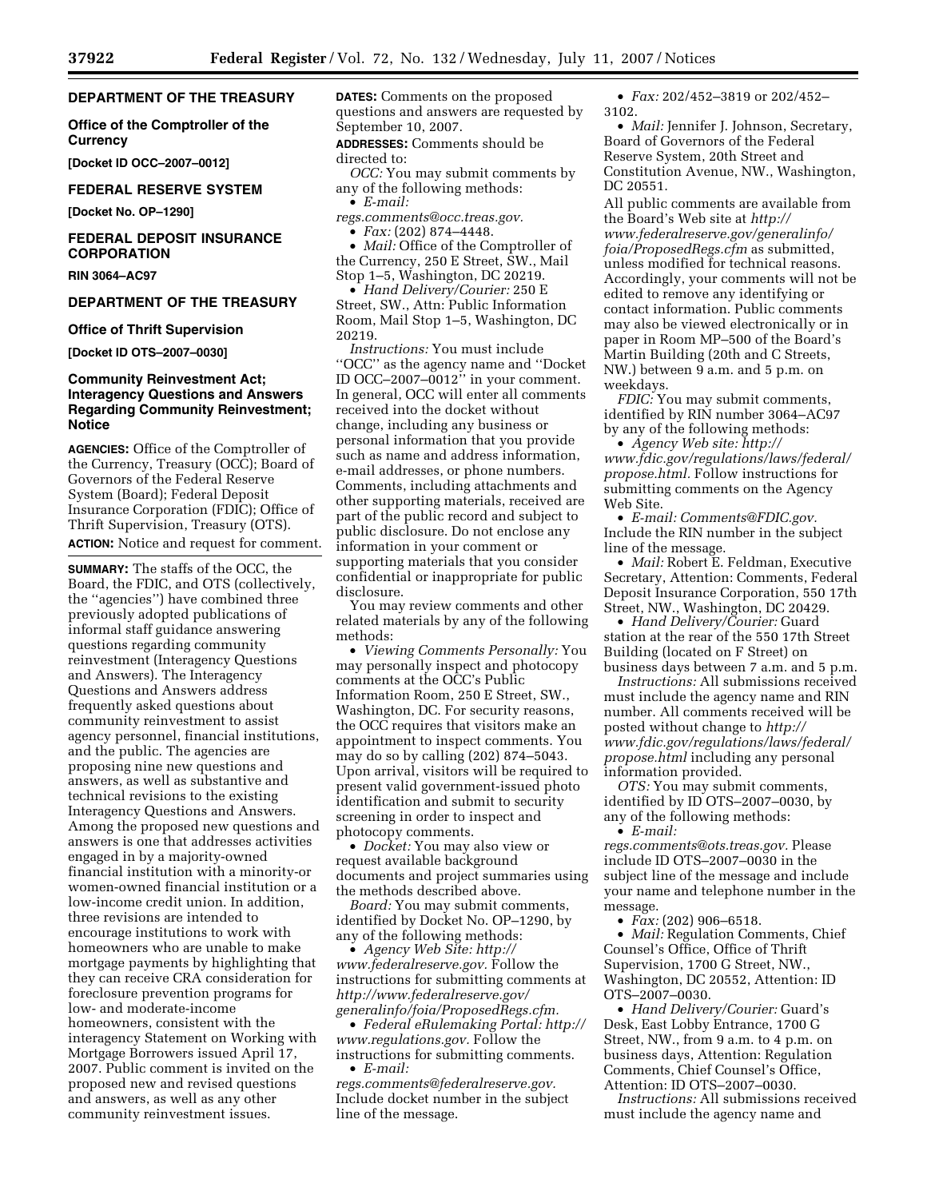**DEPARTMENT OF THE TREASURY**

**Office of the Comptroller of the Currency**

**[Docket ID OCC–2007–0012]**

**FEDERAL RESERVE SYSTEM**

**[Docket No. OP–1290]**

**FEDERAL DEPOSIT INSURANCE CORPORATION**

**RIN 3064–AC97**

**DEPARTMENT OF THE TREASURY**

**Office of Thrift Supervision**

**[Docket ID OTS–2007–0030]**

## Community Reinvestment Act; Interagency Questions and Answers Regarding Community Reinvestment; Notice

**AGENCIES:** Office of the Comptroller of the Currency, Treasury (OCC); Board of Governors of the Federal Reserve System (Board); Federal Deposit Insurance Corporation (FDIC); Office of Thrift Supervision, Treasury (OTS).

**ACTION:** Notice and request for comment.

**SUMMARY:** The staffs of the OCC, the Board, the FDIC, and OTS (collectively, the ''agencies'') have combined three previously adopted publications of informal staff guidance answering questions regarding community reinvestment (Interagency Questions and Answers). The Interagency Questions and Answers address frequently asked questions about community reinvestment to assist agency personnel, financial institutions, and the public. The agencies are proposing nine new questions and answers, as well as substantive and technical revisions to the existing Interagency Questions and Answers. Among the proposed new questions and answers is one that addresses activities engaged in by a majority-owned financial institution with a minority-or women-owned financial institution or a low-income credit union. In addition, three revisions are intended to encourage institutions to work with homeowners who are unable to make mortgage payments by highlighting that they can receive CRA consideration for foreclosure prevention programs for low- and moderate-income homeowners, consistent with the interagency Statement on Working with Mortgage Borrowers issued April 17, 2007. Public comment is invited on the proposed new and revised questions and answers, as well as any other community reinvestment issues.

**DATES:** Comments on the proposed questions and answers are requested by September 10, 2007.

**ADDRESSES:** Comments should be directed to:

*OCC:* You may submit comments by any of the following methods:

- *E-mail: regs.comments@occ.treas.gov.*
- *Fax:* (202) 874–4448.
- *Mail:* Office of the Comptroller of the Currency, 250 E Street, SW., Mail Stop 1–5, Washington, DC 20219.
- *Hand Delivery/Courier:* 250 E Street, SW., Attn: Public Information Room, Mail Stop 1–5, Washington, DC 20219.

*Instructions:* You must include ''OCC'' as the agency name and ''Docket ID OCC–2007–0012'' in your comment. In general, OCC will enter all comments received into the docket without change, including any business or personal information that you provide such as name and address information, e-mail addresses, or phone numbers. Comments, including attachments and other supporting materials, received are part of the public record and subject to public disclosure. Do not enclose any information in your comment or supporting materials that you consider confidential or inappropriate for public disclosure.

You may review comments and other related materials by any of the following methods:

- *Viewing Comments Personally:* You may personally inspect and photocopy comments at the OCC's Public Information Room, 250 E Street, SW., Washington, DC. For security reasons, the OCC requires that visitors make an appointment to inspect comments. You may do so by calling (202) 874–5043. Upon arrival, visitors will be required to present valid government-issued photo identification and submit to security screening in order to inspect and photocopy comments.
- *Docket:* You may also view or request available background documents and project summaries using the methods described above.

*Board:* You may submit comments, identified by Docket No. OP–1290, by any of the following methods:

- *Agency Web Site: http://www.federalreserve.gov*. Follow the instructions for submitting comments at *http://www.federalreserve.gov/generalinfo/foia/ProposedRegs.cfm.*
- *Federal eRulemaking Portal: http://www.regulations.gov.* Follow the instructions for submitting comments.
- *E-mail: regs.comments@federalreserve.gov.* Include docket number in the subject line of the message.
- *Fax:* 202/452–3819 or 202/452–3102.
- *Mail:* Jennifer J. Johnson, Secretary, Board of Governors of the Federal Reserve System, 20th Street and Constitution Avenue, NW., Washington, DC 20551.

All public comments are available from the Board's Web site at *http://www.federalreserve.gov/generalinfo/foia/ProposedRegs.cfm* as submitted, unless modified for technical reasons. Accordingly, your comments will not be edited to remove any identifying or contact information. Public comments may also be viewed electronically or in paper in Room MP–500 of the Board's Martin Building (20th and C Streets, NW.) between 9 a.m. and 5 p.m. on weekdays.

*FDIC:* You may submit comments, identified by RIN number 3064–AC97 by any of the following methods:

- *Agency Web site: http://www.fdic.gov/regulations/laws/federal/propose.html.* Follow instructions for submitting comments on the Agency Web Site.
- *E-mail: Comments@FDIC.gov.* Include the RIN number in the subject line of the message.
- *Mail:* Robert E. Feldman, Executive Secretary, Attention: Comments, Federal Deposit Insurance Corporation, 550 17th Street, NW., Washington, DC 20429.
- *Hand Delivery/Courier:* Guard station at the rear of the 550 17th Street Building (located on F Street) on business days between 7 a.m. and 5 p.m.

*Instructions:* All submissions received must include the agency name and RIN number. All comments received will be posted without change to *http://www.fdic.gov/regulations/laws/federal/propose.html* including any personal information provided.

*OTS:* You may submit comments, identified by ID OTS–2007–0030, by any of the following methods:

- *E-mail: regs.comments@ots.treas.gov.* Please include ID OTS–2007–0030 in the subject line of the message and include your name and telephone number in the message.
- *Fax:* (202) 906–6518.
- *Mail:* Regulation Comments, Chief Counsel's Office, Office of Thrift Supervision, 1700 G Street, NW., Washington, DC 20552, Attention: ID OTS–2007–0030.
- *Hand Delivery/Courier:* Guard's Desk, East Lobby Entrance, 1700 G Street, NW., from 9 a.m. to 4 p.m. on business days, Attention: Regulation Comments, Chief Counsel's Office, Attention: ID OTS–2007–0030.

*Instructions:* All submissions received must include the agency name and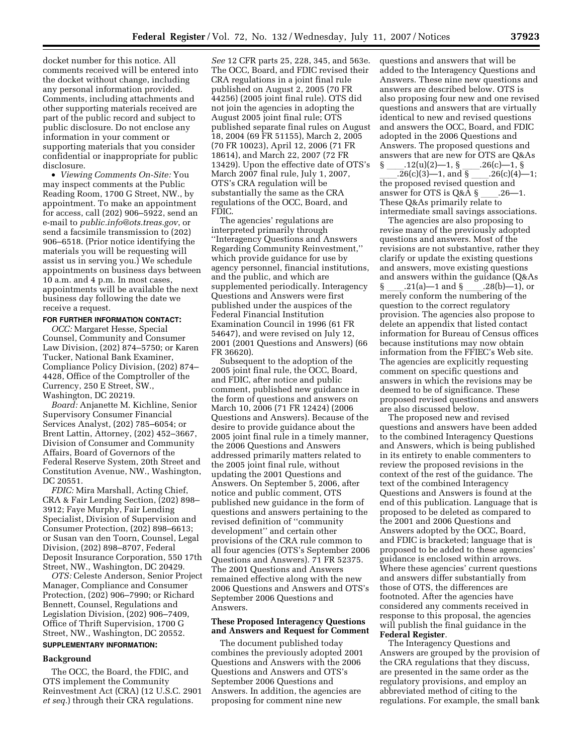docket number for this notice. All comments received will be entered into the docket without change, including any personal information provided. Comments, including attachments and other supporting materials received are part of the public record and subject to public disclosure. Do not enclose any information in your comment or supporting materials that you consider confidential or inappropriate for public disclosure.

• *Viewing Comments On-Site:* You may inspect comments at the Public Reading Room, 1700 G Street, NW., by appointment. To make an appointment for access, call (202) 906–5922, send an e-mail to *public.info@ots.treas.gov*, or send a facsimile transmission to (202) 906–6518. (Prior notice identifying the materials you will be requesting will assist us in serving you.) We schedule appointments on business days between 10 a.m. and 4 p.m. In most cases, appointments will be available the next business day following the date we receive a request.

**FOR FURTHER INFORMATION CONTACT:**

*OCC:* Margaret Hesse, Special Counsel, Community and Consumer Law Division, (202) 874–5750; or Karen Tucker, National Bank Examiner, Compliance Policy Division, (202) 874–4428, Office of the Comptroller of the Currency, 250 E Street, SW., Washington, DC 20219.

*Board:* Anjanette M. Kichline, Senior Supervisory Consumer Financial Services Analyst, (202) 785–6054; or Brent Lattin, Attorney, (202) 452–3667, Division of Consumer and Community Affairs, Board of Governors of the Federal Reserve System, 20th Street and Constitution Avenue, NW., Washington, DC 20551.

*FDIC:* Mira Marshall, Acting Chief, CRA & Fair Lending Section, (202) 898–3912; Faye Murphy, Fair Lending Specialist, Division of Supervision and Consumer Protection, (202) 898–6613; or Susan van den Toorn, Counsel, Legal Division, (202) 898–8707, Federal Deposit Insurance Corporation, 550 17th Street, NW., Washington, DC 20429.

*OTS:* Celeste Anderson, Senior Project Manager, Compliance and Consumer Protection, (202) 906–7990; or Richard Bennett, Counsel, Regulations and Legislation Division, (202) 906–7409, Office of Thrift Supervision, 1700 G Street, NW., Washington, DC 20552.

**SUPPLEMENTARY INFORMATION:**

## Background

The OCC, the Board, the FDIC, and OTS implement the Community Reinvestment Act (CRA) (12 U.S.C. 2901 *et seq.*) through their CRA regulations. *See* 12 CFR parts 25, 228, 345, and 563e. The OCC, Board, and FDIC revised their CRA regulations in a joint final rule published on August 2, 2005 (70 FR 44256) (2005 joint final rule). OTS did not join the agencies in adopting the August 2005 joint final rule; OTS published separate final rules on August 18, 2004 (69 FR 51155), March 2, 2005 (70 FR 10023), April 12, 2006 (71 FR 18614), and March 22, 2007 (72 FR 13429). Upon the effective date of OTS's March 2007 final rule, July 1, 2007, OTS's CRA regulation will be substantially the same as the CRA regulations of the OCC, Board, and FDIC.

The agencies' regulations are interpreted primarily through ''Interagency Questions and Answers Regarding Community Reinvestment,'' which provide guidance for use by agency personnel, financial institutions, and the public, and which are supplemented periodically. Interagency Questions and Answers were first published under the auspices of the Federal Financial Institution Examination Council in 1996 (61 FR 54647), and were revised on July 12, 2001 (2001 Questions and Answers) (66 FR 36620).

Subsequent to the adoption of the 2005 joint final rule, the OCC, Board, and FDIC, after notice and public comment, published new guidance in the form of questions and answers on March 10, 2006 (71 FR 12424) (2006 Questions and Answers). Because of the desire to provide guidance about the 2005 joint final rule in a timely manner, the 2006 Questions and Answers addressed primarily matters related to the 2005 joint final rule, without updating the 2001 Questions and Answers. On September 5, 2006, after notice and public comment, OTS published new guidance in the form of questions and answers pertaining to the revised definition of ''community development'' and certain other provisions of the CRA rule common to all four agencies (OTS's September 2006 Questions and Answers). 71 FR 52375. The 2001 Questions and Answers remained effective along with the new 2006 Questions and Answers and OTS's September 2006 Questions and Answers.

## These Proposed Interagency Questions and Answers and Request for Comment

The document published today combines the previously adopted 2001 Questions and Answers with the 2006 Questions and Answers and OTS's September 2006 Questions and Answers. In addition, the agencies are proposing for comment nine new questions and answers that will be added to the Interagency Questions and Answers. These nine new questions and answers are described below. OTS is also proposing four new and one revised questions and answers that are virtually identical to new and revised questions and answers the OCC, Board, and FDIC adopted in the 2006 Questions and Answers. The proposed questions and answers that are new for OTS are Q&As § ____.12(u)(2)—1, § ____.26(c)—1, § ____.26(c)(3)—1, and § ____.26(c)(4)—1; the proposed revised question and answer for OTS is Q&A § ____.26—1. These Q&As primarily relate to intermediate small savings associations.

The agencies are also proposing to revise many of the previously adopted questions and answers. Most of the revisions are not substantive, rather they clarify or update the existing questions and answers, move existing questions and answers within the guidance (Q&As § ____.21(a)—1 and § ____.28(b)—1), or merely conform the numbering of the question to the correct regulatory provision. The agencies also propose to delete an appendix that listed contact information for Bureau of Census offices because institutions may now obtain information from the FFIEC's Web site. The agencies are explicitly requesting comment on specific questions and answers in which the revisions may be deemed to be of significance. These proposed revised questions and answers are also discussed below.

The proposed new and revised questions and answers have been added to the combined Interagency Questions and Answers, which is being published in its entirety to enable commenters to review the proposed revisions in the context of the rest of the guidance. The text of the combined Interagency Questions and Answers is found at the end of this publication. Language that is proposed to be deleted as compared to the 2001 and 2006 Questions and Answers adopted by the OCC, Board, and FDIC is bracketed; language that is proposed to be added to these agencies' guidance is enclosed within arrows. Where these agencies' current questions and answers differ substantially from those of OTS, the differences are footnoted. After the agencies have considered any comments received in response to this proposal, the agencies will publish the final guidance in the **Federal Register**.

The Interagency Questions and Answers are grouped by the provision of the CRA regulations that they discuss, are presented in the same order as the regulatory provisions, and employ an abbreviated method of citing to the regulations. For example, the small bank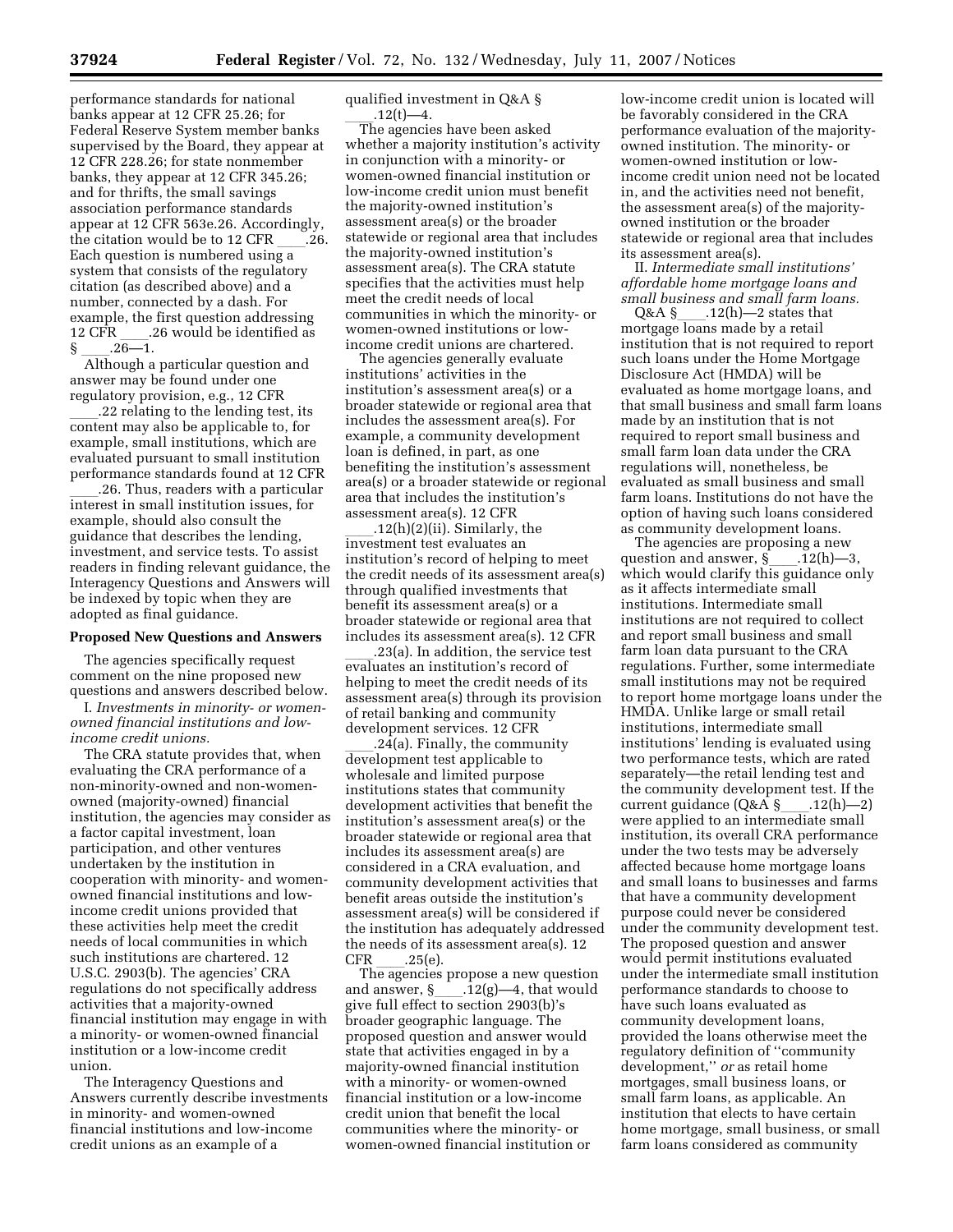performance standards for national banks appear at 12 CFR 25.26; for Federal Reserve System member banks supervised by the Board, they appear at 12 CFR 228.26; for state nonmember banks, they appear at 12 CFR 345.26; and for thrifts, the small savings association performance standards appear at 12 CFR 563e.26. Accordingly, the citation would be to 12 CFR ____.26. Each question is numbered using a system that consists of the regulatory citation (as described above) and a number, connected by a dash. For example, the first question addressing 12 CFR ____.26 would be identified as § ____.26—1.

Although a particular question and answer may be found under one regulatory provision, e.g., 12 CFR ____.22 relating to the lending test, its content may also be applicable to, for example, small institutions, which are evaluated pursuant to small institution performance standards found at 12 CFR ____.26. Thus, readers with a particular interest in small institution issues, for example, should also consult the guidance that describes the lending, investment, and service tests. To assist readers in finding relevant guidance, the Interagency Questions and Answers will be indexed by topic when they are adopted as final guidance.

## Proposed New Questions and Answers

The agencies specifically request comment on the nine proposed new questions and answers described below.

I. *Investments in minority- or women-owned financial institutions and low-income credit unions.*

The CRA statute provides that, when evaluating the CRA performance of a non-minority-owned and non-women-owned (majority-owned) financial institution, the agencies may consider as a factor capital investment, loan participation, and other ventures undertaken by the institution in cooperation with minority- and women-owned financial institutions and low-income credit unions provided that these activities help meet the credit needs of local communities in which such institutions are chartered. 12 U.S.C. 2903(b). The agencies' CRA regulations do not specifically address activities that a majority-owned financial institution may engage in with a minority- or women-owned financial institution or a low-income credit union.

The Interagency Questions and Answers currently describe investments in minority- and women-owned financial institutions and low-income credit unions as an example of a qualified investment in Q&A § ____.12(t)—4.

The agencies have been asked whether a majority institution's activity in conjunction with a minority- or women-owned financial institution or low-income credit union must benefit the majority-owned institution's assessment area(s) or the broader statewide or regional area that includes the majority-owned institution's assessment area(s). The CRA statute specifies that the activities must help meet the credit needs of local communities in which the minority- or women-owned institutions or low-income credit unions are chartered.

The agencies generally evaluate institutions' activities in the institution's assessment area(s) or a broader statewide or regional area that includes the assessment area(s). For example, a community development loan is defined, in part, as one benefiting the institution's assessment area(s) or a broader statewide or regional area that includes the institution's assessment area(s). 12 CFR ____.12(h)(2)(ii). Similarly, the investment test evaluates an institution's record of helping to meet the credit needs of its assessment area(s) through qualified investments that benefit its assessment area(s) or a broader statewide or regional area that includes its assessment area(s). 12 CFR ____.23(a). In addition, the service test evaluates an institution's record of helping to meet the credit needs of its assessment area(s) through its provision of retail banking and community development services. 12 CFR ____.24(a). Finally, the community development test applicable to wholesale and limited purpose institutions states that community development activities that benefit the institution's assessment area(s) or the broader statewide or regional area that includes its assessment area(s) are considered in a CRA evaluation, and community development activities that benefit areas outside the institution's assessment area(s) will be considered if the institution has adequately addressed the needs of its assessment area(s). 12 CFR ____.25(e).

The agencies propose a new question and answer, § ____.12(g)—4, that would give full effect to section 2903(b)'s broader geographic language. The proposed question and answer would state that activities engaged in by a majority-owned financial institution with a minority- or women-owned financial institution or a low-income credit union that benefit the local communities where the minority- or women-owned financial institution or low-income credit union is located will be favorably considered in the CRA performance evaluation of the majority-owned institution. The minority- or women-owned institution or low-income credit union need not be located in, and the activities need not benefit, the assessment area(s) of the majority-owned institution or the broader statewide or regional area that includes its assessment area(s).

II. *Intermediate small institutions' affordable home mortgage loans and small business and small farm loans.*

Q&A § ____.12(h)—2 states that mortgage loans made by a retail institution that is not required to report such loans under the Home Mortgage Disclosure Act (HMDA) will be evaluated as home mortgage loans, and that small business and small farm loans made by an institution that is not required to report small business and small farm loan data under the CRA regulations will, nonetheless, be evaluated as small business and small farm loans. Institutions do not have the option of having such loans considered as community development loans.

The agencies are proposing a new question and answer, § ____.12(h)—3, which would clarify this guidance only as it affects intermediate small institutions. Intermediate small institutions are not required to collect and report small business and small farm loan data pursuant to the CRA regulations. Further, some intermediate small institutions may not be required to report home mortgage loans under the HMDA. Unlike large or small retail institutions, intermediate small institutions' lending is evaluated using two performance tests, which are rated separately—the retail lending test and the community development test. If the current guidance (Q&A § ____.12(h)—2) were applied to an intermediate small institution, its overall CRA performance under the two tests may be adversely affected because home mortgage loans and small loans to businesses and farms that have a community development purpose could never be considered under the community development test. The proposed question and answer would permit institutions evaluated under the intermediate small institution performance standards to choose to have such loans evaluated as community development loans, provided the loans otherwise meet the regulatory definition of "community development," *or* as retail home mortgages, small business loans, or small farm loans, as applicable. An institution that elects to have certain home mortgage, small business, or small farm loans considered as community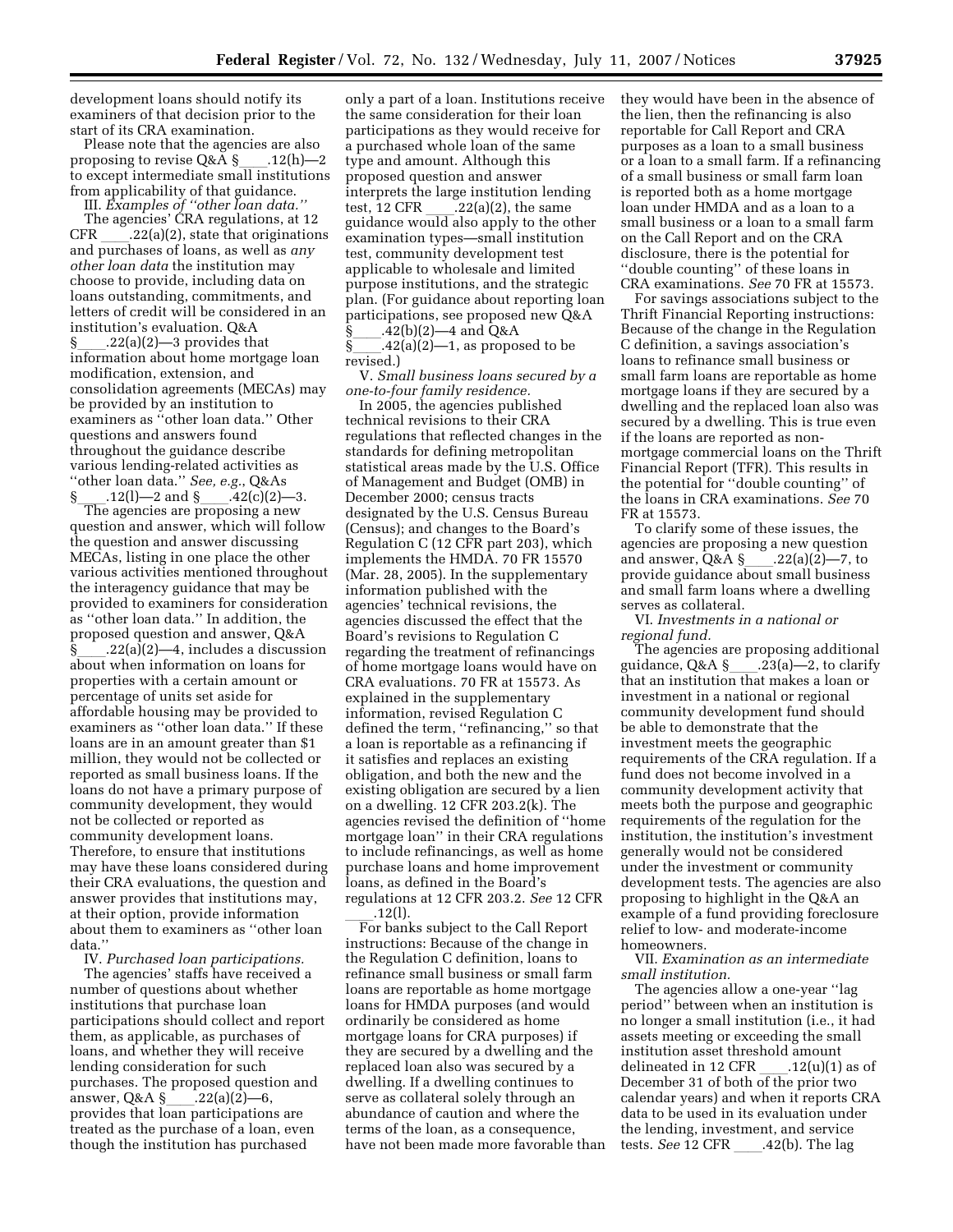development loans should notify its examiners of that decision prior to the start of its CRA examination.

Please note that the agencies are also proposing to revise Q&A §____.12(h)—2 to except intermediate small institutions from applicability of that guidance.

III. *Examples of "other loan data."*

The agencies' CRA regulations, at 12 CFR ____.22(a)(2), state that originations and purchases of loans, as well as *any other loan data* the institution may choose to provide, including data on loans outstanding, commitments, and letters of credit will be considered in an institution's evaluation. Q&A §____.22(a)(2)—3 provides that information about home mortgage loan modification, extension, and consolidation agreements (MECAs) may be provided by an institution to examiners as "other loan data." Other questions and answers found throughout the guidance describe various lending-related activities as "other loan data." *See, e.g.*, Q&As §____.12(l)—2 and §____.42(c)(2)—3.

The agencies are proposing a new question and answer, which will follow the question and answer discussing MECAs, listing in one place the other various activities mentioned throughout the interagency guidance that may be provided to examiners for consideration as "other loan data." In addition, the proposed question and answer, Q&A §____.22(a)(2)—4, includes a discussion about when information on loans for properties with a certain amount or percentage of units set aside for affordable housing may be provided to examiners as "other loan data." If these loans are in an amount greater than $1 million, they would not be collected or reported as small business loans. If the loans do not have a primary purpose of community development, they would not be collected or reported as community development loans. Therefore, to ensure that institutions may have these loans considered during their CRA evaluations, the question and answer provides that institutions may, at their option, provide information about them to examiners as "other loan data."

IV. *Purchased loan participations.*

The agencies' staffs have received a number of questions about whether institutions that purchase loan participations should collect and report them, as applicable, as purchases of loans, and whether they will receive lending consideration for such purchases. The proposed question and answer, Q&A §____.22(a)(2)—6, provides that loan participations are treated as the purchase of a loan, even though the institution has purchased only a part of a loan. Institutions receive the same consideration for their loan participations as they would receive for a purchased whole loan of the same type and amount. Although this proposed question and answer interprets the large institution lending test, 12 CFR ____.22(a)(2), the same guidance would also apply to the other examination types—small institution test, community development test applicable to wholesale and limited purpose institutions, and the strategic plan. (For guidance about reporting loan participations, see proposed new Q&A §____.42(b)(2)—4 and Q&A §____.42(a)(2)—1, as proposed to be revised.)

V. *Small business loans secured by a one-to-four family residence.*

In 2005, the agencies published technical revisions to their CRA regulations that reflected changes in the standards for defining metropolitan statistical areas made by the U.S. Office of Management and Budget (OMB) in December 2000; census tracts designated by the U.S. Census Bureau (Census); and changes to the Board's Regulation C (12 CFR part 203), which implements the HMDA. 70 FR 15570 (Mar. 28, 2005). In the supplementary information published with the agencies' technical revisions, the agencies discussed the effect that the Board's revisions to Regulation C regarding the treatment of refinancings of home mortgage loans would have on CRA evaluations. 70 FR at 15573. As explained in the supplementary information, revised Regulation C defined the term, "refinancing," so that a loan is reportable as a refinancing if it satisfies and replaces an existing obligation, and both the new and the existing obligation are secured by a lien on a dwelling. 12 CFR 203.2(k). The agencies revised the definition of "home mortgage loan" in their CRA regulations to include refinancings, as well as home purchase loans and home improvement loans, as defined in the Board's regulations at 12 CFR 203.2. *See* 12 CFR ____.12(l).

For banks subject to the Call Report instructions: Because of the change in the Regulation C definition, loans to refinance small business or small farm loans are reportable as home mortgage loans for HMDA purposes (and would ordinarily be considered as home mortgage loans for CRA purposes) if they are secured by a dwelling and the replaced loan also was secured by a dwelling. If a dwelling continues to serve as collateral solely through an abundance of caution and where the terms of the loan, as a consequence, have not been made more favorable than they would have been in the absence of the lien, then the refinancing is also reportable for Call Report and CRA purposes as a loan to a small business or a loan to a small farm. If a refinancing of a small business or small farm loan is reported both as a home mortgage loan under HMDA and as a loan to a small business or a loan to a small farm on the Call Report and on the CRA disclosure, there is the potential for "double counting" of these loans in CRA examinations. *See* 70 FR at 15573.

For savings associations subject to the Thrift Financial Reporting instructions: Because of the change in the Regulation C definition, a savings association's loans to refinance small business or small farm loans are reportable as home mortgage loans if they are secured by a dwelling and the replaced loan also was secured by a dwelling. This is true even if the loans are reported as non-mortgage commercial loans on the Thrift Financial Report (TFR). This results in the potential for "double counting" of the loans in CRA examinations. *See* 70 FR at 15573.

To clarify some of these issues, the agencies are proposing a new question and answer, Q&A §____.22(a)(2)—7, to provide guidance about small business and small farm loans where a dwelling serves as collateral.

VI. *Investments in a national or regional fund.*

The agencies are proposing additional guidance, Q&A §____.23(a)—2, to clarify that an institution that makes a loan or investment in a national or regional community development fund should be able to demonstrate that the investment meets the geographic requirements of the CRA regulation. If a fund does not become involved in a community development activity that meets both the purpose and geographic requirements of the regulation for the institution, the institution's investment generally would not be considered under the investment or community development tests. The agencies are also proposing to highlight in the Q&A an example of a fund providing foreclosure relief to low- and moderate-income homeowners.

VII. *Examination as an intermediate small institution.*

The agencies allow a one-year "lag period" between when an institution is no longer a small institution (i.e., it had assets meeting or exceeding the small institution asset threshold amount delineated in 12 CFR ____.12(u)(1) as of December 31 of both of the prior two calendar years) and when it reports CRA data to be used in its evaluation under the lending, investment, and service tests. *See* 12 CFR ____.42(b). The lag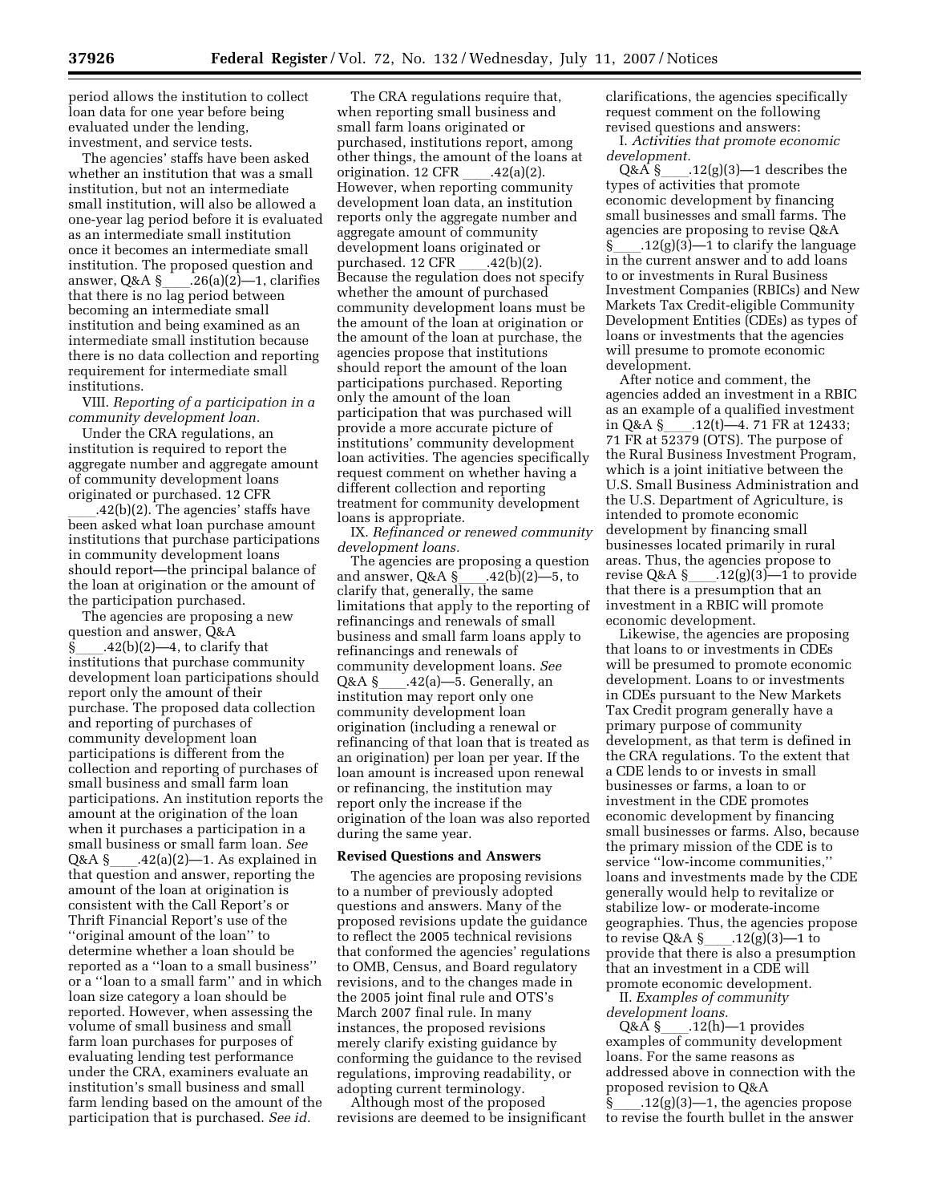period allows the institution to collect loan data for one year before being evaluated under the lending, investment, and service tests.

The agencies' staffs have been asked whether an institution that was a small institution, but not an intermediate small institution, will also be allowed a one-year lag period before it is evaluated as an intermediate small institution once it becomes an intermediate small institution. The proposed question and answer, Q&A §____.26(a)(2)—1, clarifies that there is no lag period between becoming an intermediate small institution and being examined as an intermediate small institution because there is no data collection and reporting requirement for intermediate small institutions.

VIII. *Reporting of a participation in a community development loan.*

Under the CRA regulations, an institution is required to report the aggregate number and aggregate amount of community development loans originated or purchased. 12 CFR ____.42(b)(2). The agencies' staffs have been asked what loan purchase amount institutions that purchase participations in community development loans should report—the principal balance of the loan at origination or the amount of the participation purchased.

The agencies are proposing a new question and answer, Q&A §____.42(b)(2)—4, to clarify that institutions that purchase community development loan participations should report only the amount of their purchase. The proposed data collection and reporting of purchases of community development loan participations is different from the collection and reporting of purchases of small business and small farm loan participations. An institution reports the amount at the origination of the loan when it purchases a participation in a small business or small farm loan. *See* Q&A §____.42(a)(2)—1. As explained in that question and answer, reporting the amount of the loan at origination is consistent with the Call Report's or Thrift Financial Report's use of the ''original amount of the loan'' to determine whether a loan should be reported as a ''loan to a small business'' or a ''loan to a small farm'' and in which loan size category a loan should be reported. However, when assessing the volume of small business and small farm loan purchases for purposes of evaluating lending test performance under the CRA, examiners evaluate an institution's small business and small farm lending based on the amount of the participation that is purchased. *See id.*

The CRA regulations require that, when reporting small business and small farm loans originated or purchased, institutions report, among other things, the amount of the loans at origination. 12 CFR ____.42(a)(2). However, when reporting community development loan data, an institution reports only the aggregate number and aggregate amount of community development loans originated or purchased. 12 CFR ____.42(b)(2). Because the regulation does not specify whether the amount of purchased community development loans must be the amount of the loan at origination or the amount of the loan at purchase, the agencies propose that institutions should report the amount of the loan participations purchased. Reporting only the amount of the loan participation that was purchased will provide a more accurate picture of institutions' community development loan activities. The agencies specifically request comment on whether having a different collection and reporting treatment for community development loans is appropriate.

IX. *Refinanced or renewed community development loans.*

The agencies are proposing a question and answer, Q&A §____.42(b)(2)—5, to clarify that, generally, the same limitations that apply to the reporting of refinancings and renewals of small business and small farm loans apply to refinancings and renewals of community development loans. *See* Q&A §____.42(a)—5. Generally, an institution may report only one community development loan origination (including a renewal or refinancing of that loan that is treated as an origination) per loan per year. If the loan amount is increased upon renewal or refinancing, the institution may report only the increase if the origination of the loan was also reported during the same year.

**Revised Questions and Answers**

The agencies are proposing revisions to a number of previously adopted questions and answers. Many of the proposed revisions update the guidance to reflect the 2005 technical revisions that conformed the agencies' regulations to OMB, Census, and Board regulatory revisions, and to the changes made in the 2005 joint final rule and OTS's March 2007 final rule. In many instances, the proposed revisions merely clarify existing guidance by conforming the guidance to the revised regulations, improving readability, or adopting current terminology.

Although most of the proposed revisions are deemed to be insignificant clarifications, the agencies specifically request comment on the following revised questions and answers:

I. *Activities that promote economic development.*

Q&A §____.12(g)(3)—1 describes the types of activities that promote economic development by financing small businesses and small farms. The agencies are proposing to revise Q&A §____.12(g)(3)—1 to clarify the language in the current answer and to add loans to or investments in Rural Business Investment Companies (RBICs) and New Markets Tax Credit-eligible Community Development Entities (CDEs) as types of loans or investments that the agencies will presume to promote economic development.

After notice and comment, the agencies added an investment in a RBIC as an example of a qualified investment in Q&A §____.12(t)—4. 71 FR at 12433; 71 FR at 52379 (OTS). The purpose of the Rural Business Investment Program, which is a joint initiative between the U.S. Small Business Administration and the U.S. Department of Agriculture, is intended to promote economic development by financing small businesses located primarily in rural areas. Thus, the agencies propose to revise Q&A §____.12(g)(3)—1 to provide that there is a presumption that an investment in a RBIC will promote economic development.

Likewise, the agencies are proposing that loans to or investments in CDEs will be presumed to promote economic development. Loans to or investments in CDEs pursuant to the New Markets Tax Credit program generally have a primary purpose of community development, as that term is defined in the CRA regulations. To the extent that a CDE lends to or invests in small businesses or farms, a loan to or investment in the CDE promotes economic development by financing small businesses or farms. Also, because the primary mission of the CDE is to service ''low-income communities,'' loans and investments made by the CDE generally would help to revitalize or stabilize low- or moderate-income geographies. Thus, the agencies propose to revise Q&A §____.12(g)(3)—1 to provide that there is also a presumption that an investment in a CDE will promote economic development.

II. *Examples of community development loans.*

Q&A §____.12(h)—1 provides examples of community development loans. For the same reasons as addressed above in connection with the proposed revision to Q&A §____.12(g)(3)—1, the agencies propose to revise the fourth bullet in the answer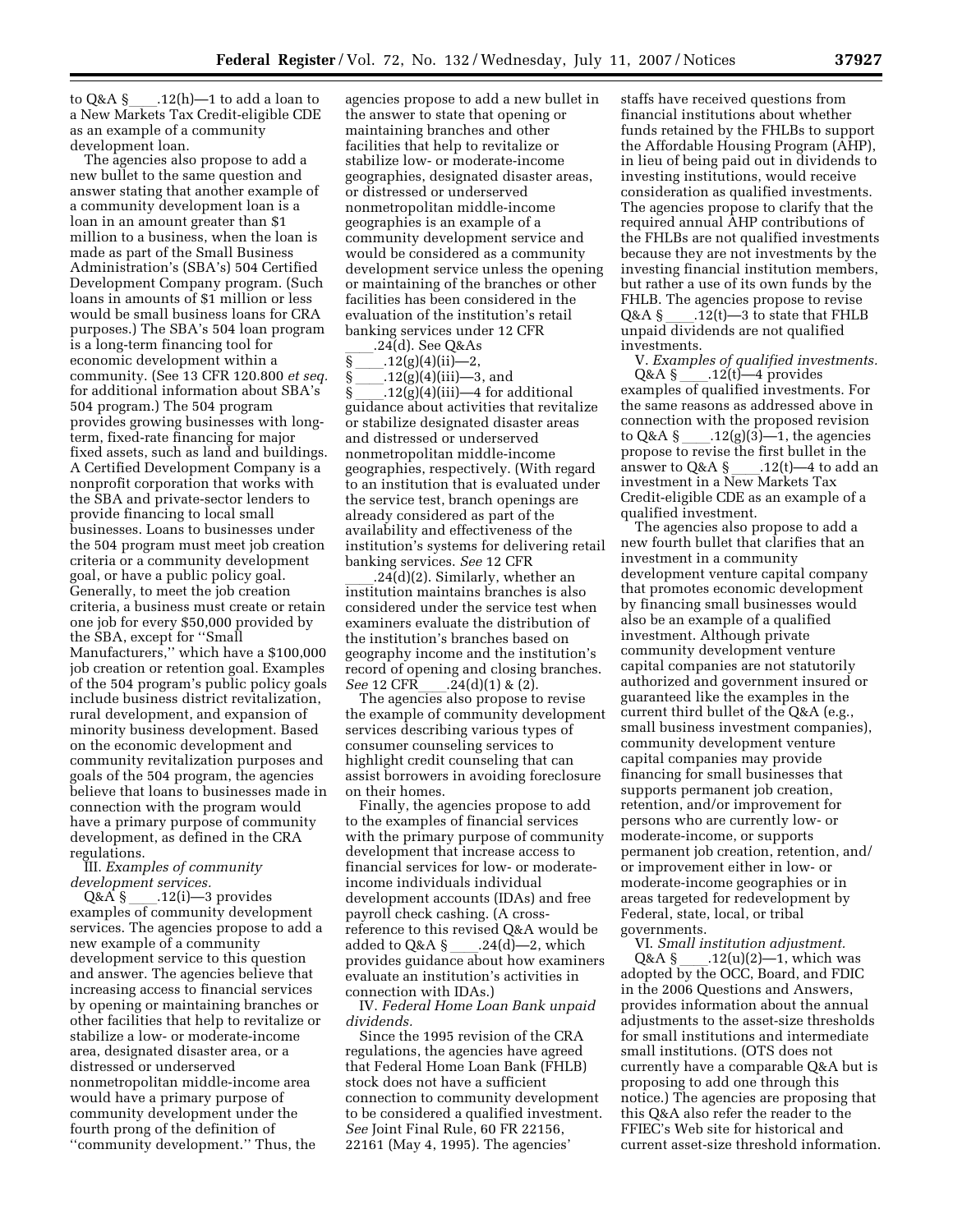to Q&A § ____.12(h)—1 to add a loan to a New Markets Tax Credit-eligible CDE as an example of a community development loan.

The agencies also propose to add a new bullet to the same question and answer stating that another example of a community development loan is a loan in an amount greater than $1 million to a business, when the loan is made as part of the Small Business Administration's (SBA's) 504 Certified Development Company program. (Such loans in amounts of $1 million or less would be small business loans for CRA purposes.) The SBA's 504 loan program is a long-term financing tool for economic development within a community. (See 13 CFR 120.800 *et seq.* for additional information about SBA's 504 program.) The 504 program provides growing businesses with long-term, fixed-rate financing for major fixed assets, such as land and buildings. A Certified Development Company is a nonprofit corporation that works with the SBA and private-sector lenders to provide financing to local small businesses. Loans to businesses under the 504 program must meet job creation criteria or a community development goal, or have a public policy goal. Generally, to meet the job creation criteria, a business must create or retain one job for every $50,000 provided by the SBA, except for "Small Manufacturers," which have a $100,000 job creation or retention goal. Examples of the 504 program's public policy goals include business district revitalization, rural development, and expansion of minority business development. Based on the economic development and community revitalization purposes and goals of the 504 program, the agencies believe that loans to businesses made in connection with the program would have a primary purpose of community development, as defined in the CRA regulations.

III. *Examples of community development services.*

Q&A § ____.12(i)—3 provides examples of community development services. The agencies propose to add a new example of a community development service to this question and answer. The agencies believe that increasing access to financial services by opening or maintaining branches or other facilities that help to revitalize or stabilize a low- or moderate-income area, designated disaster area, or a distressed or underserved nonmetropolitan middle-income area would have a primary purpose of community development under the fourth prong of the definition of "community development." Thus, the agencies propose to add a new bullet in the answer to state that opening or maintaining branches and other facilities that help to revitalize or stabilize low- or moderate-income geographies, designated disaster areas, or distressed or underserved nonmetropolitan middle-income geographies is an example of a community development service and would be considered as a community development service unless the opening or maintaining of the branches or other facilities has been considered in the evaluation of the institution's retail banking services under 12 CFR ____.24(d). See Q&As § ____.12(g)(4)(ii)—2, § ____.12(g)(4)(iii)—3, and § ____.12(g)(4)(iii)—4 for additional guidance about activities that revitalize or stabilize designated disaster areas and distressed or underserved nonmetropolitan middle-income geographies, respectively. (With regard to an institution that is evaluated under the service test, branch openings are already considered as part of the availability and effectiveness of the institution's systems for delivering retail banking services. *See* 12 CFR ____.24(d)(2). Similarly, whether an institution maintains branches is also considered under the service test when examiners evaluate the distribution of the institution's branches based on geography income and the institution's record of opening and closing branches. *See* 12 CFR ____.24(d)(1) & (2).

The agencies also propose to revise the example of community development services describing various types of consumer counseling services to highlight credit counseling that can assist borrowers in avoiding foreclosure on their homes.

Finally, the agencies propose to add to the examples of financial services with the primary purpose of community development that increase access to financial services for low- or moderate-income individuals individual development accounts (IDAs) and free payroll check cashing. (A cross-reference to this revised Q&A would be added to Q&A § ____.24(d)—2, which provides guidance about how examiners evaluate an institution's activities in connection with IDAs.)

IV. *Federal Home Loan Bank unpaid dividends.*

Since the 1995 revision of the CRA regulations, the agencies have agreed that Federal Home Loan Bank (FHLB) stock does not have a sufficient connection to community development to be considered a qualified investment. *See* Joint Final Rule, 60 FR 22156, 22161 (May 4, 1995). The agencies' staffs have received questions from financial institutions about whether funds retained by the FHLBs to support the Affordable Housing Program (AHP), in lieu of being paid out in dividends to investing institutions, would receive consideration as qualified investments. The agencies propose to clarify that the required annual AHP contributions of the FHLBs are not qualified investments because they are not investments by the investing financial institution members, but rather a use of its own funds by the FHLB. The agencies propose to revise Q&A § ____.12(t)—3 to state that FHLB unpaid dividends are not qualified investments.

V. *Examples of qualified investments.*

Q&A § ____.12(t)—4 provides examples of qualified investments. For the same reasons as addressed above in connection with the proposed revision to Q&A § ____.12(g)(3)—1, the agencies propose to revise the first bullet in the answer to Q&A § ____.12(t)—4 to add an investment in a New Markets Tax Credit-eligible CDE as an example of a qualified investment.

The agencies also propose to add a new fourth bullet that clarifies that an investment in a community development venture capital company that promotes economic development by financing small businesses would also be an example of a qualified investment. Although private community development venture capital companies are not statutorily authorized and government insured or guaranteed like the examples in the current third bullet of the Q&A (e.g., small business investment companies), community development venture capital companies may provide financing for small businesses that supports permanent job creation, retention, and/or improvement for persons who are currently low- or moderate-income, or supports permanent job creation, retention, and/or improvement either in low- or moderate-income geographies or in areas targeted for redevelopment by Federal, state, local, or tribal governments.

VI. *Small institution adjustment.*

Q&A § ____.12(u)(2)—1, which was adopted by the OCC, Board, and FDIC in the 2006 Questions and Answers, provides information about the annual adjustments to the asset-size thresholds for small institutions and intermediate small institutions. (OTS does not currently have a comparable Q&A but is proposing to add one through this notice.) The agencies are proposing that this Q&A also refer the reader to the FFIEC's Web site for historical and current asset-size threshold information.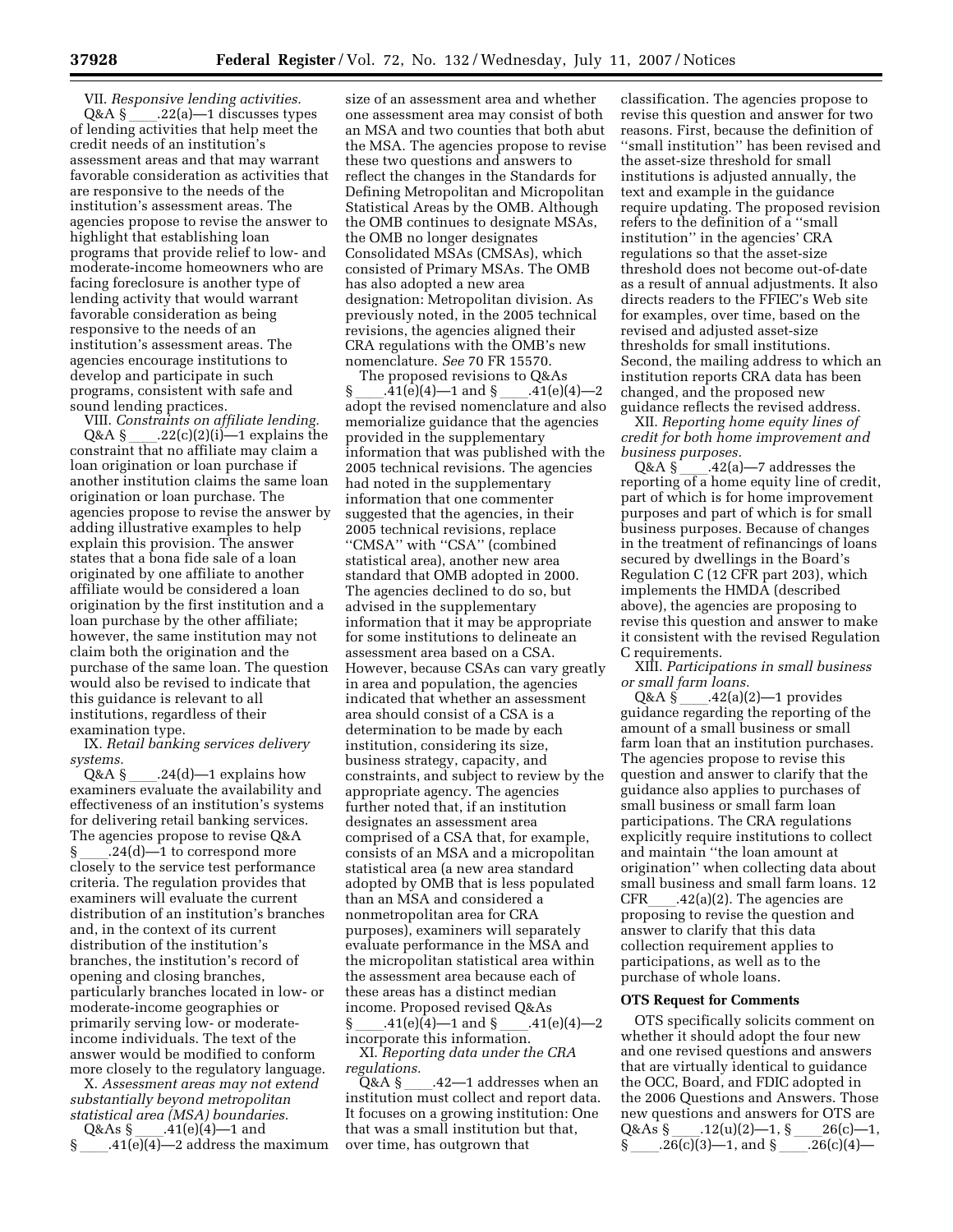VII. *Responsive lending activities.*

Q&A § ____.22(a)—1 discusses types of lending activities that help meet the credit needs of an institution's assessment areas and that may warrant favorable consideration as activities that are responsive to the needs of the institution's assessment areas. The agencies propose to revise the answer to highlight that establishing loan programs that provide relief to low- and moderate-income homeowners who are facing foreclosure is another type of lending activity that would warrant favorable consideration as being responsive to the needs of an institution's assessment areas. The agencies encourage institutions to develop and participate in such programs, consistent with safe and sound lending practices.

VIII. *Constraints on affiliate lending.*

Q&A § ____.22(c)(2)(i)—1 explains the constraint that no affiliate may claim a loan origination or loan purchase if another institution claims the same loan origination or loan purchase. The agencies propose to revise the answer by adding illustrative examples to help explain this provision. The answer states that a bona fide sale of a loan originated by one affiliate to another affiliate would be considered a loan origination by the first institution and a loan purchase by the other affiliate; however, the same institution may not claim both the origination and the purchase of the same loan. The question would also be revised to indicate that this guidance is relevant to all institutions, regardless of their examination type.

IX. *Retail banking services delivery systems.*

Q&A § ____.24(d)—1 explains how examiners evaluate the availability and effectiveness of an institution's systems for delivering retail banking services. The agencies propose to revise Q&A § ____.24(d)—1 to correspond more closely to the service test performance criteria. The regulation provides that examiners will evaluate the current distribution of an institution's branches and, in the context of its current distribution of the institution's branches, the institution's record of opening and closing branches, particularly branches located in low- or moderate-income geographies or primarily serving low- or moderate-income individuals. The text of the answer would be modified to conform more closely to the regulatory language.

X. *Assessment areas may not extend substantially beyond metropolitan statistical area (MSA) boundaries.*

Q&As § ____.41(e)(4)—1 and § ____.41(e)(4)—2 address the maximum size of an assessment area and whether one assessment area may consist of both an MSA and two counties that both abut the MSA. The agencies propose to revise these two questions and answers to reflect the changes in the Standards for Defining Metropolitan and Micropolitan Statistical Areas by the OMB. Although the OMB continues to designate MSAs, the OMB no longer designates Consolidated MSAs (CMSAs), which consisted of Primary MSAs. The OMB has also adopted a new area designation: Metropolitan division. As previously noted, in the 2005 technical revisions, the agencies aligned their CRA regulations with the OMB's new nomenclature. *See* 70 FR 15570.

The proposed revisions to Q&As § ____.41(e)(4)—1 and § ____.41(e)(4)—2 adopt the revised nomenclature and also memorialize guidance that the agencies provided in the supplementary information that was published with the 2005 technical revisions. The agencies had noted in the supplementary information that one commenter suggested that the agencies, in their 2005 technical revisions, replace ''CMSA'' with ''CSA'' (combined statistical area), another new area standard that OMB adopted in 2000. The agencies declined to do so, but advised in the supplementary information that it may be appropriate for some institutions to delineate an assessment area based on a CSA. However, because CSAs can vary greatly in area and population, the agencies indicated that whether an assessment area should consist of a CSA is a determination to be made by each institution, considering its size, business strategy, capacity, and constraints, and subject to review by the appropriate agency. The agencies further noted that, if an institution designates an assessment area comprised of a CSA that, for example, consists of an MSA and a micropolitan statistical area (a new area standard adopted by OMB that is less populated than an MSA and considered a nonmetropolitan area for CRA purposes), examiners will separately evaluate performance in the MSA and the micropolitan statistical area within the assessment area because each of these areas has a distinct median income. Proposed revised Q&As § ____.41(e)(4)—1 and § ____.41(e)(4)—2 incorporate this information.

XI. *Reporting data under the CRA regulations.*

Q&A § ____.42—1 addresses when an institution must collect and report data. It focuses on a growing institution: One that was a small institution but that, over time, has outgrown that classification. The agencies propose to revise this question and answer for two reasons. First, because the definition of ''small institution'' has been revised and the asset-size threshold for small institutions is adjusted annually, the text and example in the guidance require updating. The proposed revision refers to the definition of a ''small institution'' in the agencies' CRA regulations so that the asset-size threshold does not become out-of-date as a result of annual adjustments. It also directs readers to the FFIEC's Web site for examples, over time, based on the revised and adjusted asset-size thresholds for small institutions. Second, the mailing address to which an institution reports CRA data has been changed, and the proposed new guidance reflects the revised address.

XII. *Reporting home equity lines of credit for both home improvement and business purposes.*

Q&A § ____.42(a)—7 addresses the reporting of a home equity line of credit, part of which is for home improvement purposes and part of which is for small business purposes. Because of changes in the treatment of refinancings of loans secured by dwellings in the Board's Regulation C (12 CFR part 203), which implements the HMDA (described above), the agencies are proposing to revise this question and answer to make it consistent with the revised Regulation C requirements.

XIII. *Participations in small business or small farm loans.*

Q&A § ____.42(a)(2)—1 provides guidance regarding the reporting of the amount of a small business or small farm loan that an institution purchases. The agencies propose to revise this question and answer to clarify that the guidance also applies to purchases of small business or small farm loan participations. The CRA regulations explicitly require institutions to collect and maintain ''the loan amount at origination'' when collecting data about small business and small farm loans. 12 CFR____.42(a)(2). The agencies are proposing to revise the question and answer to clarify that this data collection requirement applies to participations, as well as to the purchase of whole loans.

**OTS Request for Comments**

OTS specifically solicits comment on whether it should adopt the four new and one revised questions and answers that are virtually identical to guidance the OCC, Board, and FDIC adopted in the 2006 Questions and Answers. Those new questions and answers for OTS are Q&As § ____.12(u)(2)—1, § ____26(c)—1, § ____.26(c)(3)—1, and § ____.26(c)(4)—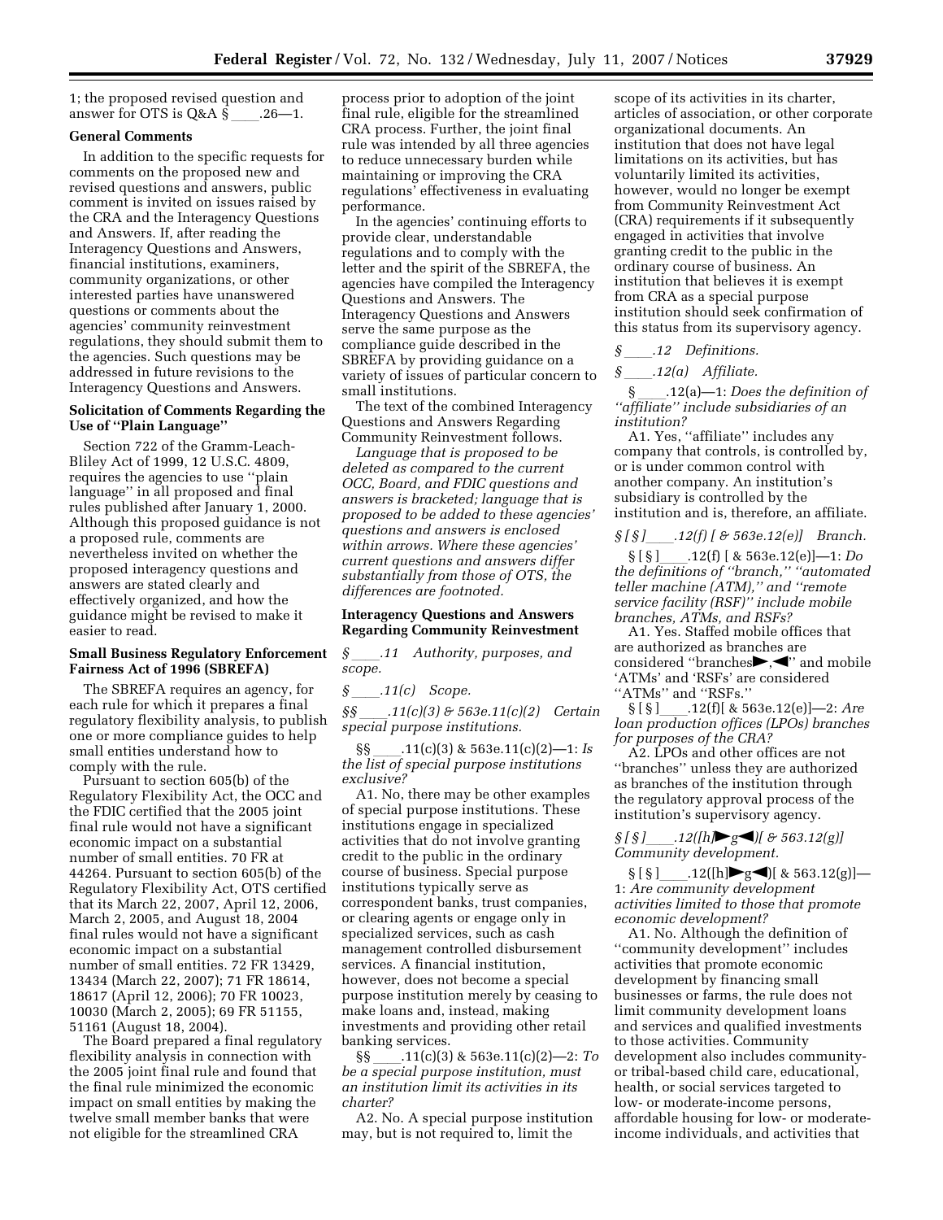1; the proposed revised question and answer for OTS is Q&A § ____.26—1.

**General Comments**

In addition to the specific requests for comments on the proposed new and revised questions and answers, public comment is invited on issues raised by the CRA and the Interagency Questions and Answers. If, after reading the Interagency Questions and Answers, financial institutions, examiners, community organizations, or other interested parties have unanswered questions or comments about the agencies' community reinvestment regulations, they should submit them to the agencies. Such questions may be addressed in future revisions to the Interagency Questions and Answers.

**Solicitation of Comments Regarding the Use of "Plain Language"**

Section 722 of the Gramm-Leach-Bliley Act of 1999, 12 U.S.C. 4809, requires the agencies to use "plain language" in all proposed and final rules published after January 1, 2000. Although this proposed guidance is not a proposed rule, comments are nevertheless invited on whether the proposed interagency questions and answers are stated clearly and effectively organized, and how the guidance might be revised to make it easier to read.

**Small Business Regulatory Enforcement Fairness Act of 1996 (SBREFA)**

The SBREFA requires an agency, for each rule for which it prepares a final regulatory flexibility analysis, to publish one or more compliance guides to help small entities understand how to comply with the rule.

Pursuant to section 605(b) of the Regulatory Flexibility Act, the OCC and the FDIC certified that the 2005 joint final rule would not have a significant economic impact on a substantial number of small entities. 70 FR at 44264. Pursuant to section 605(b) of the Regulatory Flexibility Act, OTS certified that its March 22, 2007, April 12, 2006, March 2, 2005, and August 18, 2004 final rules would not have a significant economic impact on a substantial number of small entities. 72 FR 13429, 13434 (March 22, 2007); 71 FR 18614, 18617 (April 12, 2006); 70 FR 10023, 10030 (March 2, 2005); 69 FR 51155, 51161 (August 18, 2004).

The Board prepared a final regulatory flexibility analysis in connection with the 2005 joint final rule and found that the final rule minimized the economic impact on small entities by making the twelve small member banks that were not eligible for the streamlined CRA process prior to adoption of the joint final rule, eligible for the streamlined CRA process. Further, the joint final rule was intended by all three agencies to reduce unnecessary burden while maintaining or improving the CRA regulations' effectiveness in evaluating performance.

In the agencies' continuing efforts to provide clear, understandable regulations and to comply with the letter and the spirit of the SBREFA, the agencies have compiled the Interagency Questions and Answers. The Interagency Questions and Answers serve the same purpose as the compliance guide described in the SBREFA by providing guidance on a variety of issues of particular concern to small institutions.

The text of the combined Interagency Questions and Answers Regarding Community Reinvestment follows.

*Language that is proposed to be deleted as compared to the current OCC, Board, and FDIC questions and answers is bracketed; language that is proposed to be added to these agencies' questions and answers is enclosed within arrows. Where these agencies' current questions and answers differ substantially from those of OTS, the differences are footnoted.*

**Interagency Questions and Answers Regarding Community Reinvestment**

*§ ____.11 Authority, purposes, and scope.*

*§ ____.11(c) Scope.*

*§§ ____.11(c)(3) & 563e.11(c)(2) Certain special purpose institutions.*

§§ ____.11(c)(3) & 563e.11(c)(2)—1: *Is the list of special purpose institutions exclusive?*

A1. No, there may be other examples of special purpose institutions. These institutions engage in specialized activities that do not involve granting credit to the public in the ordinary course of business. Special purpose institutions typically serve as correspondent banks, trust companies, or clearing agents or engage only in specialized services, such as cash management controlled disbursement services. A financial institution, however, does not become a special purpose institution merely by ceasing to make loans and, instead, making investments and providing other retail banking services.

§§ ____.11(c)(3) & 563e.11(c)(2)—2: *To be a special purpose institution, must an institution limit its activities in its charter?*

A2. No. A special purpose institution may, but is not required to, limit the scope of its activities in its charter, articles of association, or other corporate organizational documents. An institution that does not have legal limitations on its activities, but has voluntarily limited its activities, however, would no longer be exempt from Community Reinvestment Act (CRA) requirements if it subsequently engaged in activities that involve granting credit to the public in the ordinary course of business. An institution that believes it is exempt from CRA as a special purpose institution should seek confirmation of this status from its supervisory agency.

*§ ____.12 Definitions.*

*§ ____.12(a) Affiliate.*

§ ____.12(a)—1: *Does the definition of "affiliate" include subsidiaries of an institution?*

A1. Yes, "affiliate" includes any company that controls, is controlled by, or is under common control with another company. An institution's subsidiary is controlled by the institution and is, therefore, an affiliate.

*§ [ § ] ____.12(f) [ & 563e.12(e)] Branch.*

§ [ § ] ____.12(f) [ & 563e.12(e)]—1: *Do the definitions of "branch," "automated teller machine (ATM)," and "remote service facility (RSF)" include mobile branches, ATMs, and RSFs?*

A1. Yes. Staffed mobile offices that are authorized as branches are considered "branches►,◄" and mobile 'ATMs' and 'RSFs' are considered "ATMs" and "RSFs."

§ [ § ] ____.12(f)[ & 563e.12(e)]—2: *Are loan production offices (LPOs) branches for purposes of the CRA?*

A2. LPOs and other offices are not "branches" unless they are authorized as branches of the institution through the regulatory approval process of the institution's supervisory agency.

*§ [ § ] ____.12([h]►g◄)[ & 563.12(g)] Community development.*

§ [ § ] ____.12([h]►g◄)[ & 563.12(g)]—1: *Are community development activities limited to those that promote economic development?*

A1. No. Although the definition of "community development" includes activities that promote economic development by financing small businesses or farms, the rule does not limit community development loans and services and qualified investments to those activities. Community development also includes community- or tribal-based child care, educational, health, or social services targeted to low- or moderate-income persons, affordable housing for low- or moderate-income individuals, and activities that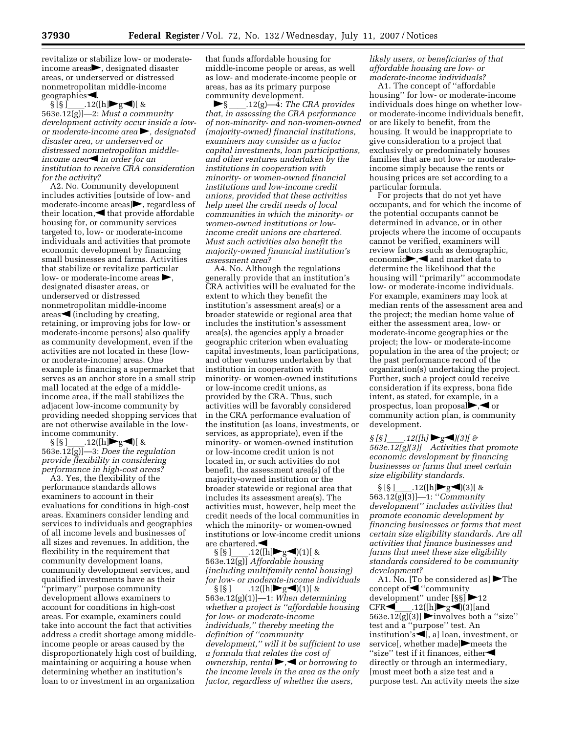revitalize or stabilize low- or moderate-income areas►, designated disaster areas, or underserved or distressed nonmetropolitan middle-income geographies◄.

§ [§ ]____.12([h]►g◄)[ & 563e.12(g)]—2: *Must a community development activity occur inside a low- or moderate-income area ►, designated disaster area, or underserved or distressed nonmetropolitan middle-income area◄ in order for an institution to receive CRA consideration for the activity?*

A2. No. Community development includes activities [outside of low- and moderate-income areas]►, regardless of their location,◄ that provide affordable housing for, or community services targeted to, low- or moderate-income individuals and activities that promote economic development by financing small businesses and farms. Activities that stabilize or revitalize particular low- or moderate-income areas ►, designated disaster areas, or underserved or distressed nonmetropolitan middle-income areas◄ (including by creating, retaining, or improving jobs for low- or moderate-income persons) also qualify as community development, even if the activities are not located in these [low- or moderate-income] areas. One example is financing a supermarket that serves as an anchor store in a small strip mall located at the edge of a middle-income area, if the mall stabilizes the adjacent low-income community by providing needed shopping services that are not otherwise available in the low-income community.

§ [§ ]____.12([h]►g◄)[ & 563e.12(g)]—3: *Does the regulation provide flexibility in considering performance in high-cost areas?*

A3. Yes, the flexibility of the performance standards allows examiners to account in their evaluations for conditions in high-cost areas. Examiners consider lending and services to individuals and geographies of all income levels and businesses of all sizes and revenues. In addition, the flexibility in the requirement that community development loans, community development services, and qualified investments have as their ''primary'' purpose community development allows examiners to account for conditions in high-cost areas. For example, examiners could take into account the fact that activities address a credit shortage among middle-income people or areas caused by the disproportionately high cost of building, maintaining or acquiring a house when determining whether an institution's loan to or investment in an organization that funds affordable housing for middle-income people or areas, as well as low- and moderate-income people or areas, has as its primary purpose community development.

►§ ____.12(g)—4: *The CRA provides that, in assessing the CRA performance of non-minority- and non-women-owned (majority-owned) financial institutions, examiners may consider as a factor capital investments, loan participations, and other ventures undertaken by the institutions in cooperation with minority- or women-owned financial institutions and low-income credit unions, provided that these activities help meet the credit needs of local communities in which the minority- or women-owned institutions or low-income credit unions are chartered. Must such activities also benefit the majority-owned financial institution's assessment area?*

A4. No. Although the regulations generally provide that an institution's CRA activities will be evaluated for the extent to which they benefit the institution's assessment area(s) or a broader statewide or regional area that includes the institution's assessment area(s), the agencies apply a broader geographic criterion when evaluating capital investments, loan participations, and other ventures undertaken by that institution in cooperation with minority- or women-owned institutions or low-income credit unions, as provided by the CRA. Thus, such activities will be favorably considered in the CRA performance evaluation of the institution (as loans, investments, or services, as appropriate), even if the minority- or women-owned institution or low-income credit union is not located in, or such activities do not benefit, the assessment area(s) of the majority-owned institution or the broader statewide or regional area that includes its assessment area(s). The activities must, however, help meet the credit needs of the local communities in which the minority- or women-owned institutions or low-income credit unions are chartered.◄

§ [§ ]____.12([h]►g◄)(1)[ & 563e.12(g)] *Affordable housing (including multifamily rental housing) for low- or moderate-income individuals*

§ [§ ]____.12([h]►g◄)(1)[ & 563e.12(g)(1)]—1: *When determining whether a project is ''affordable housing for low- or moderate-income individuals,'' thereby meeting the definition of ''community development,'' will it be sufficient to use a formula that relates the cost of ownership, rental►,◄ or borrowing to the income levels in the area as the only factor, regardless of whether the users, likely users, or beneficiaries of that affordable housing are low- or moderate-income individuals?*

A1. The concept of ''affordable housing'' for low- or moderate-income individuals does hinge on whether low- or moderate-income individuals benefit, or are likely to benefit, from the housing. It would be inappropriate to give consideration to a project that exclusively or predominately houses families that are not low- or moderate-income simply because the rents or housing prices are set according to a particular formula.

For projects that do not yet have occupants, and for which the income of the potential occupants cannot be determined in advance, or in other projects where the income of occupants cannot be verified, examiners will review factors such as demographic, economic►,◄ and market data to determine the likelihood that the housing will ''primarily'' accommodate low- or moderate-income individuals. For example, examiners may look at median rents of the assessment area and the project; the median home value of either the assessment area, low- or moderate-income geographies or the project; the low- or moderate-income population in the area of the project; or the past performance record of the organization(s) undertaking the project. Further, such a project could receive consideration if its express, bona fide intent, as stated, for example, in a prospectus, loan proposal►,◄ or community action plan, is community development.

*§ [§ ]____.12([h] ►g◄)(3)[ & 563e.12(g)(3)] Activities that promote economic development by financing businesses or farms that meet certain size eligibility standards.*

§ [§ ]____.12([h]►g◄)(3)[ & 563.12(g)(3)]—1: ''*Community development'' includes activities that promote economic development by financing businesses or farms that meet certain size eligibility standards. Are all activities that finance businesses and farms that meet these size eligibility standards considered to be community development?*

A1. No. [To be considered as] ►The concept of◄ ''community development'' under [§§] ►12 CFR◄____.12([h]►g◄)(3)[and 563e.12(g)(3)] ►involves both a ''size'' test and a ''purpose'' test. An institution's◄[, a] loan, investment, or service[, whether made]►meets the ''size'' test if it finances, either◄ directly or through an intermediary, [must meet both a size test and a purpose test. An activity meets the size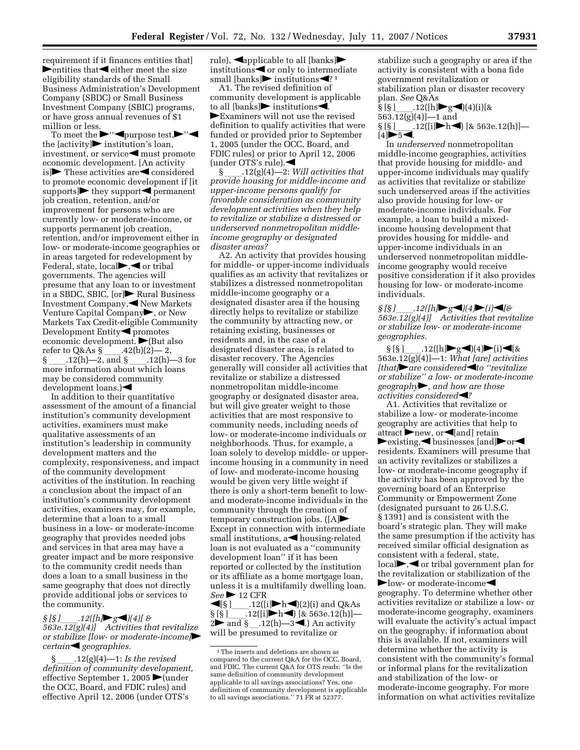requirement if it finances entities that] ►entities that◄ either meet the size eligibility standards of the Small Business Administration's Development Company (SBDC) or Small Business Investment Company (SBIC) programs, or have gross annual revenues of $1 million or less.

To meet the ►''◄purpose test,►''◄ the [activity]► institution's loan, investment, or service◄ must promote economic development. [An activity is]► These activities are◄ considered to promote economic development if [it supports]► they support◄ permanent job creation, retention, and/or improvement for persons who are currently low- or moderate-income, or supports permanent job creation, retention, and/or improvement either in low- or moderate-income geographies or in areas targeted for redevelopment by Federal, state, local►,◄ or tribal governments. The agencies will presume that any loan to or investment in a SBDC, SBIC, [or]► Rural Business Investment Company,◄ New Markets Venture Capital Company►, or New Markets Tax Credit-eligible Community Development Entity◄ promotes economic development. ►(But also refer to Q&As § ____.42(b)(2)— 2, § ____.12(h)—2, and § ____.12(h)—3 for more information about which loans may be considered community development loans.)◄

In addition to their quantitative assessment of the amount of a financial institution's community development activities, examiners must make qualitative assessments of an institution's leadership in community development matters and the complexity, responsiveness, and impact of the community development activities of the institution. In reaching a conclusion about the impact of an institution's community development activities, examiners may, for example, determine that a loan to a small business in a low- or moderate-income geography that provides needed jobs and services in that area may have a greater impact and be more responsive to the community credit needs than does a loan to a small business in the same geography that does not directly provide additional jobs or services to the community.

*§ [§ ] ____.12([h]►g◄)(4)[ & 563e.12(g)(4)] Activities that revitalize or stabilize [low- or moderate-income]► certain◄ geographies.*

§ ____.12(g)(4)—1: *Is the revised definition of community development,* effective September 1, 2005 ►(under the OCC, Board, and FDIC rules) and effective April 12, 2006 (under OTS's rule), ◄applicable to all [banks]► institutions◄ or only to intermediate small [banks]► institutions◄?[1]

A1. The revised definition of community development is applicable to all [banks]► institutions◄. ►Examiners will not use the revised definition to qualify activities that were funded or provided prior to September 1, 2005 (under the OCC, Board, and FDIC rules) or prior to April 12, 2006 (under OTS's rule).◄

§ ____.12(g)(4)—2: *Will activities that provide housing for middle-income and upper-income persons qualify for favorable consideration as community development activities when they help to revitalize or stabilize a distressed or underserved nonmetropolitan middle-income geography or designated disaster areas?*

A2. An activity that provides housing for middle- or upper-income individuals qualifies as an activity that revitalizes or stabilizes a distressed nonmetropolitan middle-income geography or a designated disaster area if the housing directly helps to revitalize or stabilize the community by attracting new, or retaining existing, businesses or residents and, in the case of a designated disaster area, is related to disaster recovery. The Agencies generally will consider all activities that revitalize or stabilize a distressed nonmetropolitan middle-income geography or designated disaster area, but will give greater weight to those activities that are most responsive to community needs, including needs of low- or moderate-income individuals or neighborhoods. Thus, for example, a loan solely to develop middle- or upper-income housing in a community in need of low- and moderate-income housing would be given very little weight if there is only a short-term benefit to low- and moderate-income individuals in the community through the creation of temporary construction jobs. ([A]► Except in connection with intermediate small institutions, a◄ housing-related loan is not evaluated as a ''community development loan'' if it has been reported or collected by the institution or its affiliate as a home mortgage loan, unless it is a multifamily dwelling loan. *See*► 12 CFR ◄[§ ] ____.12([i]►h◄)(2)(i) and Q&As § [§ ] ____.12([i]►h◄) [& 563e.12(h)]— 2► and § __.12(h)—3◄.) An activity will be presumed to revitalize or stabilize such a geography or area if the activity is consistent with a bona fide government revitalization or stabilization plan or disaster recovery plan. *See* Q&As § [§ ] ____.12([h]►g◄)(4)(i)[& 563.12(g)(4)]—1 and § [§ ] ____.12([i]►h◄) [& 563e.12(h)]— [4]►5◄.

In *underserved* nonmetropolitan middle-income geographies, activities that provide housing for middle- and upper-income individuals may qualify as activities that revitalize or stabilize such underserved areas if the activities also provide housing for low- or moderate-income individuals. For example, a loan to build a mixed-income housing development that provides housing for middle- and upper-income individuals in an underserved nonmetropolitan middle-income geography would receive positive consideration if it also provides housing for low- or moderate-income individuals.

*§ [§ ] ____.12([h]►g◄)(4)►(i)◄[& 563e.12(g)(4)] Activities that revitalize or stabilize low- or moderate-income geographies.*

§ [§ ] ____.12([h]►g◄)(4)►(i)◄[& 563e.12(g)(4)]—1: *What [are] activities [that]►are considered◄to ''revitalize or stabilize'' a low- or moderate-income geography►, and how are those activities considered◄?*

A1. Activities that revitalize or stabilize a low- or moderate-income geography are activities that help to attract ►new, or◄[and] retain ►existing,◄ businesses [and]►or◄ residents. Examiners will presume that an activity revitalizes or stabilizes a low- or moderate-income geography if the activity has been approved by the governing board of an Enterprise Community or Empowerment Zone (designated pursuant to 26 U.S.C. § 1391) and is consistent with the board's strategic plan. They will make the same presumption if the activity has received similar official designation as consistent with a federal, state, local►,◄ or tribal government plan for the revitalization or stabilization of the ►low- or moderate-income◄ geography. To determine whether other activities revitalize or stabilize a low- or moderate-income geography, examiners will evaluate the activity's actual impact on the geography, if information about this is available. If not, examiners will determine whether the activity is consistent with the community's formal or informal plans for the revitalization and stabilization of the low- or moderate-income geography. For more information on what activities revitalize

[1] The inserts and deletions are shown as compared to the current Q&A for the OCC, Board, and FDIC. The current Q&A for OTS reads: ''Is the same definition of community development applicable to all savings associations? Yes, one definition of community development is applicable to all savings associations.'' 71 FR at 52377.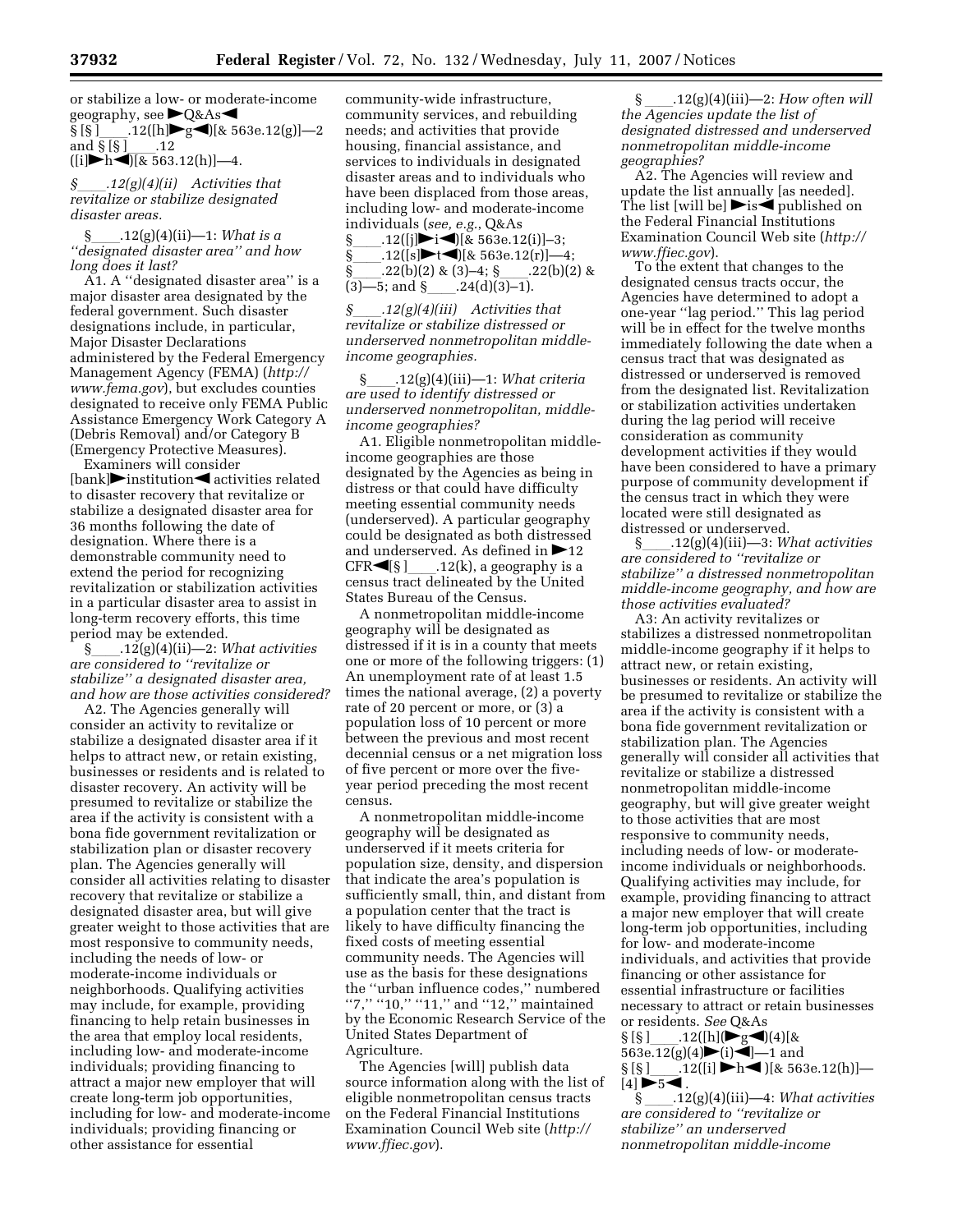or stabilize a low- or moderate-income geography, see ►Q&As◄ § [§ ]____.12([h]►g◄)[& 563e.12(g)]—2 and § [§ ]____.12 ([i]►h◄)[& 563.12(h)]—4.

*§____.12(g)(4)(ii) Activities that revitalize or stabilize designated disaster areas.*

§____.12(g)(4)(ii)—1: *What is a ''designated disaster area'' and how long does it last?*

A1. A ''designated disaster area'' is a major disaster area designated by the federal government. Such disaster designations include, in particular, Major Disaster Declarations administered by the Federal Emergency Management Agency (FEMA) (*http://www.fema.gov*), but excludes counties designated to receive only FEMA Public Assistance Emergency Work Category A (Debris Removal) and/or Category B (Emergency Protective Measures).

Examiners will consider [bank]►institution◄ activities related to disaster recovery that revitalize or stabilize a designated disaster area for 36 months following the date of designation. Where there is a demonstrable community need to extend the period for recognizing revitalization or stabilization activities in a particular disaster area to assist in long-term recovery efforts, this time period may be extended.

§____.12(g)(4)(ii)—2: *What activities are considered to ''revitalize or stabilize'' a designated disaster area, and how are those activities considered?*

A2. The Agencies generally will consider an activity to revitalize or stabilize a designated disaster area if it helps to attract new, or retain existing, businesses or residents and is related to disaster recovery. An activity will be presumed to revitalize or stabilize the area if the activity is consistent with a bona fide government revitalization or stabilization plan or disaster recovery plan. The Agencies generally will consider all activities relating to disaster recovery that revitalize or stabilize a designated disaster area, but will give greater weight to those activities that are most responsive to community needs, including the needs of low- or moderate-income individuals or neighborhoods. Qualifying activities may include, for example, providing financing to help retain businesses in the area that employ local residents, including low- and moderate-income individuals; providing financing to attract a major new employer that will create long-term job opportunities, including for low- and moderate-income individuals; providing financing or other assistance for essential community-wide infrastructure, community services, and rebuilding needs; and activities that provide housing, financial assistance, and services to individuals in designated disaster areas and to individuals who have been displaced from those areas, including low- and moderate-income individuals (*see, e.g.*, Q&As §____.12([j]►i◄)[& 563e.12(i)]–3; §____.12([s]►t◄)[& 563e.12(r)]—4; §____.22(b)(2) & (3)–4; §____.22(b)(2) & (3)—5; and §____.24(d)(3)–1).

*§____.12(g)(4)(iii) Activities that revitalize or stabilize distressed or underserved nonmetropolitan middle-income geographies.*

§____.12(g)(4)(iii)—1: *What criteria are used to identify distressed or underserved nonmetropolitan, middle-income geographies?*

A1. Eligible nonmetropolitan middle-income geographies are those designated by the Agencies as being in distress or that could have difficulty meeting essential community needs (underserved). A particular geography could be designated as both distressed and underserved. As defined in ►12 CFR◄[§ ]____.12(k), a geography is a census tract delineated by the United States Bureau of the Census.

A nonmetropolitan middle-income geography will be designated as distressed if it is in a county that meets one or more of the following triggers: (1) An unemployment rate of at least 1.5 times the national average, (2) a poverty rate of 20 percent or more, or (3) a population loss of 10 percent or more between the previous and most recent decennial census or a net migration loss of five percent or more over the five-year period preceding the most recent census.

A nonmetropolitan middle-income geography will be designated as underserved if it meets criteria for population size, density, and dispersion that indicate the area's population is sufficiently small, thin, and distant from a population center that the tract is likely to have difficulty financing the fixed costs of meeting essential community needs. The Agencies will use as the basis for these designations the ''urban influence codes,'' numbered ''7,'' ''10,'' ''11,'' and ''12,'' maintained by the Economic Research Service of the United States Department of Agriculture.

The Agencies [will] publish data source information along with the list of eligible nonmetropolitan census tracts on the Federal Financial Institutions Examination Council Web site (*http://www.ffiec.gov*).

§____.12(g)(4)(iii)—2: *How often will the Agencies update the list of designated distressed and underserved nonmetropolitan middle-income geographies?*

A2. The Agencies will review and update the list annually [as needed]. The list [will be] ►is◄ published on the Federal Financial Institutions Examination Council Web site (*http://www.ffiec.gov*).

To the extent that changes to the designated census tracts occur, the Agencies have determined to adopt a one-year ''lag period.'' This lag period will be in effect for the twelve months immediately following the date when a census tract that was designated as distressed or underserved is removed from the designated list. Revitalization or stabilization activities undertaken during the lag period will receive consideration as community development activities if they would have been considered to have a primary purpose of community development if the census tract in which they were located were still designated as distressed or underserved.

§____.12(g)(4)(iii)—3: *What activities are considered to ''revitalize or stabilize'' a distressed nonmetropolitan middle-income geography, and how are those activities evaluated?*

A3: An activity revitalizes or stabilizes a distressed nonmetropolitan middle-income geography if it helps to attract new, or retain existing, businesses or residents. An activity will be presumed to revitalize or stabilize the area if the activity is consistent with a bona fide government revitalization or stabilization plan. The Agencies generally will consider all activities that revitalize or stabilize a distressed nonmetropolitan middle-income geography, but will give greater weight to those activities that are most responsive to community needs, including needs of low- or moderate-income individuals or neighborhoods. Qualifying activities may include, for example, providing financing to attract a major new employer that will create long-term job opportunities, including for low- and moderate-income individuals, and activities that provide financing or other assistance for essential infrastructure or facilities necessary to attract or retain businesses or residents. *See* Q&As § [§ ]____.12([h](►g◄)(4)[& 563e.12(g)(4)►(i)◄]—1 and § [§ ]____.12([i] ►h◄ )[& 563e.12(h)]—[4] ►5◄.

§____.12(g)(4)(iii)—4: *What activities are considered to ''revitalize or stabilize'' an underserved nonmetropolitan middle-income*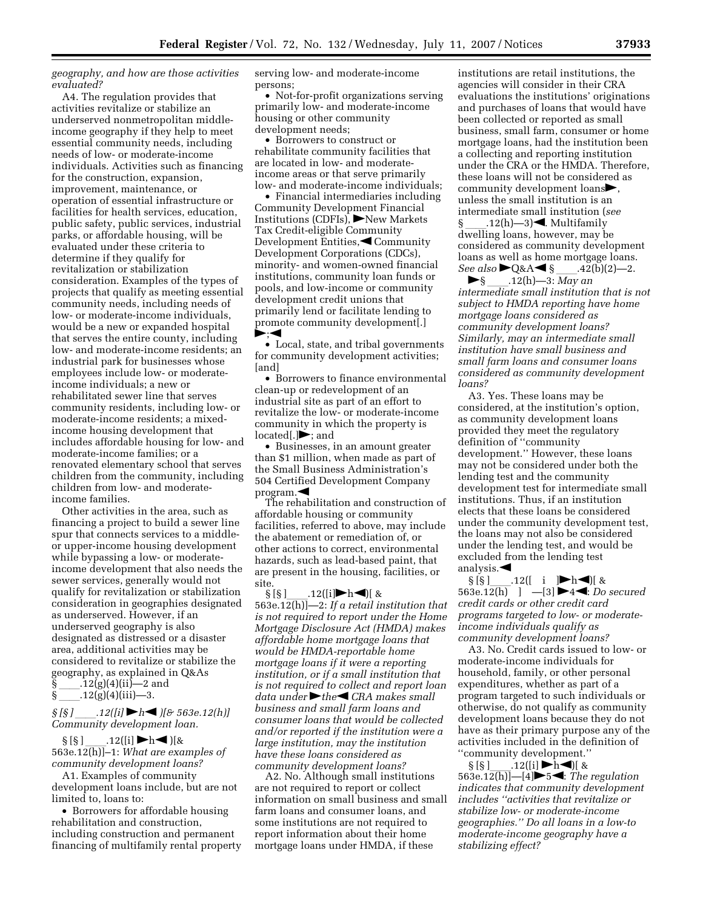*geography, and how are those activities evaluated?*

A4. The regulation provides that activities revitalize or stabilize an underserved nonmetropolitan middle-income geography if they help to meet essential community needs, including needs of low- or moderate-income individuals. Activities such as financing for the construction, expansion, improvement, maintenance, or operation of essential infrastructure or facilities for health services, education, public safety, public services, industrial parks, or affordable housing, will be evaluated under these criteria to determine if they qualify for revitalization or stabilization consideration. Examples of the types of projects that qualify as meeting essential community needs, including needs of low- or moderate-income individuals, would be a new or expanded hospital that serves the entire county, including low- and moderate-income residents; an industrial park for businesses whose employees include low- or moderate-income individuals; a new or rehabilitated sewer line that serves community residents, including low- or moderate-income residents; a mixed-income housing development that includes affordable housing for low- and moderate-income families; or a renovated elementary school that serves children from the community, including children from low- and moderate-income families.

Other activities in the area, such as financing a project to build a sewer line spur that connects services to a middle- or upper-income housing development while bypassing a low- or moderate-income development that also needs the sewer services, generally would not qualify for revitalization or stabilization consideration in geographies designated as underserved. However, if an underserved geography is also designated as distressed or a disaster area, additional activities may be considered to revitalize or stabilize the geography, as explained in Q&As § ____.12(g)(4)(ii)—2 and § ____.12(g)(4)(iii)—3.

*§ [§ ] ____.12([i] ►h◄ )[& 563e.12(h)] Community development loan.*

§ [§ ] ____.12([i] ►h◄ )[& 563e.12(h)]–1: *What are examples of community development loans?*

A1. Examples of community development loans include, but are not limited to, loans to:

- Borrowers for affordable housing rehabilitation and construction, including construction and permanent financing of multifamily rental property serving low- and moderate-income persons;
- Not-for-profit organizations serving primarily low- and moderate-income housing or other community development needs;
- Borrowers to construct or rehabilitate community facilities that are located in low- and moderate-income areas or that serve primarily low- and moderate-income individuals;
- Financial intermediaries including Community Development Financial Institutions (CDFIs), ►New Markets Tax Credit-eligible Community Development Entities,◄ Community Development Corporations (CDCs), minority- and women-owned financial institutions, community loan funds or pools, and low-income or community development credit unions that primarily lend or facilitate lending to promote community development[.] ►;◄
- Local, state, and tribal governments for community development activities; [and]
- Borrowers to finance environmental clean-up or redevelopment of an industrial site as part of an effort to revitalize the low- or moderate-income community in which the property is located[.]►; and
- Businesses, in an amount greater than $1 million, when made as part of the Small Business Administration's 504 Certified Development Company program.◄

The rehabilitation and construction of affordable housing or community facilities, referred to above, may include the abatement or remediation of, or other actions to correct, environmental hazards, such as lead-based paint, that are present in the housing, facilities, or site.

§ [§ ] ____.12([i]►h◄)[ & 563e.12(h)]—2: *If a retail institution that is not required to report under the Home Mortgage Disclosure Act (HMDA) makes affordable home mortgage loans that would be HMDA-reportable home mortgage loans if it were a reporting institution, or if a small institution that is not required to collect and report loan data under ►the◄ CRA makes small business and small farm loans and consumer loans that would be collected and/or reported if the institution were a large institution, may the institution have these loans considered as community development loans?*

A2. No. Although small institutions are not required to report or collect information on small business and small farm loans and consumer loans, and some institutions are not required to report information about their home mortgage loans under HMDA, if these institutions are retail institutions, the agencies will consider in their CRA evaluations the institutions' originations and purchases of loans that would have been collected or reported as small business, small farm, consumer or home mortgage loans, had the institution been a collecting and reporting institution under the CRA or the HMDA. Therefore, these loans will not be considered as community development loans►, unless the small institution is an intermediate small institution (*see* § ____.12(h)—3)◄. Multifamily dwelling loans, however, may be considered as community development loans as well as home mortgage loans. *See also* ►Q&A◄ § ____.42(b)(2)—2.

►§ ____.12(h)—3: *May an intermediate small institution that is not subject to HMDA reporting have home mortgage loans considered as community development loans? Similarly, may an intermediate small institution have small business and small farm loans and consumer loans considered as community development loans?*

A3. Yes. These loans may be considered, at the institution's option, as community development loans provided they meet the regulatory definition of "community development." However, these loans may not be considered under both the lending test and the community development test for intermediate small institutions. Thus, if an institution elects that these loans be considered under the community development test, the loans may not also be considered under the lending test, and would be excluded from the lending test analysis.◄

§ [§ ] ____.12([ i ]►h◄)[ & 563e.12(h) ] —[3] ►4◄: *Do secured credit cards or other credit card programs targeted to low- or moderate-income individuals qualify as community development loans?*

A3. No. Credit cards issued to low- or moderate-income individuals for household, family, or other personal expenditures, whether as part of a program targeted to such individuals or otherwise, do not qualify as community development loans because they do not have as their primary purpose any of the activities included in the definition of "community development."

§ [§ ] ____.12([i] ►h◄)[ & 563e.12(h)]—[4]►5◄: *The regulation indicates that community development includes "activities that revitalize or stabilize low- or moderate-income geographies." Do all loans in a low-to moderate-income geography have a stabilizing effect?*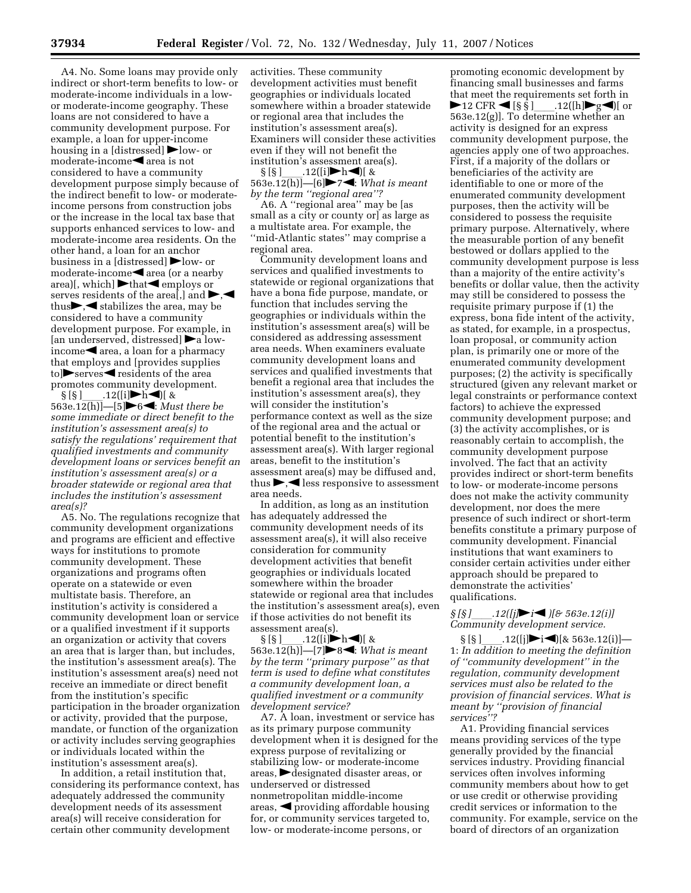A4. No. Some loans may provide only indirect or short-term benefits to low- or moderate-income individuals in a low- or moderate-income geography. These loans are not considered to have a community development purpose. For example, a loan for upper-income housing in a [distressed] ►low- or moderate-income◄ area is not considered to have a community development purpose simply because of the indirect benefit to low- or moderate-income persons from construction jobs or the increase in the local tax base that supports enhanced services to low- and moderate-income area residents. On the other hand, a loan for an anchor business in a [distressed] ►low- or moderate-income◄ area (or a nearby area)[, which] ►that◄ employs or serves residents of the area[,] and ►,◄ thus►,◄ stabilizes the area, may be considered to have a community development purpose. For example, in [an underserved, distressed] ►a low-income◄ area, a loan for a pharmacy that employs and [provides supplies to]►serves◄ residents of the area promotes community development.

§ [§ ]____.12([i]►h◄)[ & 563e.12(h)]—[5]►6◄: *Must there be some immediate or direct benefit to the institution's assessment area(s) to satisfy the regulations' requirement that qualified investments and community development loans or services benefit an institution's assessment area(s) or a broader statewide or regional area that includes the institution's assessment area(s)?*

A5. No. The regulations recognize that community development organizations and programs are efficient and effective ways for institutions to promote community development. These organizations and programs often operate on a statewide or even multistate basis. Therefore, an institution's activity is considered a community development loan or service or a qualified investment if it supports an organization or activity that covers an area that is larger than, but includes, the institution's assessment area(s). The institution's assessment area(s) need not receive an immediate or direct benefit from the institution's specific participation in the broader organization or activity, provided that the purpose, mandate, or function of the organization or activity includes serving geographies or individuals located within the institution's assessment area(s).

In addition, a retail institution that, considering its performance context, has adequately addressed the community development needs of its assessment area(s) will receive consideration for certain other community development activities. These community development activities must benefit geographies or individuals located somewhere within a broader statewide or regional area that includes the institution's assessment area(s). Examiners will consider these activities even if they will not benefit the institution's assessment area(s).

§ [§ ]____.12([i]►h◄)[ & 563e.12(h)]—[6]►7◄: *What is meant by the term "regional area"?*

A6. A "regional area" may be [as small as a city or county or] as large as a multistate area. For example, the "mid-Atlantic states" may comprise a regional area.

Community development loans and services and qualified investments to statewide or regional organizations that have a bona fide purpose, mandate, or function that includes serving the geographies or individuals within the institution's assessment area(s) will be considered as addressing assessment area needs. When examiners evaluate community development loans and services and qualified investments that benefit a regional area that includes the institution's assessment area(s), they will consider the institution's performance context as well as the size of the regional area and the actual or potential benefit to the institution's assessment area(s). With larger regional areas, benefit to the institution's assessment area(s) may be diffused and, thus ►,◄ less responsive to assessment area needs.

In addition, as long as an institution has adequately addressed the community development needs of its assessment area(s), it will also receive consideration for community development activities that benefit geographies or individuals located somewhere within the broader statewide or regional area that includes the institution's assessment area(s), even if those activities do not benefit its assessment area(s).

§ [§ ]____.12([i]►h◄)[ & 563e.12(h)]—[7]►8◄: *What is meant by the term "primary purpose" as that term is used to define what constitutes a community development loan, a qualified investment or a community development service?*

A7. A loan, investment or service has as its primary purpose community development when it is designed for the express purpose of revitalizing or stabilizing low- or moderate-income areas, ►designated disaster areas, or underserved or distressed nonmetropolitan middle-income areas, ◄ providing affordable housing for, or community services targeted to, low- or moderate-income persons, or promoting economic development by financing small businesses and farms that meet the requirements set forth in ►12 CFR ◄ [§ § ]____.12([h]►g◄)[ or 563e.12(g)]. To determine whether an activity is designed for an express community development purpose, the agencies apply one of two approaches. First, if a majority of the dollars or beneficiaries of the activity are identifiable to one or more of the enumerated community development purposes, then the activity will be considered to possess the requisite primary purpose. Alternatively, where the measurable portion of any benefit bestowed or dollars applied to the community development purpose is less than a majority of the entire activity's benefits or dollar value, then the activity may still be considered to possess the requisite primary purpose if (1) the express, bona fide intent of the activity, as stated, for example, in a prospectus, loan proposal, or community action plan, is primarily one or more of the enumerated community development purposes; (2) the activity is specifically structured (given any relevant market or legal constraints or performance context factors) to achieve the expressed community development purpose; and (3) the activity accomplishes, or is reasonably certain to accomplish, the community development purpose involved. The fact that an activity provides indirect or short-term benefits to low- or moderate-income persons does not make the activity community development, nor does the mere presence of such indirect or short-term benefits constitute a primary purpose of community development. Financial institutions that want examiners to consider certain activities under either approach should be prepared to demonstrate the activities' qualifications.

*§ [§ ]____.12([j]►i◄ )[& 563e.12(i)] Community development service.*

§ [§ ]____.12([j]►i◄)[& 563e.12(i)]—1: *In addition to meeting the definition of "community development" in the regulation, community development services must also be related to the provision of financial services. What is meant by "provision of financial services"?*

A1. Providing financial services means providing services of the type generally provided by the financial services industry. Providing financial services often involves informing community members about how to get or use credit or otherwise providing credit services or information to the community. For example, service on the board of directors of an organization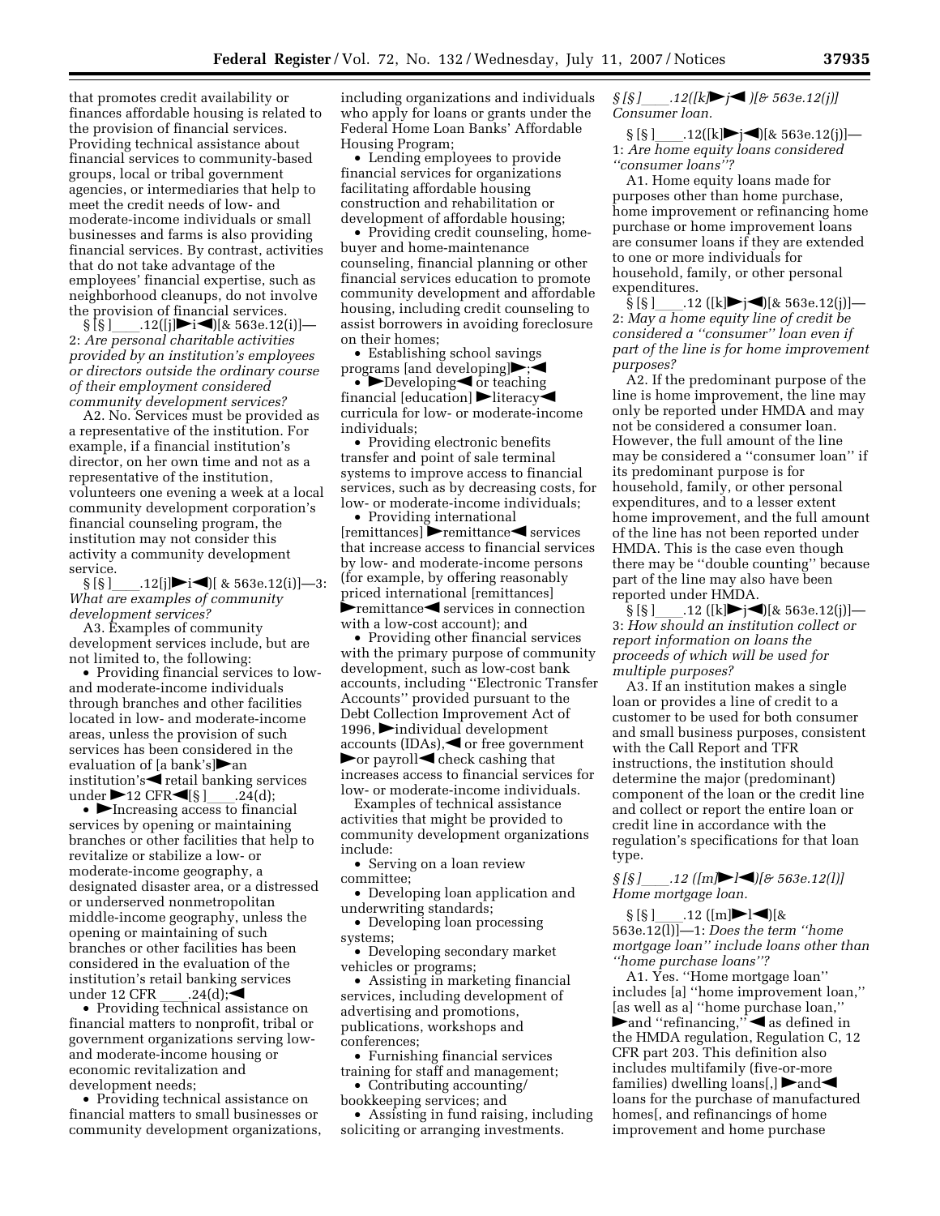that promotes credit availability or finances affordable housing is related to the provision of financial services. Providing technical assistance about financial services to community-based groups, local or tribal government agencies, or intermediaries that help to meet the credit needs of low- and moderate-income individuals or small businesses and farms is also providing financial services. By contrast, activities that do not take advantage of the employees' financial expertise, such as neighborhood cleanups, do not involve the provision of financial services.

§ [§ ]____.12([j]►i◄)[& 563e.12(i)]—2: *Are personal charitable activities provided by an institution's employees or directors outside the ordinary course of their employment considered community development services?*

A2. No. Services must be provided as a representative of the institution. For example, if a financial institution's director, on her own time and not as a representative of the institution, volunteers one evening a week at a local community development corporation's financial counseling program, the institution may not consider this activity a community development service.

§ [§ ]____.12[j]►i◄)[ & 563e.12(i)]—3: *What are examples of community development services?*

A3. Examples of community development services include, but are not limited to, the following:

• Providing financial services to low- and moderate-income individuals through branches and other facilities located in low- and moderate-income areas, unless the provision of such services has been considered in the evaluation of [a bank's]►an institution's◄ retail banking services under ►12 CFR◄[§ ]____.24(d);

• ►Increasing access to financial services by opening or maintaining branches or other facilities that help to revitalize or stabilize a low- or moderate-income geography, a designated disaster area, or a distressed or underserved nonmetropolitan middle-income geography, unless the opening or maintaining of such branches or other facilities has been considered in the evaluation of the institution's retail banking services under 12 CFR ____.24(d);◄

• Providing technical assistance on financial matters to nonprofit, tribal or government organizations serving low- and moderate-income housing or economic revitalization and development needs;

• Providing technical assistance on financial matters to small businesses or community development organizations, including organizations and individuals who apply for loans or grants under the Federal Home Loan Banks' Affordable Housing Program;

• Lending employees to provide financial services for organizations facilitating affordable housing construction and rehabilitation or development of affordable housing;

• Providing credit counseling, home-buyer and home-maintenance counseling, financial planning or other financial services education to promote community development and affordable housing, including credit counseling to assist borrowers in avoiding foreclosure on their homes;

• Establishing school savings programs [and developing]►;◄

• ►Developing◄ or teaching financial [education] ►literacy◄ curricula for low- or moderate-income individuals;

• Providing electronic benefits transfer and point of sale terminal systems to improve access to financial services, such as by decreasing costs, for low- or moderate-income individuals;

• Providing international [remittances] ►remittance◄ services that increase access to financial services by low- and moderate-income persons (for example, by offering reasonably priced international [remittances] ►remittance◄ services in connection with a low-cost account); and

• Providing other financial services with the primary purpose of community development, such as low-cost bank accounts, including ''Electronic Transfer Accounts'' provided pursuant to the Debt Collection Improvement Act of 1996, ►individual development accounts (IDAs),◄ or free government ►or payroll◄ check cashing that increases access to financial services for low- or moderate-income individuals.

Examples of technical assistance activities that might be provided to community development organizations include:

• Serving on a loan review committee;

• Developing loan application and underwriting standards;

• Developing loan processing systems;

• Developing secondary market vehicles or programs;

• Assisting in marketing financial services, including development of advertising and promotions, publications, workshops and conferences;

• Furnishing financial services training for staff and management;

• Contributing accounting/bookkeeping services; and

• Assisting in fund raising, including soliciting or arranging investments.

*§ [§ ]____.12([k]►j◄ )[& 563e.12(j)] Consumer loan.*

§ [§ ]____.12([k]►j◄)[& 563e.12(j)]—1: *Are home equity loans considered ''consumer loans''?*

A1. Home equity loans made for purposes other than home purchase, home improvement or refinancing home purchase or home improvement loans are consumer loans if they are extended to one or more individuals for household, family, or other personal expenditures.

§ [§ ]____.12 ([k]►j◄)[& 563e.12(j)]—2: *May a home equity line of credit be considered a ''consumer'' loan even if part of the line is for home improvement purposes?*

A2. If the predominant purpose of the line is home improvement, the line may only be reported under HMDA and may not be considered a consumer loan. However, the full amount of the line may be considered a ''consumer loan'' if its predominant purpose is for household, family, or other personal expenditures, and to a lesser extent home improvement, and the full amount of the line has not been reported under HMDA. This is the case even though there may be ''double counting'' because part of the line may also have been reported under HMDA.

§ [§ ]____.12 ([k]►j◄)[& 563e.12(j)]—3: *How should an institution collect or report information on loans the proceeds of which will be used for multiple purposes?*

A3. If an institution makes a single loan or provides a line of credit to a customer to be used for both consumer and small business purposes, consistent with the Call Report and TFR instructions, the institution should determine the major (predominant) component of the loan or the credit line and collect or report the entire loan or credit line in accordance with the regulation's specifications for that loan type.

*§ [§ ]____.12 ([m]►l◄)[& 563e.12(l)] Home mortgage loan.*

§ [§ ]____.12 ([m]►l◄)[& 563e.12(l)]—1: *Does the term ''home mortgage loan'' include loans other than ''home purchase loans''?*

A1. Yes. ''Home mortgage loan'' includes [a] ''home improvement loan,'' [as well as a] ''home purchase loan,'' ►and ''refinancing,''◄ as defined in the HMDA regulation, Regulation C, 12 CFR part 203. This definition also includes multifamily (five-or-more families) dwelling loans[,] ►and◄ loans for the purchase of manufactured homes[, and refinancings of home improvement and home purchase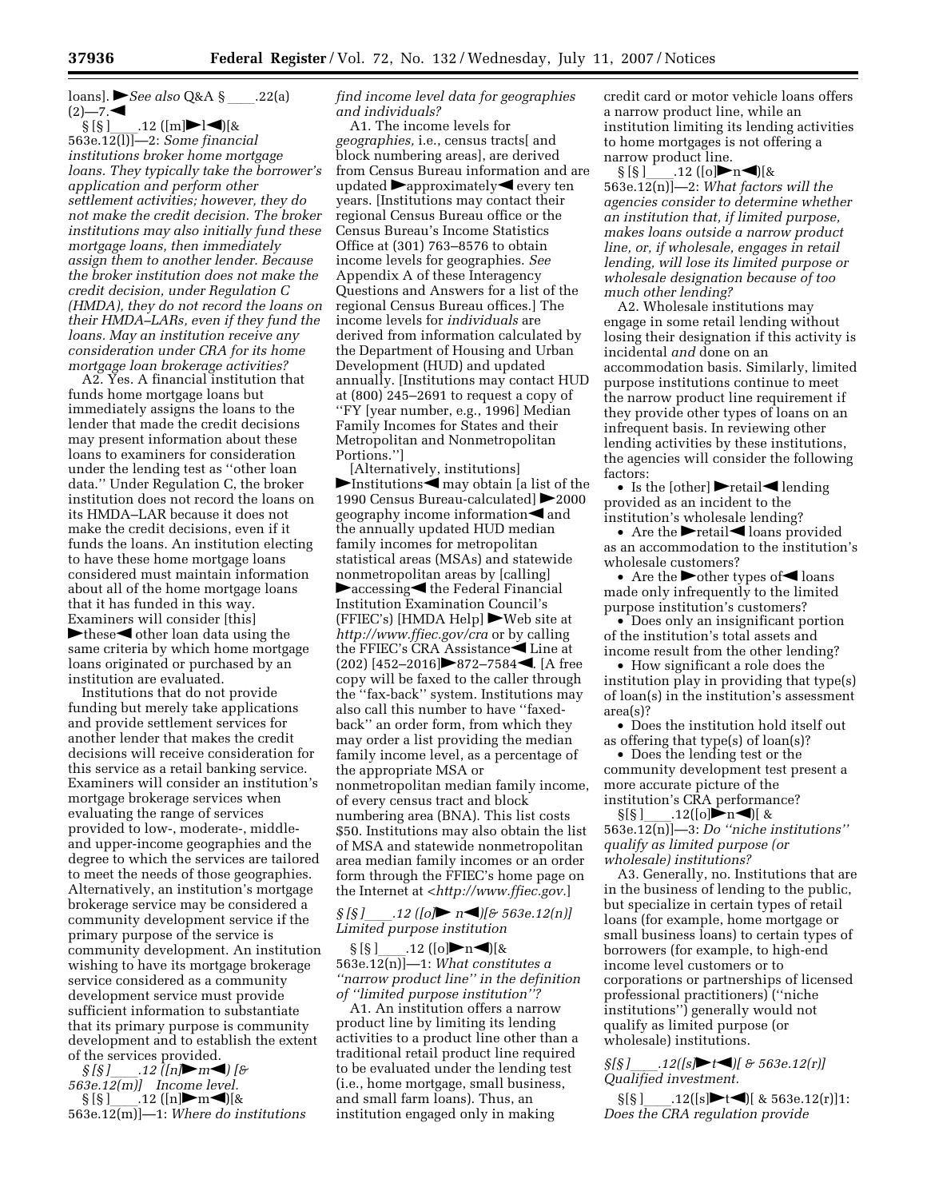loans]. ►*See also* Q&A § ___.22(a)(2)—7.◄

§ [§ ]___.12 ([m]►l◄)[& 563e.12(l)]—2: *Some financial institutions broker home mortgage loans. They typically take the borrower's application and perform other settlement activities; however, they do not make the credit decision. The broker institutions may also initially fund these mortgage loans, then immediately assign them to another lender. Because the broker institution does not make the credit decision, under Regulation C (HMDA), they do not record the loans on their HMDA–LARs, even if they fund the loans. May an institution receive any consideration under CRA for its home mortgage loan brokerage activities?*

A2. Yes. A financial institution that funds home mortgage loans but immediately assigns the loans to the lender that made the credit decisions may present information about these loans to examiners for consideration under the lending test as ''other loan data.'' Under Regulation C, the broker institution does not record the loans on its HMDA–LAR because it does not make the credit decisions, even if it funds the loans. An institution electing to have these home mortgage loans considered must maintain information about all of the home mortgage loans that it has funded in this way. Examiners will consider [this] ►these◄ other loan data using the same criteria by which home mortgage loans originated or purchased by an institution are evaluated.

Institutions that do not provide funding but merely take applications and provide settlement services for another lender that makes the credit decisions will receive consideration for this service as a retail banking service. Examiners will consider an institution's mortgage brokerage services when evaluating the range of services provided to low-, moderate-, middle- and upper-income geographies and the degree to which the services are tailored to meet the needs of those geographies. Alternatively, an institution's mortgage brokerage service may be considered a community development service if the primary purpose of the service is community development. An institution wishing to have its mortgage brokerage service considered as a community development service must provide sufficient information to substantiate that its primary purpose is community development and to establish the extent of the services provided.

*§ [§ ]___.12 ([n]►m◄) [& 563e.12(m)] Income level.*

§ [§ ]___.12 ([n]►m◄)[& 563e.12(m)]—1: *Where do institutions find income level data for geographies and individuals?*

A1. The income levels for *geographies,* i.e., census tracts[ and block numbering areas], are derived from Census Bureau information and are updated ►approximately◄ every ten years. [Institutions may contact their regional Census Bureau office or the Census Bureau's Income Statistics Office at (301) 763–8576 to obtain income levels for geographies. *See* Appendix A of these Interagency Questions and Answers for a list of the regional Census Bureau offices.] The income levels for *individuals* are derived from information calculated by the Department of Housing and Urban Development (HUD) and updated annually. [Institutions may contact HUD at (800) 245–2691 to request a copy of ''FY [year number, e.g., 1996] Median Family Incomes for States and their Metropolitan and Nonmetropolitan Portions.'']

[Alternatively, institutions] ►Institutions◄ may obtain [a list of the 1990 Census Bureau-calculated] ►2000 geography income information◄ and the annually updated HUD median family incomes for metropolitan statistical areas (MSAs) and statewide nonmetropolitan areas by [calling] ►accessing◄ the Federal Financial Institution Examination Council's (FFIEC's) [HMDA Help] ►Web site at *http://www.ffiec.gov/cra* or by calling the FFIEC's CRA Assistance◄ Line at (202) [452–2016]►872–7584◄. [A free copy will be faxed to the caller through the ''fax-back'' system. Institutions may also call this number to have ''faxed-back'' an order form, from which they may order a list providing the median family income level, as a percentage of the appropriate MSA or nonmetropolitan median family income, of every census tract and block numbering area (BNA). This list costs $50. Institutions may also obtain the list of MSA and statewide nonmetropolitan area median family incomes or an order form through the FFIEC's home page on the Internet at <*http://www.ffiec.gov.*]

*§ [§ ]___.12 ([o]► n◄)[& 563e.12(n)] Limited purpose institution*

§ [§ ]___.12 ([o]►n◄)[& 563e.12(n)]—1: *What constitutes a ''narrow product line'' in the definition of ''limited purpose institution''?*

A1. An institution offers a narrow product line by limiting its lending activities to a product line other than a traditional retail product line required to be evaluated under the lending test (i.e., home mortgage, small business, and small farm loans). Thus, an institution engaged only in making credit card or motor vehicle loans offers a narrow product line, while an institution limiting its lending activities to home mortgages is not offering a narrow product line.

§ [§ ]___.12 ([o]►n◄)[& 563e.12(n)]—2: *What factors will the agencies consider to determine whether an institution that, if limited purpose, makes loans outside a narrow product line, or, if wholesale, engages in retail lending, will lose its limited purpose or wholesale designation because of too much other lending?*

A2. Wholesale institutions may engage in some retail lending without losing their designation if this activity is incidental *and* done on an accommodation basis. Similarly, limited purpose institutions continue to meet the narrow product line requirement if they provide other types of loans on an infrequent basis. In reviewing other lending activities by these institutions, the agencies will consider the following factors:

- Is the [other] ►retail◄ lending provided as an incident to the institution's wholesale lending?
- Are the ►retail◄ loans provided as an accommodation to the institution's wholesale customers?
- Are the ►other types of◄ loans made only infrequently to the limited purpose institution's customers?
- Does only an insignificant portion of the institution's total assets and income result from the other lending?
- How significant a role does the institution play in providing that type(s) of loan(s) in the institution's assessment area(s)?
- Does the institution hold itself out as offering that type(s) of loan(s)?
- Does the lending test or the community development test present a more accurate picture of the institution's CRA performance?

§[§ ]___.12([o]►n◄)[ & 563e.12(n)]—3: *Do ''niche institutions'' qualify as limited purpose (or wholesale) institutions?*

A3. Generally, no. Institutions that are in the business of lending to the public, but specialize in certain types of retail loans (for example, home mortgage or small business loans) to certain types of borrowers (for example, to high-end income level customers or to corporations or partnerships of licensed professional practitioners) (''niche institutions'') generally would not qualify as limited purpose (or wholesale) institutions.

*§[§ ]___.12([s]►t◄)[ & 563e.12(r)] Qualified investment.*

§[§ ]___.12([s]►t◄)[ & 563e.12(r)]1: *Does the CRA regulation provide*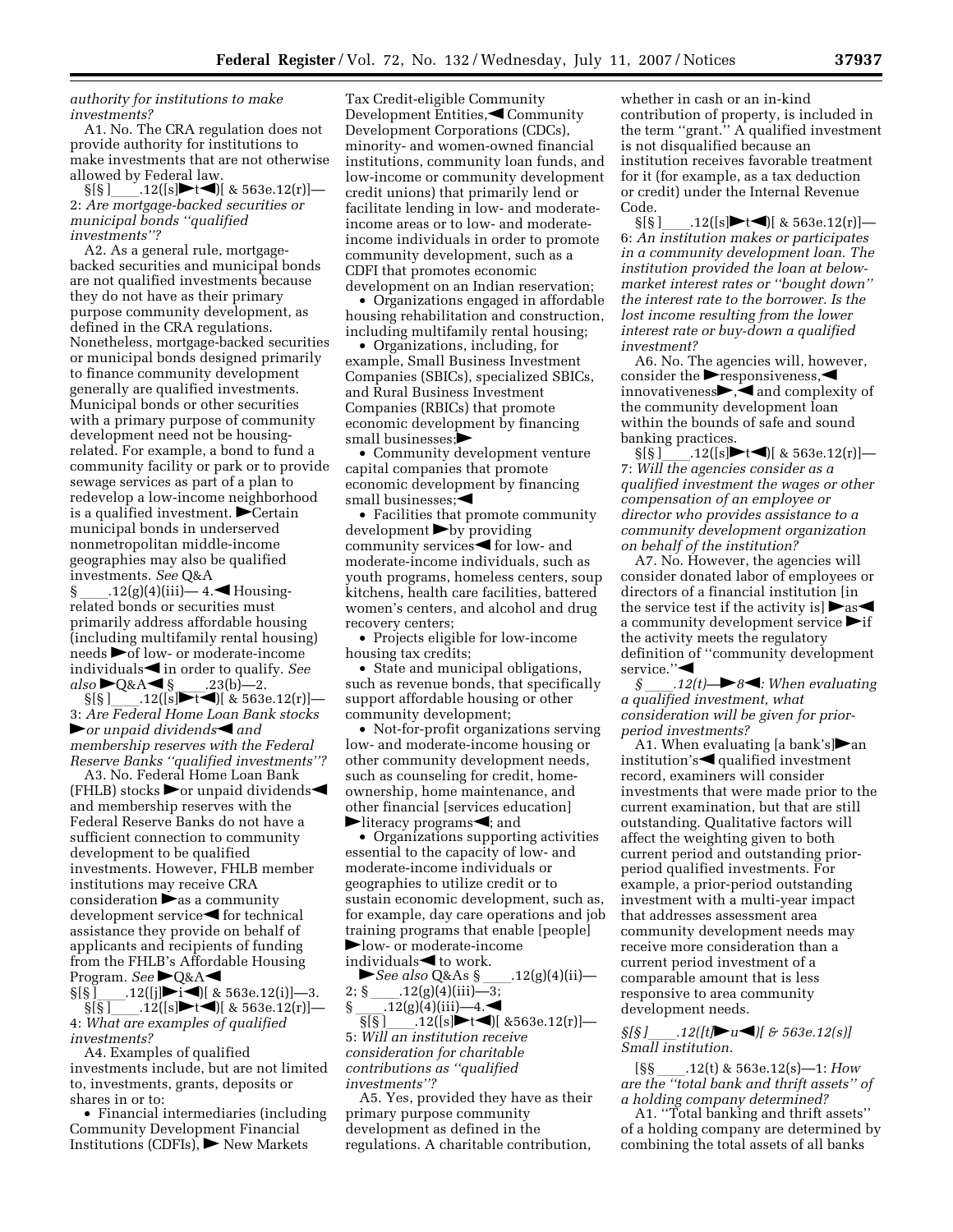*authority for institutions to make investments?*

A1. No. The CRA regulation does not provide authority for institutions to make investments that are not otherwise allowed by Federal law.

§[§ ]____.12([s]►t◄)[ & 563e.12(r)]—2: *Are mortgage-backed securities or municipal bonds ''qualified investments''?*

A2. As a general rule, mortgage-backed securities and municipal bonds are not qualified investments because they do not have as their primary purpose community development, as defined in the CRA regulations. Nonetheless, mortgage-backed securities or municipal bonds designed primarily to finance community development generally are qualified investments. Municipal bonds or other securities with a primary purpose of community development need not be housing-related. For example, a bond to fund a community facility or park or to provide sewage services as part of a plan to redevelop a low-income neighborhood is a qualified investment. ►Certain municipal bonds in underserved nonmetropolitan middle-income geographies may also be qualified investments. *See* Q&A § ____.12(g)(4)(iii)— 4.◄ Housing-related bonds or securities must primarily address affordable housing (including multifamily rental housing) needs ►of low- or moderate-income individuals◄ in order to qualify. *See also* ►Q&A◄ § ____.23(b)—2.

§[§ ]____.12([s]►t◄)[ & 563e.12(r)]—3: *Are Federal Home Loan Bank stocks ►or unpaid dividends◄ and membership reserves with the Federal Reserve Banks ''qualified investments''?*

A3. No. Federal Home Loan Bank (FHLB) stocks ►or unpaid dividends◄ and membership reserves with the Federal Reserve Banks do not have a sufficient connection to community development to be qualified investments. However, FHLB member institutions may receive CRA consideration ►as a community development service◄ for technical assistance they provide on behalf of applicants and recipients of funding from the FHLB's Affordable Housing Program. *See* ►Q&A◄ §[§ ]____.12([j]►i◄)[ & 563e.12(i)]—3.

§[§ ]____.12([s]►t◄)[ & 563e.12(r)]—4: *What are examples of qualified investments?*

A4. Examples of qualified investments include, but are not limited to, investments, grants, deposits or shares in or to:

- Financial intermediaries (including Community Development Financial Institutions (CDFIs), ► New Markets Tax Credit-eligible Community Development Entities,◄ Community Development Corporations (CDCs), minority- and women-owned financial institutions, community loan funds, and low-income or community development credit unions) that primarily lend or facilitate lending in low- and moderate-income areas or to low- and moderate-income individuals in order to promote community development, such as a CDFI that promotes economic development on an Indian reservation;
- Organizations engaged in affordable housing rehabilitation and construction, including multifamily rental housing;
- Organizations, including, for example, Small Business Investment Companies (SBICs), specialized SBICs, and Rural Business Investment Companies (RBICs) that promote economic development by financing small businesses;►
- Community development venture capital companies that promote economic development by financing small businesses;◄
- Facilities that promote community development ►by providing community services◄ for low- and moderate-income individuals, such as youth programs, homeless centers, soup kitchens, health care facilities, battered women's centers, and alcohol and drug recovery centers;
- Projects eligible for low-income housing tax credits;
- State and municipal obligations, such as revenue bonds, that specifically support affordable housing or other community development;
- Not-for-profit organizations serving low- and moderate-income housing or other community development needs, such as counseling for credit, home-ownership, home maintenance, and other financial [services education] ►literacy programs◄; and
- Organizations supporting activities essential to the capacity of low- and moderate-income individuals or geographies to utilize credit or to sustain economic development, such as, for example, day care operations and job training programs that enable [people] ►low- or moderate-income individuals◄ to work.

►*See also* Q&As § ____.12(g)(4)(ii)—2; § ____.12(g)(4)(iii)—3; § ____.12(g)(4)(iii)—4.◄

§[§ ]____.12([s]►t◄)[ &563e.12(r)]—5: *Will an institution receive consideration for charitable contributions as ''qualified investments''?*

A5. Yes, provided they have as their primary purpose community development as defined in the regulations. A charitable contribution, whether in cash or an in-kind contribution of property, is included in the term ''grant.'' A qualified investment is not disqualified because an institution receives favorable treatment for it (for example, as a tax deduction or credit) under the Internal Revenue Code.

§[§ ]____.12([s]►t◄)[ & 563e.12(r)]—6: *An institution makes or participates in a community development loan. The institution provided the loan at below-market interest rates or ''bought down'' the interest rate to the borrower. Is the lost income resulting from the lower interest rate or buy-down a qualified investment?*

A6. No. The agencies will, however, consider the ►responsiveness,◄ innovativeness►,◄ and complexity of the community development loan within the bounds of safe and sound banking practices.

§[§ ]____.12([s]►t◄)[ & 563e.12(r)]—7: *Will the agencies consider as a qualified investment the wages or other compensation of an employee or director who provides assistance to a community development organization on behalf of the institution?*

A7. No. However, the agencies will consider donated labor of employees or directors of a financial institution [in the service test if the activity is] ►as◄ a community development service ►if the activity meets the regulatory definition of ''community development service.''◄

*§ ____.12(t)—►8◄: When evaluating a qualified investment, what consideration will be given for prior-period investments?*

A1. When evaluating [a bank's]►an institution's◄ qualified investment record, examiners will consider investments that were made prior to the current examination, but that are still outstanding. Qualitative factors will affect the weighting given to both current period and outstanding prior-period qualified investments. For example, a prior-period outstanding investment with a multi-year impact that addresses assessment area community development needs may receive more consideration than a current period investment of a comparable amount that is less responsive to area community development needs.

*§[§ ]____.12([t]►u◄)[ & 563e.12(s)] Small institution.*

[§§ ____.12(t) & 563e.12(s)—1: *How are the ''total bank and thrift assets'' of a holding company determined?*

A1. ''Total banking and thrift assets'' of a holding company are determined by combining the total assets of all banks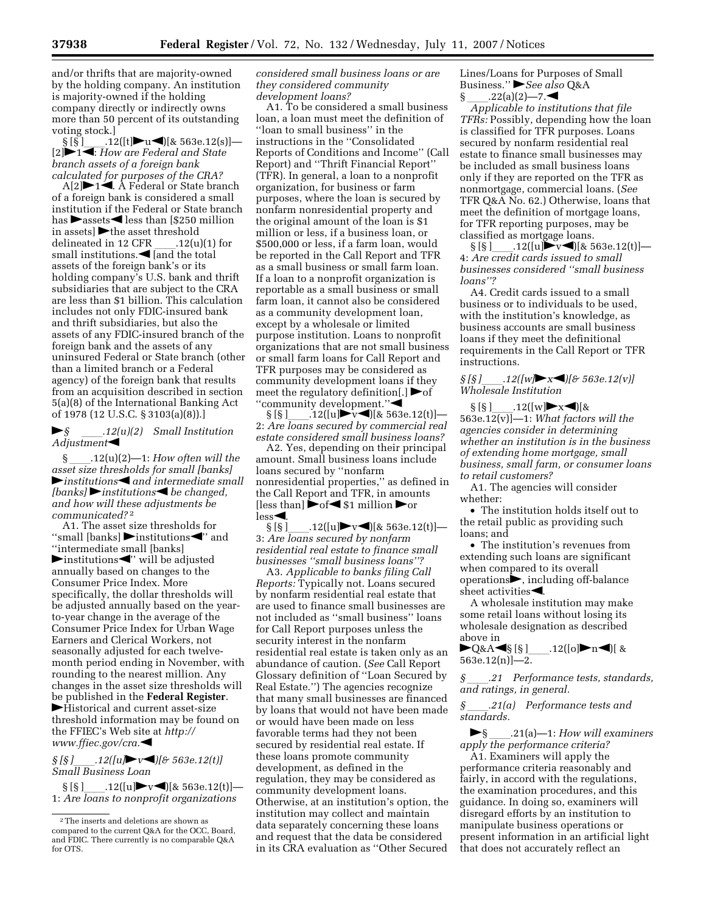and/or thrifts that are majority-owned by the holding company. An institution is majority-owned if the holding company directly or indirectly owns more than 50 percent of its outstanding voting stock.]

§ [§ ]\_\_\_\_.12([t]►u◄)[& 563e.12(s)]—[2]►1◄: *How are Federal and State branch assets of a foreign bank calculated for purposes of the CRA?*

A[2]►1◄. A Federal or State branch of a foreign bank is considered a small institution if the Federal or State branch has ►assets◄ less than [$250 million in assets] ►the asset threshold delineated in 12 CFR \_\_\_\_.12(u)(1) for small institutions.◄ [and the total assets of the foreign bank's or its holding company's U.S. bank and thrift subsidiaries that are subject to the CRA are less than $1 billion. This calculation includes not only FDIC-insured bank and thrift subsidiaries, but also the assets of any FDIC-insured branch of the foreign bank and the assets of any uninsured Federal or State branch (other than a limited branch or a Federal agency) of the foreign bank that results from an acquisition described in section 5(a)(8) of the International Banking Act of 1978 (12 U.S.C. § 3103(a)(8)).]

►*§ \_\_\_\_.12(u)(2) Small Institution Adjustment*◄

§ \_\_\_\_.12(u)(2)—1: *How often will the asset size thresholds for small [banks] ►institutions◄ and intermediate small [banks] ►institutions◄ be changed, and how will these adjustments be communicated?* [2]

A1. The asset size thresholds for "small [banks] ►institutions◄" and "intermediate small [banks] ►institutions◄" will be adjusted annually based on changes to the Consumer Price Index. More specifically, the dollar thresholds will be adjusted annually based on the year-to-year change in the average of the Consumer Price Index for Urban Wage Earners and Clerical Workers, not seasonally adjusted for each twelve-month period ending in November, with rounding to the nearest million. Any changes in the asset size thresholds will be published in the **Federal Register**. ►Historical and current asset-size threshold information may be found on the FFIEC's Web site at *http://www.ffiec.gov/cra*.◄

*§ [§ ]\_\_\_\_.12([u]►v◄)[& 563e.12(t)] Small Business Loan*

§ [§ ]\_\_\_\_.12([u]►v◄)[& 563e.12(t)]—1: *Are loans to nonprofit organizations considered small business loans or are they considered community development loans?*

A1. To be considered a small business loan, a loan must meet the definition of "loan to small business" in the instructions in the "Consolidated Reports of Conditions and Income" (Call Report) and "Thrift Financial Report" (TFR). In general, a loan to a nonprofit organization, for business or farm purposes, where the loan is secured by nonfarm nonresidential property and the original amount of the loan is $1 million or less, if a business loan, or $500,000 or less, if a farm loan, would be reported in the Call Report and TFR as a small business or small farm loan. If a loan to a nonprofit organization is reportable as a small business or small farm loan, it cannot also be considered as a community development loan, except by a wholesale or limited purpose institution. Loans to nonprofit organizations that are not small business or small farm loans for Call Report and TFR purposes may be considered as community development loans if they meet the regulatory definition[.] ►of "community development."◄

§ [§ ]\_\_\_\_.12([u]►v◄)[& 563e.12(t)]—2: *Are loans secured by commercial real estate considered small business loans?*

A2. Yes, depending on their principal amount. Small business loans include loans secured by "nonfarm nonresidential properties," as defined in the Call Report and TFR, in amounts [less than] ►of◄ $1 million ►or less◄.

§ [§ ]\_\_\_\_.12([u]►v◄)[& 563e.12(t)]—3: *Are loans secured by nonfarm residential real estate to finance small businesses "small business loans"?*

A3. *Applicable to banks filing Call Reports:* Typically not. Loans secured by nonfarm residential real estate that are used to finance small businesses are not included as "small business" loans for Call Report purposes unless the security interest in the nonfarm residential real estate is taken only as an abundance of caution. (*See* Call Report Glossary definition of "Loan Secured by Real Estate.") The agencies recognize that many small businesses are financed by loans that would not have been made or would have been made on less favorable terms had they not been secured by residential real estate. If these loans promote community development, as defined in the regulation, they may be considered as community development loans. Otherwise, at an institution's option, the institution may collect and maintain data separately concerning these loans and request that the data be considered in its CRA evaluation as "Other Secured Lines/Loans for Purposes of Small Business." ►*See also* Q&A § \_\_\_\_.22(a)(2)—7.◄

*Applicable to institutions that file TFRs:* Possibly, depending how the loan is classified for TFR purposes. Loans secured by nonfarm residential real estate to finance small businesses may be included as small business loans only if they are reported on the TFR as nonmortgage, commercial loans. (*See* TFR Q&A No. 62.) Otherwise, loans that meet the definition of mortgage loans, for TFR reporting purposes, may be classified as mortgage loans.

§ [§ ]\_\_\_\_.12([u]►v◄)[& 563e.12(t)]—4: *Are credit cards issued to small businesses considered "small business loans"?*

A4. Credit cards issued to a small business or to individuals to be used, with the institution's knowledge, as business accounts are small business loans if they meet the definitional requirements in the Call Report or TFR instructions.

*§ [§ ]\_\_\_\_.12([w]►x◄)[& 563e.12(v)] Wholesale Institution*

§ [§ ]\_\_\_\_.12([w]►x◄)[& 563e.12(v)]—1: *What factors will the agencies consider in determining whether an institution is in the business of extending home mortgage, small business, small farm, or consumer loans to retail customers?*

A1. The agencies will consider whether:

- The institution holds itself out to the retail public as providing such loans; and
- The institution's revenues from extending such loans are significant when compared to its overall operations►, including off-balance sheet activities◄.

A wholesale institution may make some retail loans without losing its wholesale designation as described above in ►Q&A◄§ [§ ]\_\_\_\_.12([o]►n◄)[ & 563e.12(n)]—2.

*§ \_\_\_\_.21 Performance tests, standards, and ratings, in general.*

*§ \_\_\_\_.21(a) Performance tests and standards.*

►§ \_\_\_\_.21(a)—1: *How will examiners apply the performance criteria?*

A1. Examiners will apply the performance criteria reasonably and fairly, in accord with the regulations, the examination procedures, and this guidance. In doing so, examiners will disregard efforts by an institution to manipulate business operations or present information in an artificial light that does not accurately reflect an

---

[2] The inserts and deletions are shown as compared to the current Q&A for the OCC, Board, and FDIC. There currently is no comparable Q&A for OTS.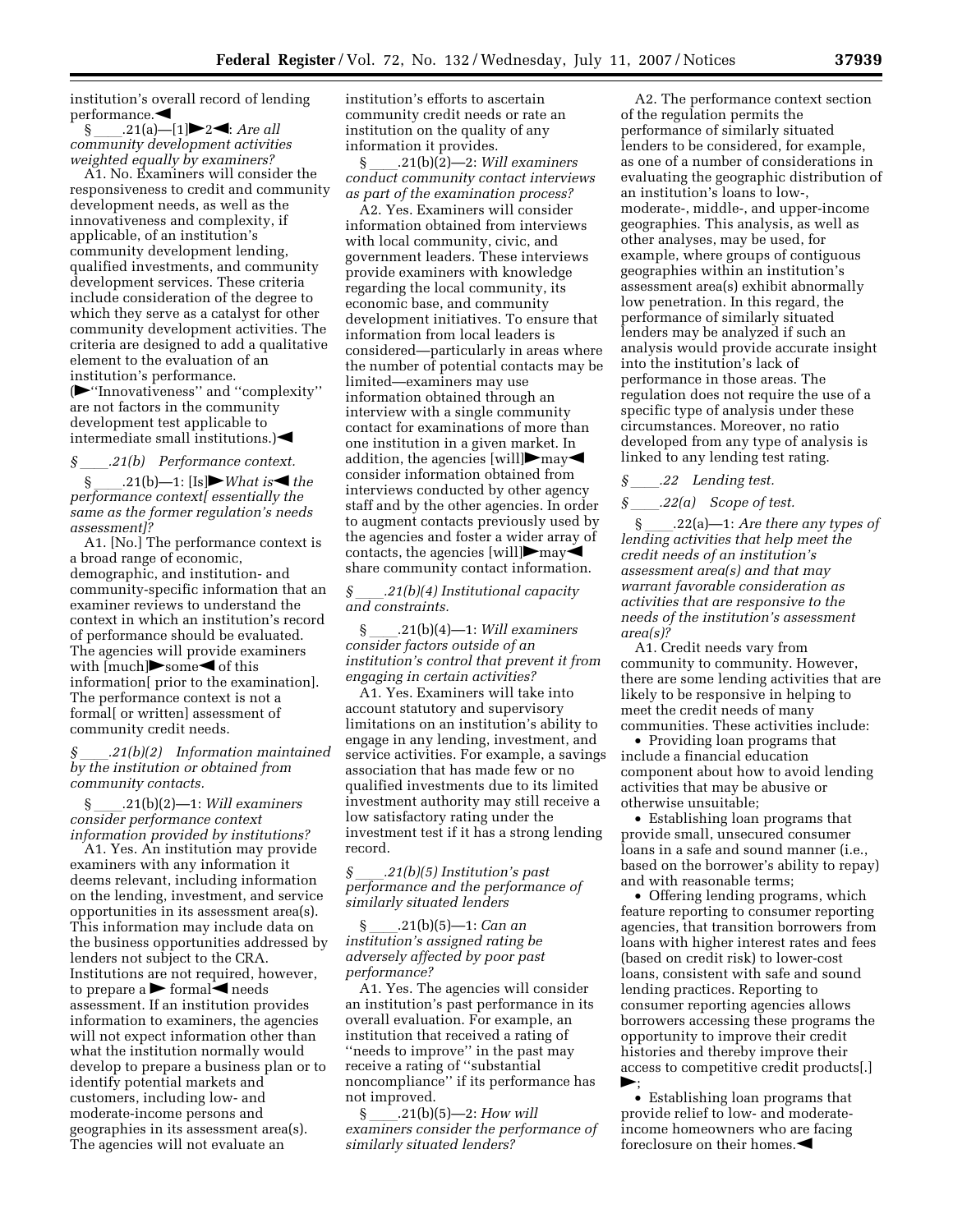institution's overall record of lending performance.◀

§ ____.21(a)—[1]▶2◀: *Are all community development activities weighted equally by examiners?*

A1. No. Examiners will consider the responsiveness to credit and community development needs, as well as the innovativeness and complexity, if applicable, of an institution's community development lending, qualified investments, and community development services. These criteria include consideration of the degree to which they serve as a catalyst for other community development activities. The criteria are designed to add a qualitative element to the evaluation of an institution's performance. (▶''Innovativeness'' and ''complexity'' are not factors in the community development test applicable to intermediate small institutions.)◀

*§ ____.21(b) Performance context.*

§ ____.21(b)—1: [Is]▶*What is*◀ *the performance context[ essentially the same as the former regulation's needs assessment]?*

A1. [No.] The performance context is a broad range of economic, demographic, and institution- and community-specific information that an examiner reviews to understand the context in which an institution's record of performance should be evaluated. The agencies will provide examiners with [much]▶some◀ of this information[ prior to the examination]. The performance context is not a formal[ or written] assessment of community credit needs.

*§ ____.21(b)(2) Information maintained by the institution or obtained from community contacts.*

§ ____.21(b)(2)—1: *Will examiners consider performance context information provided by institutions?*

A1. Yes. An institution may provide examiners with any information it deems relevant, including information on the lending, investment, and service opportunities in its assessment area(s). This information may include data on the business opportunities addressed by lenders not subject to the CRA. Institutions are not required, however, to prepare a ▶ formal◀ needs assessment. If an institution provides information to examiners, the agencies will not expect information other than what the institution normally would develop to prepare a business plan or to identify potential markets and customers, including low- and moderate-income persons and geographies in its assessment area(s). The agencies will not evaluate an institution's efforts to ascertain community credit needs or rate an institution on the quality of any information it provides.

§ ____.21(b)(2)—2: *Will examiners conduct community contact interviews as part of the examination process?*

A2. Yes. Examiners will consider information obtained from interviews with local community, civic, and government leaders. These interviews provide examiners with knowledge regarding the local community, its economic base, and community development initiatives. To ensure that information from local leaders is considered—particularly in areas where the number of potential contacts may be limited—examiners may use information obtained through an interview with a single community contact for examinations of more than one institution in a given market. In addition, the agencies [will]▶may◀ consider information obtained from interviews conducted by other agency staff and by the other agencies. In order to augment contacts previously used by the agencies and foster a wider array of contacts, the agencies [will]▶may◀ share community contact information.

*§ ____.21(b)(4) Institutional capacity and constraints.*

§ ____.21(b)(4)—1: *Will examiners consider factors outside of an institution's control that prevent it from engaging in certain activities?*

A1. Yes. Examiners will take into account statutory and supervisory limitations on an institution's ability to engage in any lending, investment, and service activities. For example, a savings association that has made few or no qualified investments due to its limited investment authority may still receive a low satisfactory rating under the investment test if it has a strong lending record.

*§ ____.21(b)(5) Institution's past performance and the performance of similarly situated lenders*

§ ____.21(b)(5)—1: *Can an institution's assigned rating be adversely affected by poor past performance?*

A1. Yes. The agencies will consider an institution's past performance in its overall evaluation. For example, an institution that received a rating of ''needs to improve'' in the past may receive a rating of ''substantial noncompliance'' if its performance has not improved.

§ ____.21(b)(5)—2: *How will examiners consider the performance of similarly situated lenders?*

A2. The performance context section of the regulation permits the performance of similarly situated lenders to be considered, for example, as one of a number of considerations in evaluating the geographic distribution of an institution's loans to low-, moderate-, middle-, and upper-income geographies. This analysis, as well as other analyses, may be used, for example, where groups of contiguous geographies within an institution's assessment area(s) exhibit abnormally low penetration. In this regard, the performance of similarly situated lenders may be analyzed if such an analysis would provide accurate insight into the institution's lack of performance in those areas. The regulation does not require the use of a specific type of analysis under these circumstances. Moreover, no ratio developed from any type of analysis is linked to any lending test rating.

*§ ____.22 Lending test.*

*§ ____.22(a) Scope of test.*

§ ____.22(a)—1: *Are there any types of lending activities that help meet the credit needs of an institution's assessment area(s) and that may warrant favorable consideration as activities that are responsive to the needs of the institution's assessment area(s)?*

A1. Credit needs vary from community to community. However, there are some lending activities that are likely to be responsive in helping to meet the credit needs of many communities. These activities include:

- Providing loan programs that include a financial education component about how to avoid lending activities that may be abusive or otherwise unsuitable;
- Establishing loan programs that provide small, unsecured consumer loans in a safe and sound manner (i.e., based on the borrower's ability to repay) and with reasonable terms;
- Offering lending programs, which feature reporting to consumer reporting agencies, that transition borrowers from loans with higher interest rates and fees (based on credit risk) to lower-cost loans, consistent with safe and sound lending practices. Reporting to consumer reporting agencies allows borrowers accessing these programs the opportunity to improve their credit histories and thereby improve their access to competitive credit products[.] ▶;
- Establishing loan programs that provide relief to low- and moderate-income homeowners who are facing foreclosure on their homes.◀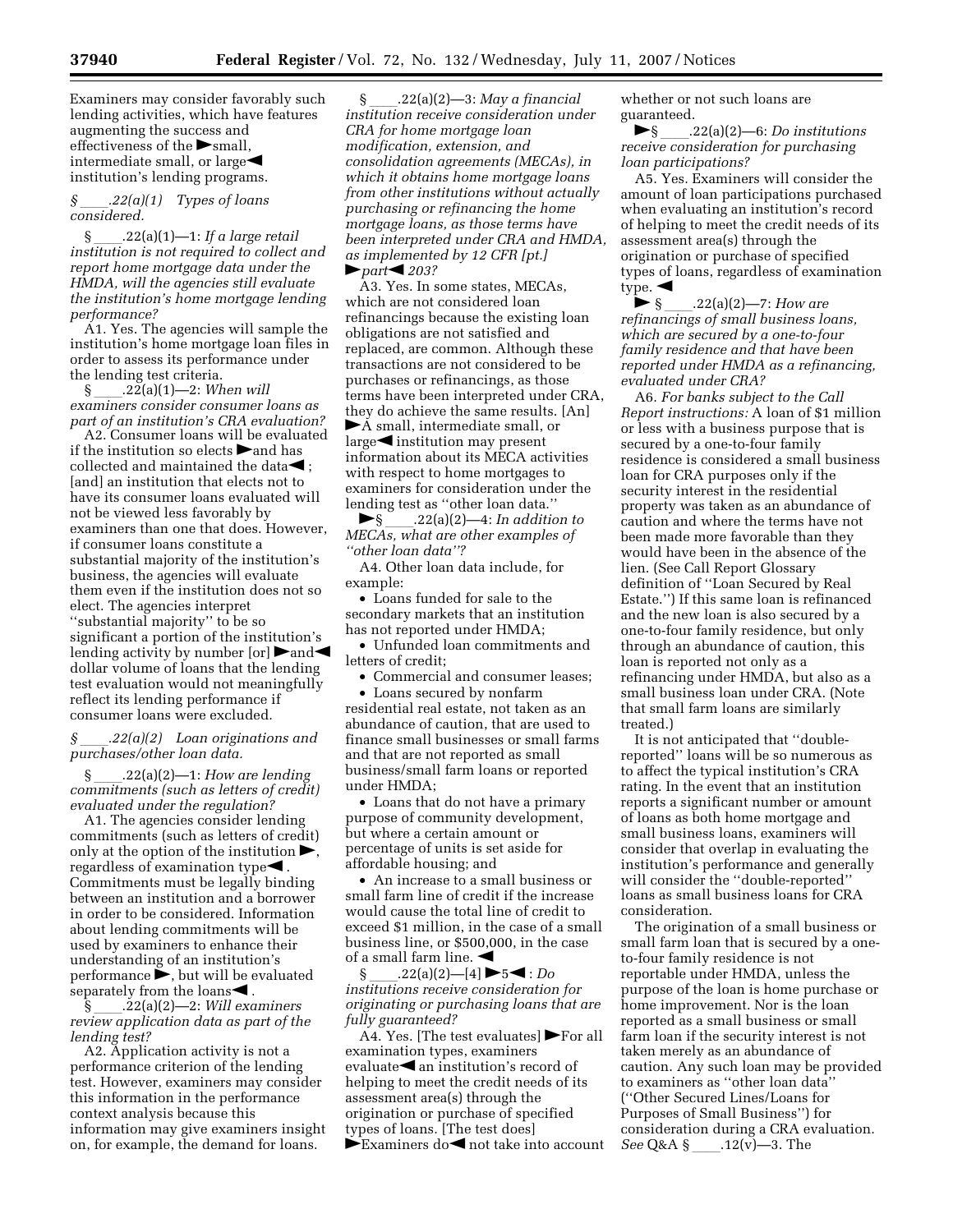Examiners may consider favorably such lending activities, which have features augmenting the success and effectiveness of the ►small, intermediate small, or large◄ institution's lending programs.

*§ ____.22(a)(1) Types of loans considered.*

§ ____.22(a)(1)—1: *If a large retail institution is not required to collect and report home mortgage data under the HMDA, will the agencies still evaluate the institution's home mortgage lending performance?*

A1. Yes. The agencies will sample the institution's home mortgage loan files in order to assess its performance under the lending test criteria.

§ ____.22(a)(1)—2: *When will examiners consider consumer loans as part of an institution's CRA evaluation?*

A2. Consumer loans will be evaluated if the institution so elects ►and has collected and maintained the data◄; [and] an institution that elects not to have its consumer loans evaluated will not be viewed less favorably by examiners than one that does. However, if consumer loans constitute a substantial majority of the institution's business, the agencies will evaluate them even if the institution does not so elect. The agencies interpret ''substantial majority'' to be so significant a portion of the institution's lending activity by number [or] ►and◄ dollar volume of loans that the lending test evaluation would not meaningfully reflect its lending performance if consumer loans were excluded.

*§ ____.22(a)(2) Loan originations and purchases/other loan data.*

§ ____.22(a)(2)—1: *How are lending commitments (such as letters of credit) evaluated under the regulation?*

A1. The agencies consider lending commitments (such as letters of credit) only at the option of the institution ►, regardless of examination type◄. Commitments must be legally binding between an institution and a borrower in order to be considered. Information about lending commitments will be used by examiners to enhance their understanding of an institution's performance ►, but will be evaluated separately from the loans◄.

§ ____.22(a)(2)—2: *Will examiners review application data as part of the lending test?*

A2. Application activity is not a performance criterion of the lending test. However, examiners may consider this information in the performance context analysis because this information may give examiners insight on, for example, the demand for loans.

§ ____.22(a)(2)—3: *May a financial institution receive consideration under CRA for home mortgage loan modification, extension, and consolidation agreements (MECAs), in which it obtains home mortgage loans from other institutions without actually purchasing or refinancing the home mortgage loans, as those terms have been interpreted under CRA and HMDA, as implemented by 12 CFR [pt.] ►part◄ 203?*

A3. Yes. In some states, MECAs, which are not considered loan refinancings because the existing loan obligations are not satisfied and replaced, are common. Although these transactions are not considered to be purchases or refinancings, as those terms have been interpreted under CRA, they do achieve the same results. [An] ►A small, intermediate small, or large◄ institution may present information about its MECA activities with respect to home mortgages to examiners for consideration under the lending test as ''other loan data.''

►§ ____.22(a)(2)—4: *In addition to MECAs, what are other examples of ''other loan data''?*

A4. Other loan data include, for example:

- Loans funded for sale to the secondary markets that an institution has not reported under HMDA;
- Unfunded loan commitments and letters of credit;
- Commercial and consumer leases;
- Loans secured by nonfarm residential real estate, not taken as an abundance of caution, that are used to finance small businesses or small farms and that are not reported as small business/small farm loans or reported under HMDA;
- Loans that do not have a primary purpose of community development, but where a certain amount or percentage of units is set aside for affordable housing; and
- An increase to a small business or small farm line of credit if the increase would cause the total line of credit to exceed $1 million, in the case of a small business line, or $500,000, in the case of a small farm line. ◄

§ ____.22(a)(2)—[4] ►5◄: *Do institutions receive consideration for originating or purchasing loans that are fully guaranteed?*

A4. Yes. [The test evaluates] ►For all examination types, examiners evaluate◄ an institution's record of helping to meet the credit needs of its assessment area(s) through the origination or purchase of specified types of loans. [The test does] ►Examiners do◄ not take into account whether or not such loans are guaranteed.

►§ ____.22(a)(2)—6: *Do institutions receive consideration for purchasing loan participations?*

A5. Yes. Examiners will consider the amount of loan participations purchased when evaluating an institution's record of helping to meet the credit needs of its assessment area(s) through the origination or purchase of specified types of loans, regardless of examination type. ◄

► § ____.22(a)(2)—7: *How are refinancings of small business loans, which are secured by a one-to-four family residence and that have been reported under HMDA as a refinancing, evaluated under CRA?*

A6. *For banks subject to the Call Report instructions:* A loan of $1 million or less with a business purpose that is secured by a one-to-four family residence is considered a small business loan for CRA purposes only if the security interest in the residential property was taken as an abundance of caution and where the terms have not been made more favorable than they would have been in the absence of the lien. (See Call Report Glossary definition of ''Loan Secured by Real Estate.'') If this same loan is refinanced and the new loan is also secured by a one-to-four family residence, but only through an abundance of caution, this loan is reported not only as a refinancing under HMDA, but also as a small business loan under CRA. (Note that small farm loans are similarly treated.)

It is not anticipated that ''double-reported'' loans will be so numerous as to affect the typical institution's CRA rating. In the event that an institution reports a significant number or amount of loans as both home mortgage and small business loans, examiners will consider that overlap in evaluating the institution's performance and generally will consider the ''double-reported'' loans as small business loans for CRA consideration.

The origination of a small business or small farm loan that is secured by a one-to-four family residence is not reportable under HMDA, unless the purpose of the loan is home purchase or home improvement. Nor is the loan reported as a small business or small farm loan if the security interest is not taken merely as an abundance of caution. Any such loan may be provided to examiners as ''other loan data'' (''Other Secured Lines/Loans for Purposes of Small Business'') for consideration during a CRA evaluation. *See* Q&A § ____.12(v)—3. The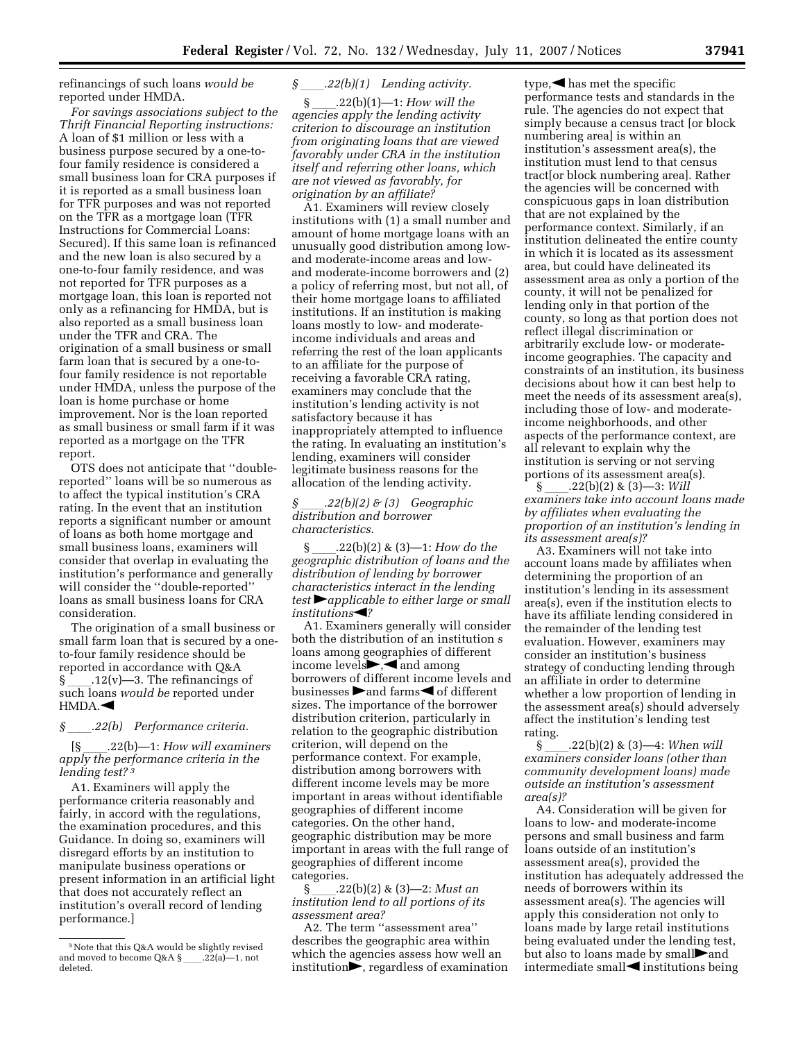refinancings of such loans *would be* reported under HMDA.

*For savings associations subject to the Thrift Financial Reporting instructions:* A loan of $1 million or less with a business purpose secured by a one-to-four family residence is considered a small business loan for CRA purposes if it is reported as a small business loan for TFR purposes and was not reported on the TFR as a mortgage loan (TFR Instructions for Commercial Loans: Secured). If this same loan is refinanced and the new loan is also secured by a one-to-four family residence, and was not reported for TFR purposes as a mortgage loan, this loan is reported not only as a refinancing for HMDA, but is also reported as a small business loan under the TFR and CRA. The origination of a small business or small farm loan that is secured by a one-to-four family residence is not reportable under HMDA, unless the purpose of the loan is home purchase or home improvement. Nor is the loan reported as small business or small farm if it was reported as a mortgage on the TFR report.

OTS does not anticipate that ''double-reported'' loans will be so numerous as to affect the typical institution's CRA rating. In the event that an institution reports a significant number or amount of loans as both home mortgage and small business loans, examiners will consider that overlap in evaluating the institution's performance and generally will consider the ''double-reported'' loans as small business loans for CRA consideration.

The origination of a small business or small farm loan that is secured by a one-to-four family residence should be reported in accordance with Q&A § ____.12(v)—3. The refinancings of such loans *would be* reported under HMDA.◀

*§ ____.22(b) Performance criteria.*

[§ ____.22(b)—1: *How will examiners apply the performance criteria in the lending test?* [3]

A1. Examiners will apply the performance criteria reasonably and fairly, in accord with the regulations, the examination procedures, and this Guidance. In doing so, examiners will disregard efforts by an institution to manipulate business operations or present information in an artificial light that does not accurately reflect an institution's overall record of lending performance.]

[3] Note that this Q&A would be slightly revised and moved to become Q&A § ____.22(a)—1, not deleted.

*§ ____.22(b)(1) Lending activity.*

§ ____.22(b)(1)—1: *How will the agencies apply the lending activity criterion to discourage an institution from originating loans that are viewed favorably under CRA in the institution itself and referring other loans, which are not viewed as favorably, for origination by an affiliate?*

A1. Examiners will review closely institutions with (1) a small number and amount of home mortgage loans with an unusually good distribution among low- and moderate-income areas and low- and moderate-income borrowers and (2) a policy of referring most, but not all, of their home mortgage loans to affiliated institutions. If an institution is making loans mostly to low- and moderate-income individuals and areas and referring the rest of the loan applicants to an affiliate for the purpose of receiving a favorable CRA rating, examiners may conclude that the institution's lending activity is not satisfactory because it has inappropriately attempted to influence the rating. In evaluating an institution's lending, examiners will consider legitimate business reasons for the allocation of the lending activity.

*§ ____.22(b)(2) & (3) Geographic distribution and borrower characteristics.*

§ ____.22(b)(2) & (3)—1: *How do the geographic distribution of loans and the distribution of lending by borrower characteristics interact in the lending test ▶applicable to either large or small institutions◀?*

A1. Examiners generally will consider both the distribution of an institution s loans among geographies of different income levels▶,◀ and among borrowers of different income levels and businesses ▶and farms◀ of different sizes. The importance of the borrower distribution criterion, particularly in relation to the geographic distribution criterion, will depend on the performance context. For example, distribution among borrowers with different income levels may be more important in areas without identifiable geographies of different income categories. On the other hand, geographic distribution may be more important in areas with the full range of geographies of different income categories.

§ ____.22(b)(2) & (3)—2: *Must an institution lend to all portions of its assessment area?*

A2. The term ''assessment area'' describes the geographic area within which the agencies assess how well an institution▶, regardless of examination type,◀ has met the specific performance tests and standards in the rule. The agencies do not expect that simply because a census tract [or block numbering area] is within an institution's assessment area(s), the institution must lend to that census tract[or block numbering area]. Rather the agencies will be concerned with conspicuous gaps in loan distribution that are not explained by the performance context. Similarly, if an institution delineated the entire county in which it is located as its assessment area, but could have delineated its assessment area as only a portion of the county, it will not be penalized for lending only in that portion of the county, so long as that portion does not reflect illegal discrimination or arbitrarily exclude low- or moderate-income geographies. The capacity and constraints of an institution, its business decisions about how it can best help to meet the needs of its assessment area(s), including those of low- and moderate-income neighborhoods, and other aspects of the performance context, are all relevant to explain why the institution is serving or not serving portions of its assessment area(s).

§ ____.22(b)(2) & (3)—3: *Will examiners take into account loans made by affiliates when evaluating the proportion of an institution's lending in its assessment area(s)?*

A3. Examiners will not take into account loans made by affiliates when determining the proportion of an institution's lending in its assessment area(s), even if the institution elects to have its affiliate lending considered in the remainder of the lending test evaluation. However, examiners may consider an institution's business strategy of conducting lending through an affiliate in order to determine whether a low proportion of lending in the assessment area(s) should adversely affect the institution's lending test rating.

§ ____.22(b)(2) & (3)—4: *When will examiners consider loans (other than community development loans) made outside an institution's assessment area(s)?*

A4. Consideration will be given for loans to low- and moderate-income persons and small business and farm loans outside of an institution's assessment area(s), provided the institution has adequately addressed the needs of borrowers within its assessment area(s). The agencies will apply this consideration not only to loans made by large retail institutions being evaluated under the lending test, but also to loans made by small▶and intermediate small◀ institutions being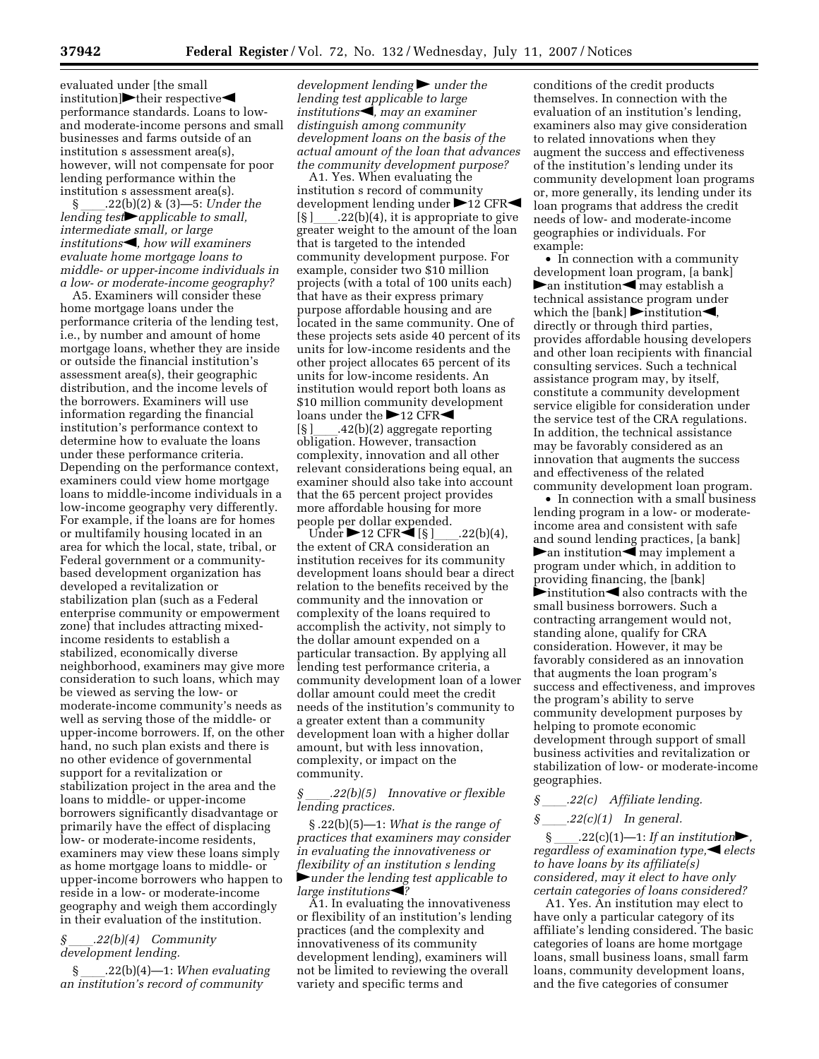evaluated under [the small institution]►their respective◄ performance standards. Loans to low- and moderate-income persons and small businesses and farms outside of an institution s assessment area(s), however, will not compensate for poor lending performance within the institution s assessment area(s).

§ ____.22(b)(2) & (3)—5: *Under the lending test►applicable to small, intermediate small, or large institutions◄, how will examiners evaluate home mortgage loans to middle- or upper-income individuals in a low- or moderate-income geography?*

A5. Examiners will consider these home mortgage loans under the performance criteria of the lending test, i.e., by number and amount of home mortgage loans, whether they are inside or outside the financial institution's assessment area(s), their geographic distribution, and the income levels of the borrowers. Examiners will use information regarding the financial institution's performance context to determine how to evaluate the loans under these performance criteria. Depending on the performance context, examiners could view home mortgage loans to middle-income individuals in a low-income geography very differently. For example, if the loans are for homes or multifamily housing located in an area for which the local, state, tribal, or Federal government or a community-based development organization has developed a revitalization or stabilization plan (such as a Federal enterprise community or empowerment zone) that includes attracting mixed-income residents to establish a stabilized, economically diverse neighborhood, examiners may give more consideration to such loans, which may be viewed as serving the low- or moderate-income community's needs as well as serving those of the middle- or upper-income borrowers. If, on the other hand, no such plan exists and there is no other evidence of governmental support for a revitalization or stabilization project in the area and the loans to middle- or upper-income borrowers significantly disadvantage or primarily have the effect of displacing low- or moderate-income residents, examiners may view these loans simply as home mortgage loans to middle- or upper-income borrowers who happen to reside in a low- or moderate-income geography and weigh them accordingly in their evaluation of the institution.

*§ ____.22(b)(4) Community development lending.*

§ ____.22(b)(4)—1: *When evaluating an institution's record of community development lending► under the lending test applicable to large institutions◄, may an examiner distinguish among community development loans on the basis of the actual amount of the loan that advances the community development purpose?*

A1. Yes. When evaluating the institution s record of community development lending under ►12 CFR◄ [§ ]____.22(b)(4), it is appropriate to give greater weight to the amount of the loan that is targeted to the intended community development purpose. For example, consider two $10 million projects (with a total of 100 units each) that have as their express primary purpose affordable housing and are located in the same community. One of these projects sets aside 40 percent of its units for low-income residents and the other project allocates 65 percent of its units for low-income residents. An institution would report both loans as $10 million community development loans under the ►12 CFR◄ [§ ]____.42(b)(2) aggregate reporting obligation. However, transaction complexity, innovation and all other relevant considerations being equal, an examiner should also take into account that the 65 percent project provides more affordable housing for more people per dollar expended.

Under ►12 CFR◄ [§ ]____.22(b)(4), the extent of CRA consideration an institution receives for its community development loans should bear a direct relation to the benefits received by the community and the innovation or complexity of the loans required to accomplish the activity, not simply to the dollar amount expended on a particular transaction. By applying all lending test performance criteria, a community development loan of a lower dollar amount could meet the credit needs of the institution's community to a greater extent than a community development loan with a higher dollar amount, but with less innovation, complexity, or impact on the community.

*§ ____.22(b)(5) Innovative or flexible lending practices.*

§ .22(b)(5)—1: *What is the range of practices that examiners may consider in evaluating the innovativeness or flexibility of an institution s lending ►under the lending test applicable to large institutions◄?*

A1. In evaluating the innovativeness or flexibility of an institution's lending practices (and the complexity and innovativeness of its community development lending), examiners will not be limited to reviewing the overall variety and specific terms and conditions of the credit products themselves. In connection with the evaluation of an institution's lending, examiners also may give consideration to related innovations when they augment the success and effectiveness of the institution's lending under its community development loan programs or, more generally, its lending under its loan programs that address the credit needs of low- and moderate-income geographies or individuals. For example:

- In connection with a community development loan program, [a bank] ►an institution◄ may establish a technical assistance program under which the [bank] ►institution◄, directly or through third parties, provides affordable housing developers and other loan recipients with financial consulting services. Such a technical assistance program may, by itself, constitute a community development service eligible for consideration under the service test of the CRA regulations. In addition, the technical assistance may be favorably considered as an innovation that augments the success and effectiveness of the related community development loan program.
- In connection with a small business lending program in a low- or moderate-income area and consistent with safe and sound lending practices, [a bank] ►an institution◄ may implement a program under which, in addition to providing financing, the [bank] ►institution◄ also contracts with the small business borrowers. Such a contracting arrangement would not, standing alone, qualify for CRA consideration. However, it may be favorably considered as an innovation that augments the loan program's success and effectiveness, and improves the program's ability to serve community development purposes by helping to promote economic development through support of small business activities and revitalization or stabilization of low- or moderate-income geographies.

*§ ____.22(c) Affiliate lending.*

*§ ____.22(c)(1) In general.*

§ ____.22(c)(1)—1: *If an institution►, regardless of examination type,◄ elects to have loans by its affiliate(s) considered, may it elect to have only certain categories of loans considered?*

A1. Yes. An institution may elect to have only a particular category of its affiliate's lending considered. The basic categories of loans are home mortgage loans, small business loans, small farm loans, community development loans, and the five categories of consumer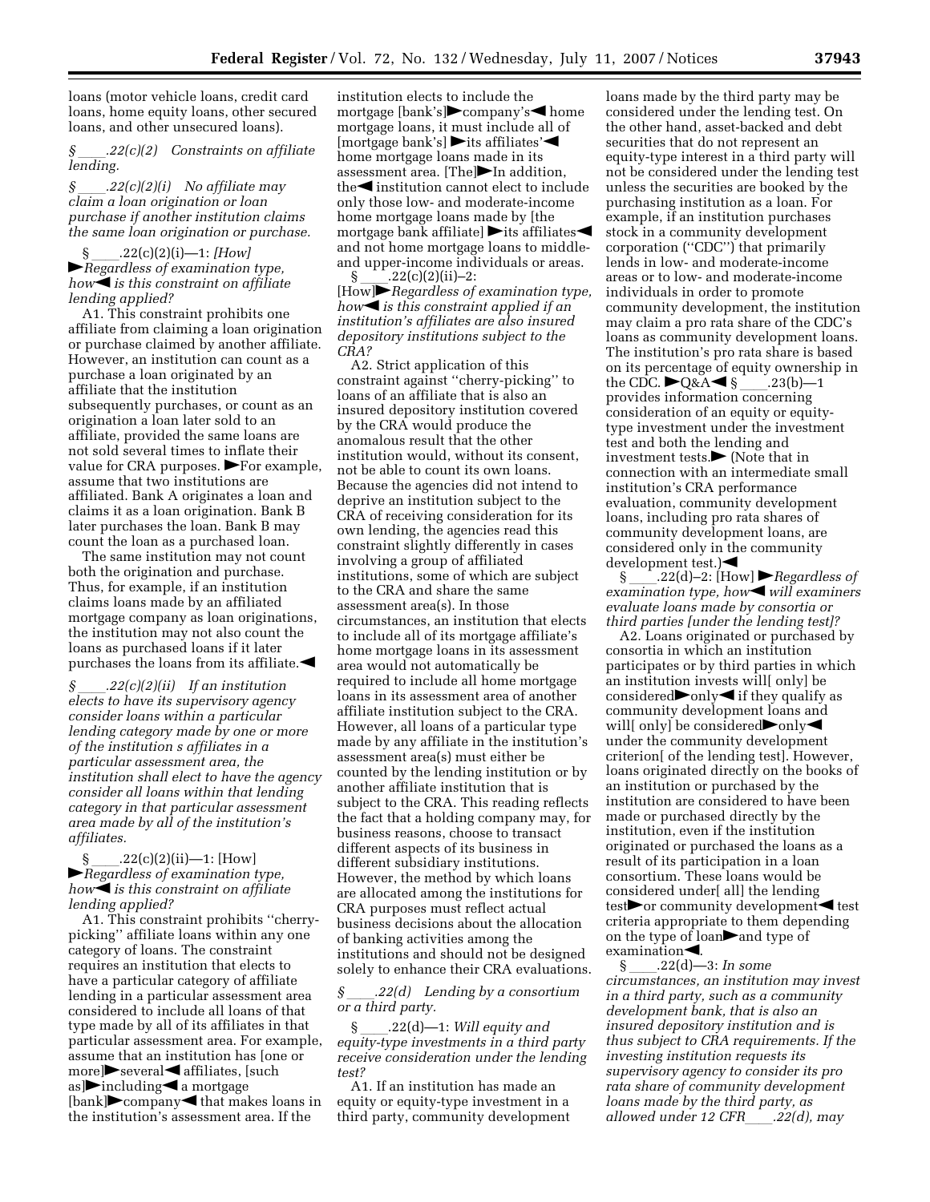loans (motor vehicle loans, credit card loans, home equity loans, other secured loans, and other unsecured loans).

*§____.22(c)(2) Constraints on affiliate lending.*

*§____.22(c)(2)(i) No affiliate may claim a loan origination or loan purchase if another institution claims the same loan origination or purchase.*

§____.22(c)(2)(i)—1: *[How] ►Regardless of examination type, how◄ is this constraint on affiliate lending applied?*

A1. This constraint prohibits one affiliate from claiming a loan origination or purchase claimed by another affiliate. However, an institution can count as a purchase a loan originated by an affiliate that the institution subsequently purchases, or count as an origination a loan later sold to an affiliate, provided the same loans are not sold several times to inflate their value for CRA purposes. ►For example, assume that two institutions are affiliated. Bank A originates a loan and claims it as a loan origination. Bank B later purchases the loan. Bank B may count the loan as a purchased loan.

The same institution may not count both the origination and purchase. Thus, for example, if an institution claims loans made by an affiliated mortgage company as loan originations, the institution may not also count the loans as purchased loans if it later purchases the loans from its affiliate.◄

*§____.22(c)(2)(ii) If an institution elects to have its supervisory agency consider loans within a particular lending category made by one or more of the institution s affiliates in a particular assessment area, the institution shall elect to have the agency consider all loans within that lending category in that particular assessment area made by all of the institution's affiliates.*

§____.22(c)(2)(ii)—1: [How] *►Regardless of examination type, how◄ is this constraint on affiliate lending applied?*

A1. This constraint prohibits ''cherry-picking'' affiliate loans within any one category of loans. The constraint requires an institution that elects to have a particular category of affiliate lending in a particular assessment area considered to include all loans of that type made by all of its affiliates in that particular assessment area. For example, assume that an institution has [one or more]►several◄ affiliates, [such as]►including◄ a mortgage [bank]►company◄ that makes loans in the institution's assessment area. If the institution elects to include the mortgage [bank's]►company's◄ home mortgage loans, it must include all of [mortgage bank's] ►its affiliates'◄ home mortgage loans made in its assessment area. [The]►In addition, the◄ institution cannot elect to include only those low- and moderate-income home mortgage loans made by [the mortgage bank affiliate] ►its affiliates◄ and not home mortgage loans to middle- and upper-income individuals or areas.

§____.22(c)(2)(ii)–2: [How]►*Regardless of examination type, how◄ is this constraint applied if an institution's affiliates are also insured depository institutions subject to the CRA?*

A2. Strict application of this constraint against ''cherry-picking'' to loans of an affiliate that is also an insured depository institution covered by the CRA would produce the anomalous result that the other institution would, without its consent, not be able to count its own loans. Because the agencies did not intend to deprive an institution subject to the CRA of receiving consideration for its own lending, the agencies read this constraint slightly differently in cases involving a group of affiliated institutions, some of which are subject to the CRA and share the same assessment area(s). In those circumstances, an institution that elects to include all of its mortgage affiliate's home mortgage loans in its assessment area would not automatically be required to include all home mortgage loans in its assessment area of another affiliate institution subject to the CRA. However, all loans of a particular type made by any affiliate in the institution's assessment area(s) must either be counted by the lending institution or by another affiliate institution that is subject to the CRA. This reading reflects the fact that a holding company may, for business reasons, choose to transact different aspects of its business in different subsidiary institutions. However, the method by which loans are allocated among the institutions for CRA purposes must reflect actual business decisions about the allocation of banking activities among the institutions and should not be designed solely to enhance their CRA evaluations.

*§____.22(d) Lending by a consortium or a third party.*

§____.22(d)—1: *Will equity and equity-type investments in a third party receive consideration under the lending test?*

A1. If an institution has made an equity or equity-type investment in a third party, community development loans made by the third party may be considered under the lending test. On the other hand, asset-backed and debt securities that do not represent an equity-type interest in a third party will not be considered under the lending test unless the securities are booked by the purchasing institution as a loan. For example, if an institution purchases stock in a community development corporation (''CDC'') that primarily lends in low- and moderate-income areas or to low- and moderate-income individuals in order to promote community development, the institution may claim a pro rata share of the CDC's loans as community development loans. The institution's pro rata share is based on its percentage of equity ownership in the CDC. ►Q&A◄ §____.23(b)—1 provides information concerning consideration of an equity or equity-type investment under the investment test and both the lending and investment tests.► (Note that in connection with an intermediate small institution's CRA performance evaluation, community development loans, including pro rata shares of community development loans, are considered only in the community development test.)◄

§____.22(d)–2: [How] ►*Regardless of examination type, how◄ will examiners evaluate loans made by consortia or third parties [under the lending test]?*

A2. Loans originated or purchased by consortia in which an institution participates or by third parties in which an institution invests will[ only] be considered►only◄ if they qualify as community development loans and will[ only] be considered►only◄ under the community development criterion[ of the lending test]. However, loans originated directly on the books of an institution or purchased by the institution are considered to have been made or purchased directly by the institution, even if the institution originated or purchased the loans as a result of its participation in a loan consortium. These loans would be considered under[ all] the lending test►or community development◄ test criteria appropriate to them depending on the type of loan►and type of examination◄.

§____.22(d)—3: *In some circumstances, an institution may invest in a third party, such as a community development bank, that is also an insured depository institution and is thus subject to CRA requirements. If the investing institution requests its supervisory agency to consider its pro rata share of community development loans made by the third party, as allowed under 12 CFR____.22(d), may*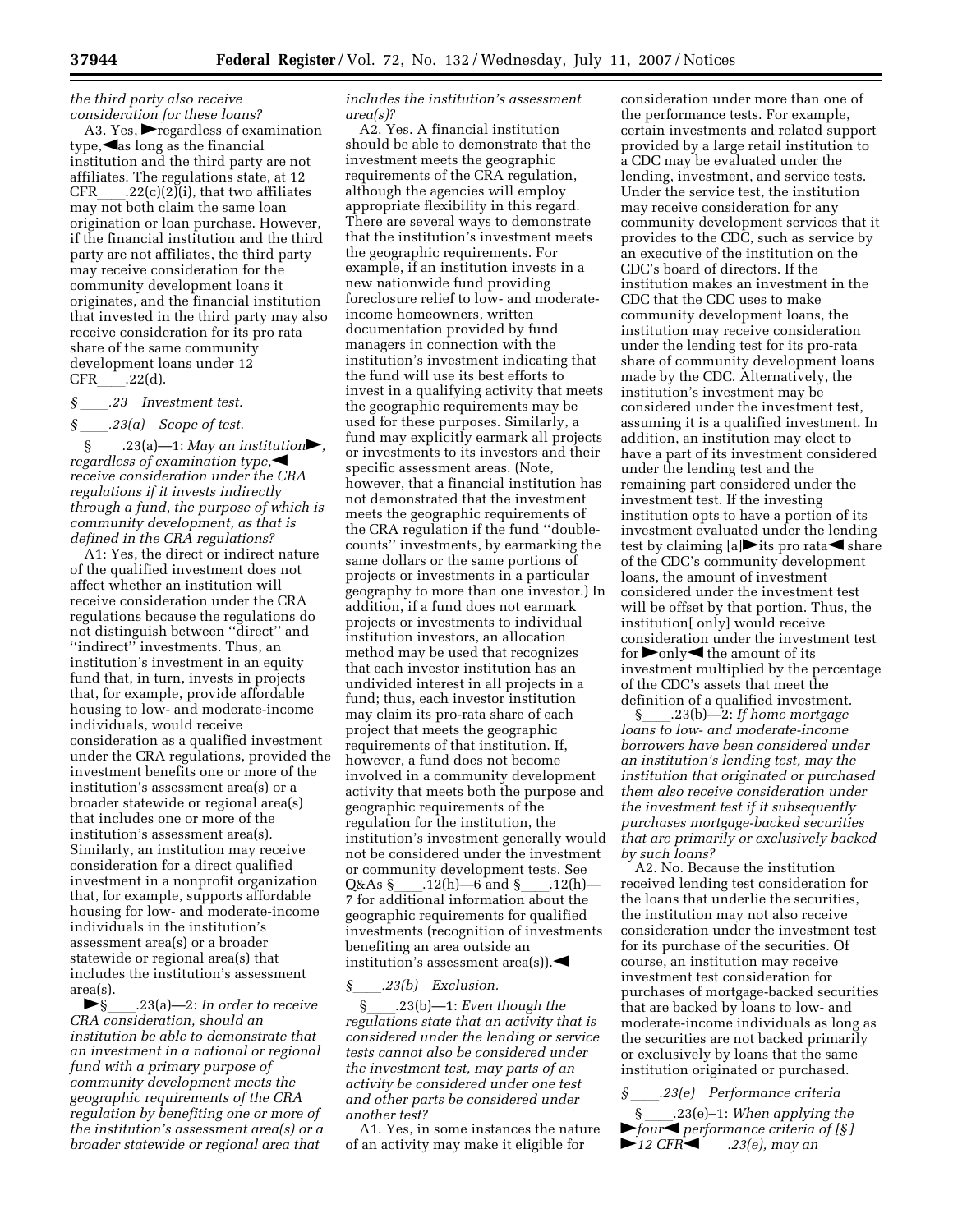*the third party also receive consideration for these loans?*

A3. Yes, ►regardless of examination type,◄as long as the financial institution and the third party are not affiliates. The regulations state, at 12 CFR____.22(c)(2)(i), that two affiliates may not both claim the same loan origination or loan purchase. However, if the financial institution and the third party are not affiliates, the third party may receive consideration for the community development loans it originates, and the financial institution that invested in the third party may also receive consideration for its pro rata share of the same community development loans under 12 CFR____.22(d).

*§____.23 Investment test.*

*§____.23(a) Scope of test.*

§____.23(a)—1: *May an institution►, regardless of examination type,◄ receive consideration under the CRA regulations if it invests indirectly through a fund, the purpose of which is community development, as that is defined in the CRA regulations?*

A1: Yes, the direct or indirect nature of the qualified investment does not affect whether an institution will receive consideration under the CRA regulations because the regulations do not distinguish between ''direct'' and ''indirect'' investments. Thus, an institution's investment in an equity fund that, in turn, invests in projects that, for example, provide affordable housing to low- and moderate-income individuals, would receive consideration as a qualified investment under the CRA regulations, provided the investment benefits one or more of the institution's assessment area(s) or a broader statewide or regional area(s) that includes one or more of the institution's assessment area(s). Similarly, an institution may receive consideration for a direct qualified investment in a nonprofit organization that, for example, supports affordable housing for low- and moderate-income individuals in the institution's assessment area(s) or a broader statewide or regional area(s) that includes the institution's assessment area(s).

►§____.23(a)—2: *In order to receive CRA consideration, should an institution be able to demonstrate that an investment in a national or regional fund with a primary purpose of community development meets the geographic requirements of the CRA regulation by benefiting one or more of the institution's assessment area(s) or a broader statewide or regional area that includes the institution's assessment area(s)?*

A2. Yes. A financial institution should be able to demonstrate that the investment meets the geographic requirements of the CRA regulation, although the agencies will employ appropriate flexibility in this regard. There are several ways to demonstrate that the institution's investment meets the geographic requirements. For example, if an institution invests in a new nationwide fund providing foreclosure relief to low- and moderate-income homeowners, written documentation provided by fund managers in connection with the institution's investment indicating that the fund will use its best efforts to invest in a qualifying activity that meets the geographic requirements may be used for these purposes. Similarly, a fund may explicitly earmark all projects or investments to its investors and their specific assessment areas. (Note, however, that a financial institution has not demonstrated that the investment meets the geographic requirements of the CRA regulation if the fund ''double-counts'' investments, by earmarking the same dollars or the same portions of projects or investments in a particular geography to more than one investor.) In addition, if a fund does not earmark projects or investments to individual institution investors, an allocation method may be used that recognizes that each investor institution has an undivided interest in all projects in a fund; thus, each investor institution may claim its pro-rata share of each project that meets the geographic requirements of that institution. If, however, a fund does not become involved in a community development activity that meets both the purpose and geographic requirements of the regulation for the institution, the institution's investment generally would not be considered under the investment or community development tests. See Q&As §____.12(h)—6 and §____.12(h)—7 for additional information about the geographic requirements for qualified investments (recognition of investments benefiting an area outside an institution's assessment area(s)).◄

*§____.23(b) Exclusion.*

§____.23(b)—1: *Even though the regulations state that an activity that is considered under the lending or service tests cannot also be considered under the investment test, may parts of an activity be considered under one test and other parts be considered under another test?*

A1. Yes, in some instances the nature of an activity may make it eligible for consideration under more than one of the performance tests. For example, certain investments and related support provided by a large retail institution to a CDC may be evaluated under the lending, investment, and service tests. Under the service test, the institution may receive consideration for any community development services that it provides to the CDC, such as service by an executive of the institution on the CDC's board of directors. If the institution makes an investment in the CDC that the CDC uses to make community development loans, the institution may receive consideration under the lending test for its pro-rata share of community development loans made by the CDC. Alternatively, the institution's investment may be considered under the investment test, assuming it is a qualified investment. In addition, an institution may elect to have a part of its investment considered under the lending test and the remaining part considered under the investment test. If the investing institution opts to have a portion of its investment evaluated under the lending test by claiming [a]►its pro rata◄ share of the CDC's community development loans, the amount of investment considered under the investment test will be offset by that portion. Thus, the institution[ only] would receive consideration under the investment test for ►only◄ the amount of its investment multiplied by the percentage of the CDC's assets that meet the definition of a qualified investment.

§____.23(b)—2: *If home mortgage loans to low- and moderate-income borrowers have been considered under an institution's lending test, may the institution that originated or purchased them also receive consideration under the investment test if it subsequently purchases mortgage-backed securities that are primarily or exclusively backed by such loans?*

A2. No. Because the institution received lending test consideration for the loans that underlie the securities, the institution may not also receive consideration under the investment test for its purchase of the securities. Of course, an institution may receive investment test consideration for purchases of mortgage-backed securities that are backed by loans to low- and moderate-income individuals as long as the securities are not backed primarily or exclusively by loans that the same institution originated or purchased.

*§____.23(e) Performance criteria*

§____.23(e)–1: *When applying the ►four◄ performance criteria of [§] ►12 CFR◄____.23(e), may an*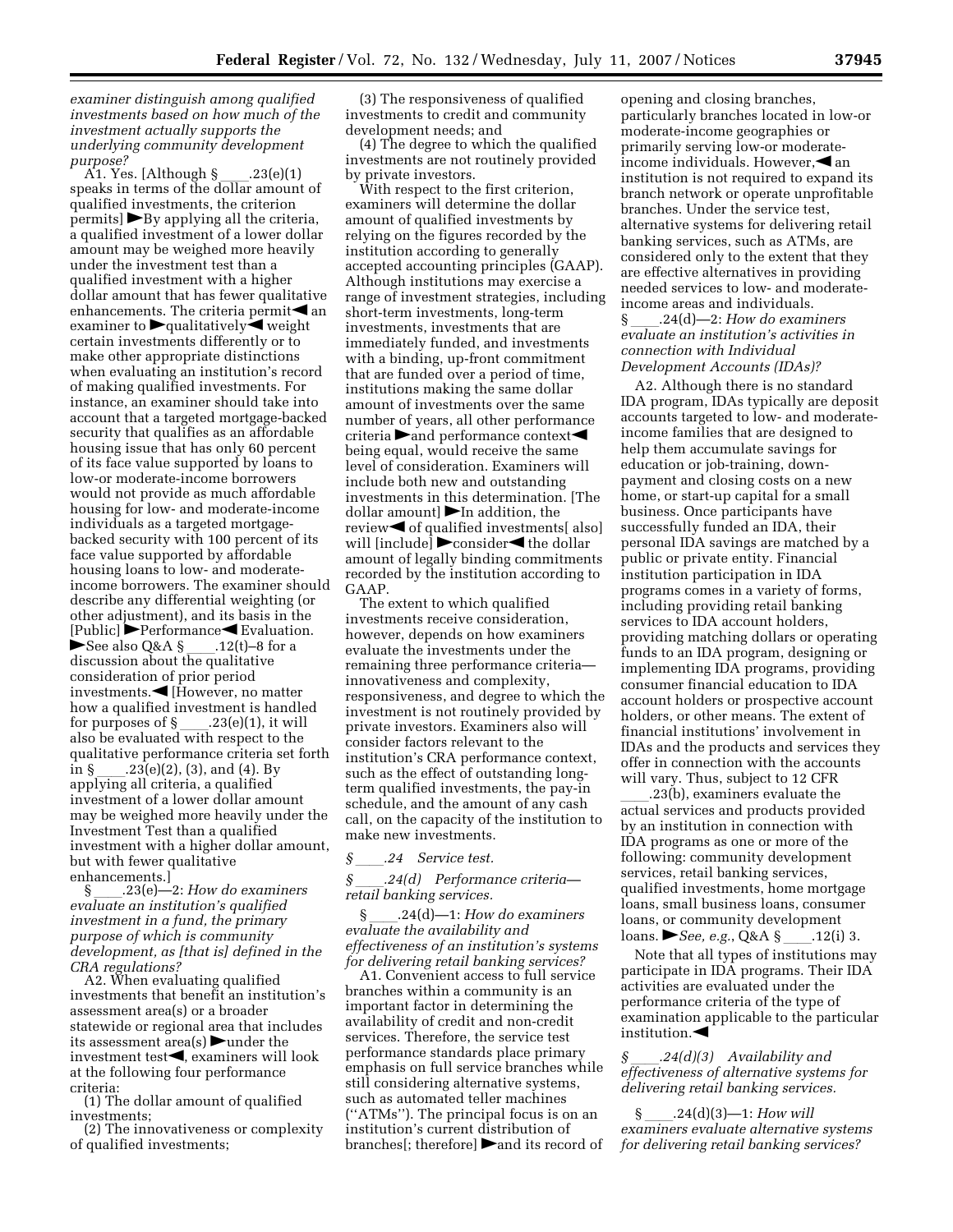*examiner distinguish among qualified investments based on how much of the investment actually supports the underlying community development purpose?*

A1. Yes. [Although § ____.23(e)(1) speaks in terms of the dollar amount of qualified investments, the criterion permits] ►By applying all the criteria, a qualified investment of a lower dollar amount may be weighed more heavily under the investment test than a qualified investment with a higher dollar amount that has fewer qualitative enhancements. The criteria permit◄ an examiner to ►qualitatively◄ weight certain investments differently or to make other appropriate distinctions when evaluating an institution's record of making qualified investments. For instance, an examiner should take into account that a targeted mortgage-backed security that qualifies as an affordable housing issue that has only 60 percent of its face value supported by loans to low-or moderate-income borrowers would not provide as much affordable housing for low- and moderate-income individuals as a targeted mortgage-backed security with 100 percent of its face value supported by affordable housing loans to low- and moderate-income borrowers. The examiner should describe any differential weighting (or other adjustment), and its basis in the [Public] ►Performance◄ Evaluation. ►See also Q&A § ____.12(t)–8 for a discussion about the qualitative consideration of prior period investments.◄ [However, no matter how a qualified investment is handled for purposes of § ____.23(e)(1), it will also be evaluated with respect to the qualitative performance criteria set forth in § ____.23(e)(2), (3), and (4). By applying all criteria, a qualified investment of a lower dollar amount may be weighed more heavily under the Investment Test than a qualified investment with a higher dollar amount, but with fewer qualitative enhancements.]

§ ____.23(e)—2: *How do examiners evaluate an institution's qualified investment in a fund, the primary purpose of which is community development, as [that is] defined in the CRA regulations?*

A2. When evaluating qualified investments that benefit an institution's assessment area(s) or a broader statewide or regional area that includes its assessment area(s) ►under the investment test◄, examiners will look at the following four performance criteria:

(1) The dollar amount of qualified investments;

(2) The innovativeness or complexity of qualified investments;

(3) The responsiveness of qualified investments to credit and community development needs; and

(4) The degree to which the qualified investments are not routinely provided by private investors.

With respect to the first criterion, examiners will determine the dollar amount of qualified investments by relying on the figures recorded by the institution according to generally accepted accounting principles (GAAP). Although institutions may exercise a range of investment strategies, including short-term investments, long-term investments, investments that are immediately funded, and investments with a binding, up-front commitment that are funded over a period of time, institutions making the same dollar amount of investments over the same number of years, all other performance criteria ►and performance context◄ being equal, would receive the same level of consideration. Examiners will include both new and outstanding investments in this determination. [The dollar amount] ►In addition, the review◄ of qualified investments[ also] will [include] ►consider◄ the dollar amount of legally binding commitments recorded by the institution according to GAAP.

The extent to which qualified investments receive consideration, however, depends on how examiners evaluate the investments under the remaining three performance criteria—innovativeness and complexity, responsiveness, and degree to which the investment is not routinely provided by private investors. Examiners also will consider factors relevant to the institution's CRA performance context, such as the effect of outstanding long-term qualified investments, the pay-in schedule, and the amount of any cash call, on the capacity of the institution to make new investments.

*§ ____.24 Service test.*

*§ ____.24(d) Performance criteria—retail banking services.*

§ ____.24(d)—1: *How do examiners evaluate the availability and effectiveness of an institution's systems for delivering retail banking services?*

A1. Convenient access to full service branches within a community is an important factor in determining the availability of credit and non-credit services. Therefore, the service test performance standards place primary emphasis on full service branches while still considering alternative systems, such as automated teller machines (''ATMs''). The principal focus is on an institution's current distribution of branches[; therefore] ►and its record of opening and closing branches, particularly branches located in low-or moderate-income geographies or primarily serving low-or moderate-income individuals. However,◄ an institution is not required to expand its branch network or operate unprofitable branches. Under the service test, alternative systems for delivering retail banking services, such as ATMs, are considered only to the extent that they are effective alternatives in providing needed services to low- and moderate-income areas and individuals.

§ ____.24(d)—2: *How do examiners evaluate an institution's activities in connection with Individual Development Accounts (IDAs)?*

A2. Although there is no standard IDA program, IDAs typically are deposit accounts targeted to low- and moderate-income families that are designed to help them accumulate savings for education or job-training, down-payment and closing costs on a new home, or start-up capital for a small business. Once participants have successfully funded an IDA, their personal IDA savings are matched by a public or private entity. Financial institution participation in IDA programs comes in a variety of forms, including providing retail banking services to IDA account holders, providing matching dollars or operating funds to an IDA program, designing or implementing IDA programs, providing consumer financial education to IDA account holders or prospective account holders, or other means. The extent of financial institutions' involvement in IDAs and the products and services they offer in connection with the accounts will vary. Thus, subject to 12 CFR ____.23(b), examiners evaluate the actual services and products provided by an institution in connection with IDA programs as one or more of the following: community development services, retail banking services, qualified investments, home mortgage loans, small business loans, consumer loans, or community development loans. ►*See, e.g.*, Q&A § ____.12(i) 3.

Note that all types of institutions may participate in IDA programs. Their IDA activities are evaluated under the performance criteria of the type of examination applicable to the particular institution.◄

*§ ____.24(d)(3) Availability and effectiveness of alternative systems for delivering retail banking services.*

§ ____.24(d)(3)—1: *How will examiners evaluate alternative systems for delivering retail banking services?*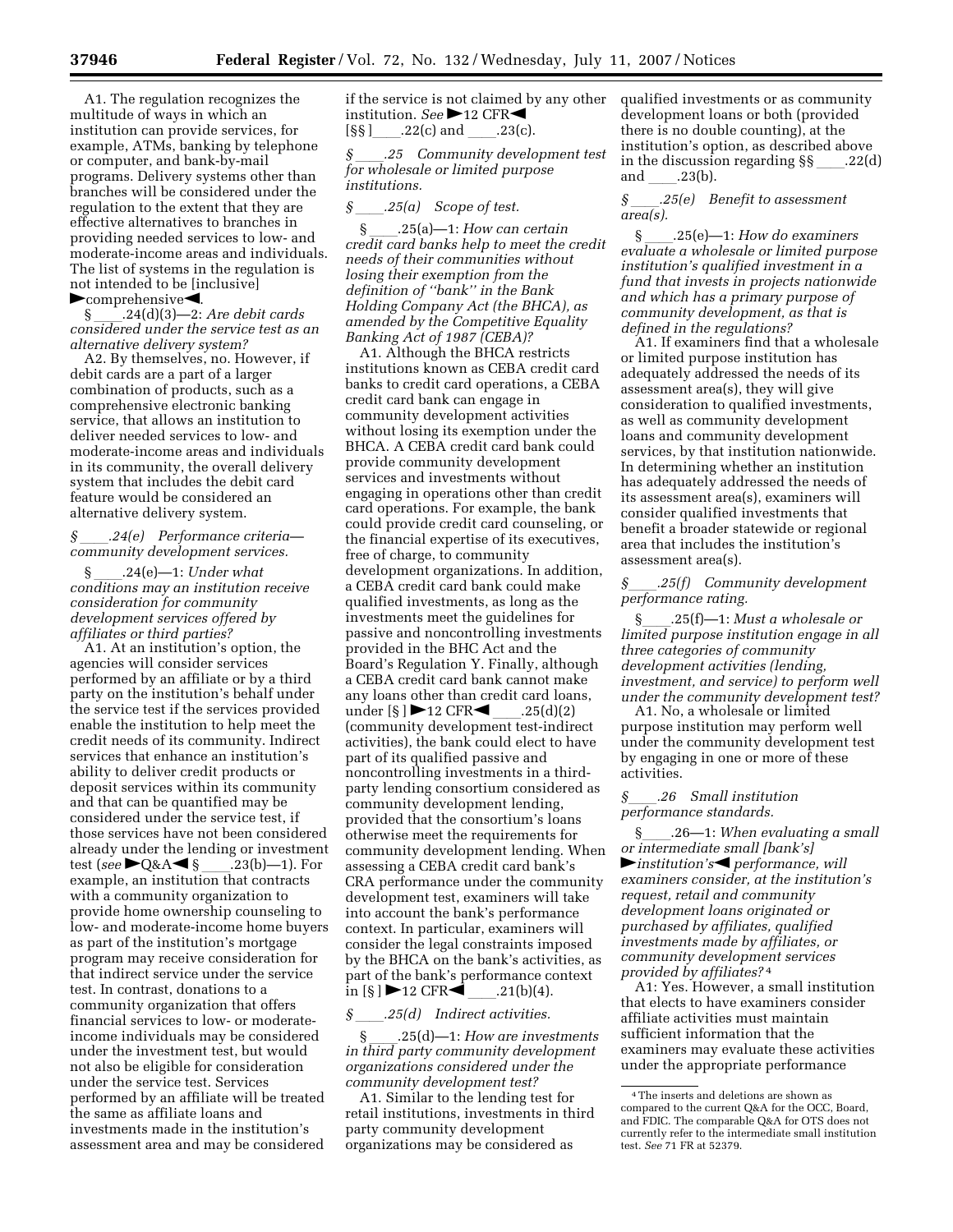A1. The regulation recognizes the multitude of ways in which an institution can provide services, for example, ATMs, banking by telephone or computer, and banking-by-mail programs. Delivery systems other than branches will be considered under the regulation to the extent that they are effective alternatives to branches in providing needed services to low- and moderate-income areas and individuals. The list of systems in the regulation is not intended to be [inclusive] ►comprehensive◄.

§ ____.24(d)(3)—2: *Are debit cards considered under the service test as an alternative delivery system?*

A2. By themselves, no. However, if debit cards are a part of a larger combination of products, such as a comprehensive electronic banking service, that allows an institution to deliver needed services to low- and moderate-income areas and individuals in its community, the overall delivery system that includes the debit card feature would be considered an alternative delivery system.

*§ ____.24(e) Performance criteria—community development services.*

§ ____.24(e)—1: *Under what conditions may an institution receive consideration for community development services offered by affiliates or third parties?*

A1. At an institution's option, the agencies will consider services performed by an affiliate or by a third party on the institution's behalf under the service test if the services provided enable the institution to help meet the credit needs of its community. Indirect services that enhance an institution's ability to deliver credit products or deposit services within its community and that can be quantified may be considered under the service test, if those services have not been considered already under the lending or investment test (*see* ►Q&A◄ § ____.23(b)—1). For example, an institution that contracts with a community organization to provide home ownership counseling to low- and moderate-income home buyers as part of the institution's mortgage program may receive consideration for that indirect service under the service test. In contrast, donations to a community organization that offers financial services to low- or moderate-income individuals may be considered under the investment test, but would not also be eligible for consideration under the service test. Services performed by an affiliate will be treated the same as affiliate loans and investments made in the institution's assessment area and may be considered if the service is not claimed by any other institution. *See* ►12 CFR◄ [§§ ]____.22(c) and ____.23(c).

*§ ____.25 Community development test for wholesale or limited purpose institutions.*

*§ ____.25(a) Scope of test.*

§ ____.25(a)—1: *How can certain credit card banks help to meet the credit needs of their communities without losing their exemption from the definition of "bank" in the Bank Holding Company Act (the BHCA), as amended by the Competitive Equality Banking Act of 1987 (CEBA)?*

A1. Although the BHCA restricts institutions known as CEBA credit card banks to credit card operations, a CEBA credit card bank can engage in community development activities without losing its exemption under the BHCA. A CEBA credit card bank could provide community development services and investments without engaging in operations other than credit card operations. For example, the bank could provide credit card counseling, or the financial expertise of its executives, free of charge, to community development organizations. In addition, a CEBA credit card bank could make qualified investments, as long as the investments meet the guidelines for passive and noncontrolling investments provided in the BHC Act and the Board's Regulation Y. Finally, although a CEBA credit card bank cannot make any loans other than credit card loans, under [§ ] ►12 CFR◄ ____.25(d)(2) (community development test-indirect activities), the bank could elect to have part of its qualified passive and noncontrolling investments in a third-party lending consortium considered as community development lending, provided that the consortium's loans otherwise meet the requirements for community development lending. When assessing a CEBA credit card bank's CRA performance under the community development test, examiners will take into account the bank's performance context. In particular, examiners will consider the legal constraints imposed by the BHCA on the bank's activities, as part of the bank's performance context in [§ ] ►12 CFR◄ ____.21(b)(4).

*§ ____.25(d) Indirect activities.*

§ ____.25(d)—1: *How are investments in third party community development organizations considered under the community development test?*

A1. Similar to the lending test for retail institutions, investments in third party community development organizations may be considered as qualified investments or as community development loans or both (provided there is no double counting), at the institution's option, as described above in the discussion regarding §§ ____.22(d) and ____.23(b).

*§ ____.25(e) Benefit to assessment area(s).*

§ ____.25(e)—1: *How do examiners evaluate a wholesale or limited purpose institution's qualified investment in a fund that invests in projects nationwide and which has a primary purpose of community development, as that is defined in the regulations?*

A1. If examiners find that a wholesale or limited purpose institution has adequately addressed the needs of its assessment area(s), they will give consideration to qualified investments, as well as community development loans and community development services, by that institution nationwide. In determining whether an institution has adequately addressed the needs of its assessment area(s), examiners will consider qualified investments that benefit a broader statewide or regional area that includes the institution's assessment area(s).

*§ ____.25(f) Community development performance rating.*

§ ____.25(f)—1: *Must a wholesale or limited purpose institution engage in all three categories of community development activities (lending, investment, and service) to perform well under the community development test?*

A1. No, a wholesale or limited purpose institution may perform well under the community development test by engaging in one or more of these activities.

*§ ____.26 Small institution performance standards.*

§ ____.26—1: *When evaluating a small or intermediate small [bank's] ►institution's◄ performance, will examiners consider, at the institution's request, retail and community development loans originated or purchased by affiliates, qualified investments made by affiliates, or community development services provided by affiliates?*[4]

A1: Yes. However, a small institution that elects to have examiners consider affiliate activities must maintain sufficient information that the examiners may evaluate these activities under the appropriate performance

---

[4] The inserts and deletions are shown as compared to the current Q&A for the OCC, Board, and FDIC. The comparable Q&A for OTS does not currently refer to the intermediate small institution test. *See* 71 FR at 52379.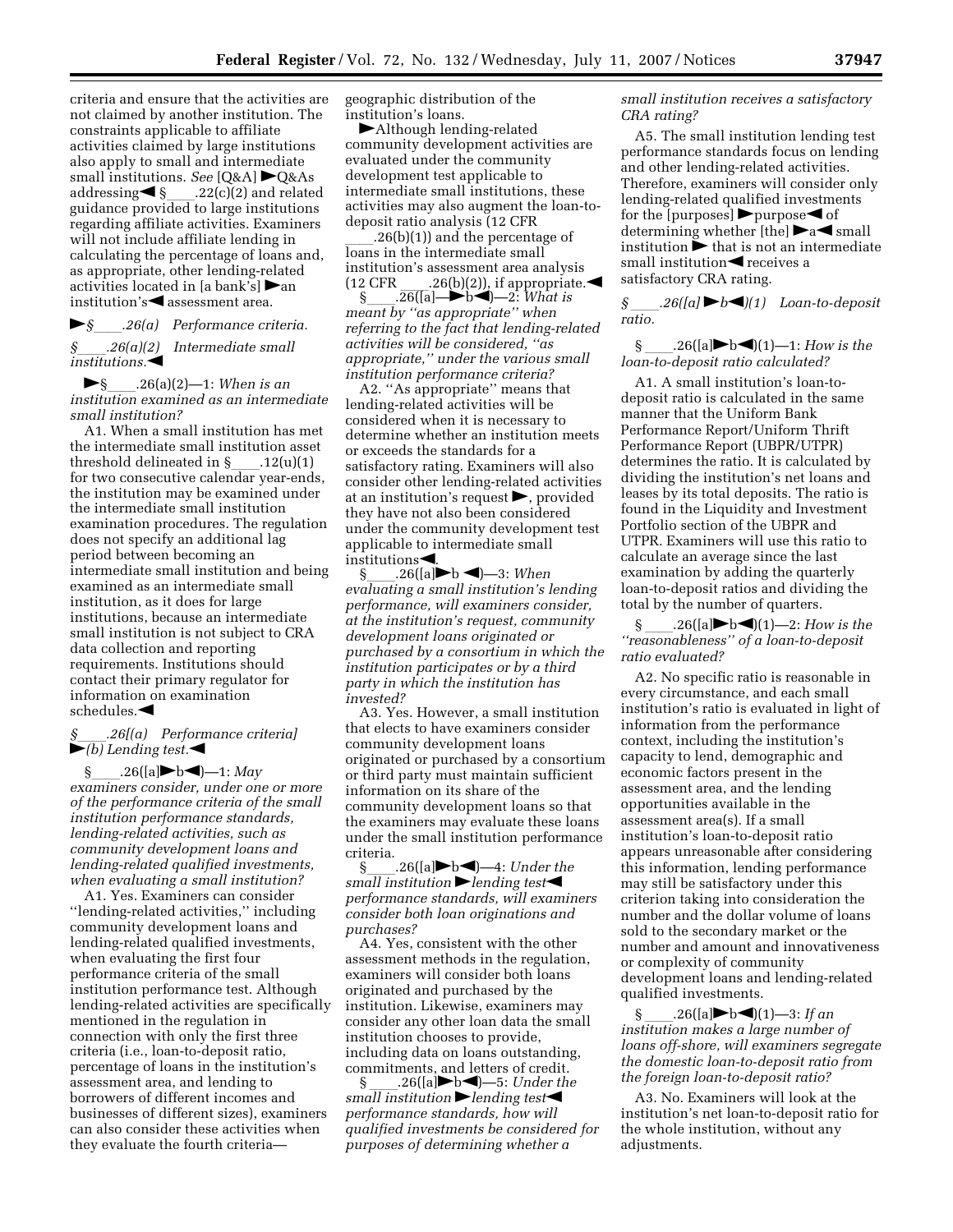criteria and ensure that the activities are not claimed by another institution. The constraints applicable to affiliate activities claimed by large institutions also apply to small and intermediate small institutions. *See* [Q&A] ►Q&As addressing◄ §____.22(c)(2) and related guidance provided to large institutions regarding affiliate activities. Examiners will not include affiliate lending in calculating the percentage of loans and, as appropriate, other lending-related activities located in [a bank's] ►an institution's◄ assessment area.

►*§____.26(a) Performance criteria.*

*§____.26(a)(2) Intermediate small institutions.*◄

►§____.26(a)(2)—1: *When is an institution examined as an intermediate small institution?*

A1. When a small institution has met the intermediate small institution asset threshold delineated in §____.12(u)(1) for two consecutive calendar year-ends, the institution may be examined under the intermediate small institution examination procedures. The regulation does not specify an additional lag period between becoming an intermediate small institution and being examined as an intermediate small institution, as it does for large institutions, because an intermediate small institution is not subject to CRA data collection and reporting requirements. Institutions should contact their primary regulator for information on examination schedules.◄

*§____.26[(a) Performance criteria]* ►*(b) Lending test.*◄

§____.26([a]►b◄)—1: *May examiners consider, under one or more of the performance criteria of the small institution performance standards, lending-related activities, such as community development loans and lending-related qualified investments, when evaluating a small institution?*

A1. Yes. Examiners can consider ''lending-related activities,'' including community development loans and lending-related qualified investments, when evaluating the first four performance criteria of the small institution performance test. Although lending-related activities are specifically mentioned in the regulation in connection with only the first three criteria (i.e., loan-to-deposit ratio, percentage of loans in the institution's assessment area, and lending to borrowers of different incomes and businesses of different sizes), examiners can also consider these activities when they evaluate the fourth criteria—geographic distribution of the institution's loans.

►Although lending-related community development activities are evaluated under the community development test applicable to intermediate small institutions, these activities may also augment the loan-to-deposit ratio analysis (12 CFR ____.26(b)(1)) and the percentage of loans in the intermediate small institution's assessment area analysis (12 CFR ____.26(b)(2)), if appropriate.◄

§____.26([a]—►b◄)—2: *What is meant by ''as appropriate'' when referring to the fact that lending-related activities will be considered, ''as appropriate,'' under the various small institution performance criteria?*

A2. ''As appropriate'' means that lending-related activities will be considered when it is necessary to determine whether an institution meets or exceeds the standards for a satisfactory rating. Examiners will also consider other lending-related activities at an institution's request ►, provided they have not also been considered under the community development test applicable to intermediate small institutions◄.

§____.26([a]►b ◄)—3: *When evaluating a small institution's lending performance, will examiners consider, at the institution's request, community development loans originated or purchased by a consortium in which the institution participates or by a third party in which the institution has invested?*

A3. Yes. However, a small institution that elects to have examiners consider community development loans originated or purchased by a consortium or third party must maintain sufficient information on its share of the community development loans so that the examiners may evaluate these loans under the small institution performance criteria.

§____.26([a]►b◄)—4: *Under the small institution* ►*lending test*◄ *performance standards, will examiners consider both loan originations and purchases?*

A4. Yes, consistent with the other assessment methods in the regulation, examiners will consider both loans originated and purchased by the institution. Likewise, examiners may consider any other loan data the small institution chooses to provide, including data on loans outstanding, commitments, and letters of credit.

§____.26([a]►b◄)—5: *Under the small institution* ►*lending test*◄ *performance standards, how will qualified investments be considered for purposes of determining whether a small institution receives a satisfactory CRA rating?*

A5. The small institution lending test performance standards focus on lending and other lending-related activities. Therefore, examiners will consider only lending-related qualified investments for the [purposes] ►purpose◄ of determining whether [the] ►a◄ small institution ► that is not an intermediate small institution◄ receives a satisfactory CRA rating.

*§____.26([a]* ►*b*◄*)(1) Loan-to-deposit ratio.*

§____.26([a]►b◄)(1)—1: *How is the loan-to-deposit ratio calculated?*

A1. A small institution's loan-to-deposit ratio is calculated in the same manner that the Uniform Bank Performance Report/Uniform Thrift Performance Report (UBPR/UTPR) determines the ratio. It is calculated by dividing the institution's net loans and leases by its total deposits. The ratio is found in the Liquidity and Investment Portfolio section of the UBPR and UTPR. Examiners will use this ratio to calculate an average since the last examination by adding the quarterly loan-to-deposit ratios and dividing the total by the number of quarters.

§____.26([a]►b◄)(1)—2: *How is the ''reasonableness'' of a loan-to-deposit ratio evaluated?*

A2. No specific ratio is reasonable in every circumstance, and each small institution's ratio is evaluated in light of information from the performance context, including the institution's capacity to lend, demographic and economic factors present in the assessment area, and the lending opportunities available in the assessment area(s). If a small institution's loan-to-deposit ratio appears unreasonable after considering this information, lending performance may still be satisfactory under this criterion taking into consideration the number and the dollar volume of loans sold to the secondary market or the number and amount and innovativeness or complexity of community development loans and lending-related qualified investments.

§____.26([a]►b◄)(1)—3: *If an institution makes a large number of loans off-shore, will examiners segregate the domestic loan-to-deposit ratio from the foreign loan-to-deposit ratio?*

A3. No. Examiners will look at the institution's net loan-to-deposit ratio for the whole institution, without any adjustments.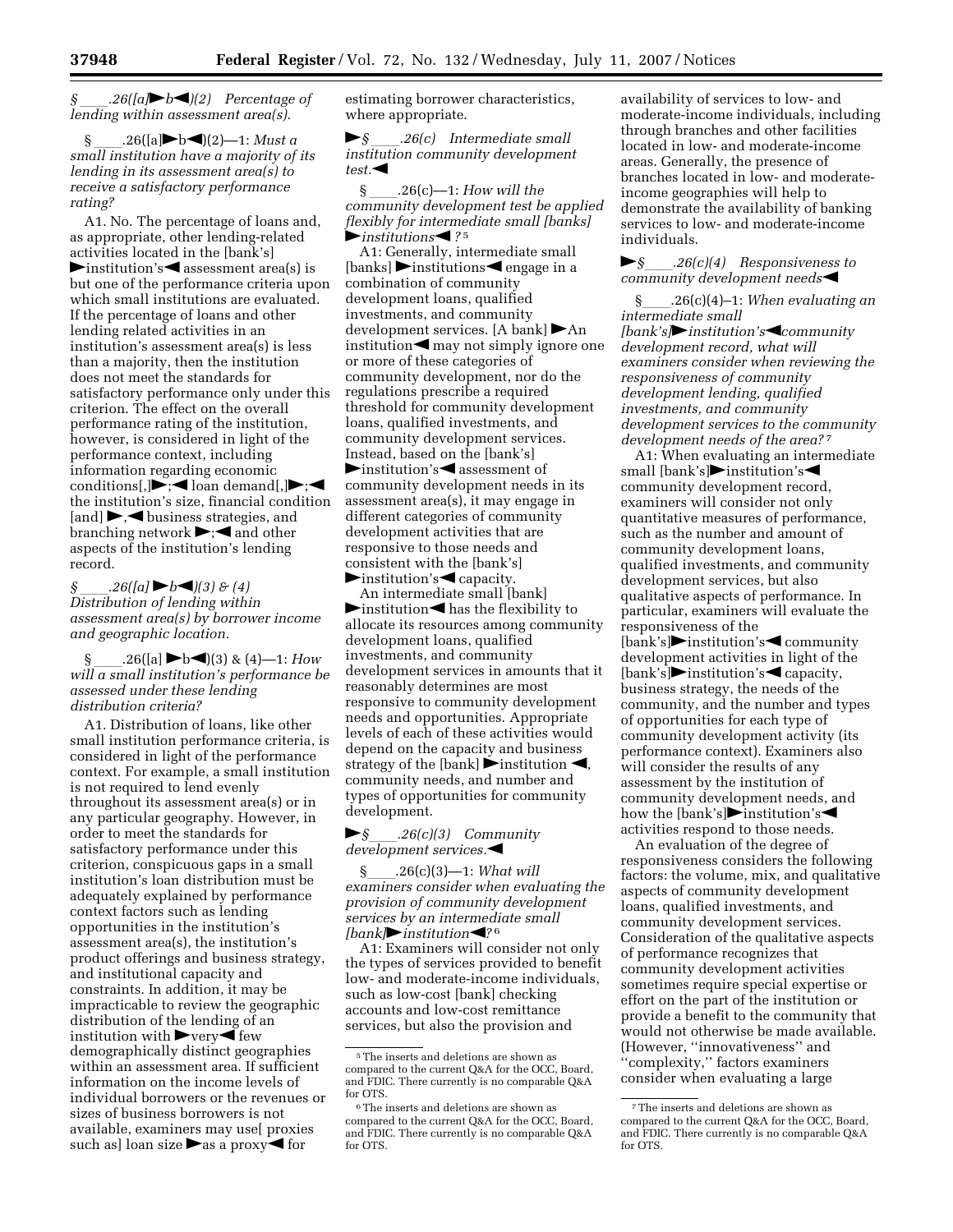*§ ____.26([a]►b◄)(2) Percentage of lending within assessment area(s).*

§ ____.26([a]►b◄)(2)—1: *Must a small institution have a majority of its lending in its assessment area(s) to receive a satisfactory performance rating?*

A1. No. The percentage of loans and, as appropriate, other lending-related activities located in the [bank's] ►institution's◄ assessment area(s) is but one of the performance criteria upon which small institutions are evaluated. If the percentage of loans and other lending related activities in an institution's assessment area(s) is less than a majority, then the institution does not meet the standards for satisfactory performance only under this criterion. The effect on the overall performance rating of the institution, however, is considered in light of the performance context, including information regarding economic conditions[,]►;◄ loan demand[,]►;◄ the institution's size, financial condition [and] ►,◄ business strategies, and branching network ►;◄ and other aspects of the institution's lending record.

*§ ____.26([a]►b◄)(3) & (4) Distribution of lending within assessment area(s) by borrower income and geographic location.*

§ ____.26([a] ►b◄)(3) & (4)—1: *How will a small institution's performance be assessed under these lending distribution criteria?*

A1. Distribution of loans, like other small institution performance criteria, is considered in light of the performance context. For example, a small institution is not required to lend evenly throughout its assessment area(s) or in any particular geography. However, in order to meet the standards for satisfactory performance under this criterion, conspicuous gaps in a small institution's loan distribution must be adequately explained by performance context factors such as lending opportunities in the institution's assessment area(s), the institution's product offerings and business strategy, and institutional capacity and constraints. In addition, it may be impracticable to review the geographic distribution of the lending of an institution with ►very◄ few demographically distinct geographies within an assessment area. If sufficient information on the income levels of individual borrowers or the revenues or sizes of business borrowers is not available, examiners may use[ proxies such as] loan size ►as a proxy◄ for estimating borrower characteristics, where appropriate.

►*§ ____.26(c) Intermediate small institution community development test.*◄

§ ____.26(c)—1: *How will the community development test be applied flexibly for intermediate small [banks] ►institutions◄?* [5]

A1: Generally, intermediate small [banks] ►institutions◄ engage in a combination of community development loans, qualified investments, and community development services. [A bank] ►An institution◄ may not simply ignore one or more of these categories of community development, nor do the regulations prescribe a required threshold for community development loans, qualified investments, and community development services. Instead, based on the [bank's] ►institution's◄ assessment of community development needs in its assessment area(s), it may engage in different categories of community development activities that are responsive to those needs and consistent with the [bank's] ►institution's◄ capacity.

An intermediate small [bank] ►institution◄ has the flexibility to allocate its resources among community development loans, qualified investments, and community development services in amounts that it reasonably determines are most responsive to community development needs and opportunities. Appropriate levels of each of these activities would depend on the capacity and business strategy of the [bank] ►institution◄, community needs, and number and types of opportunities for community development.

►*§ ____.26(c)(3) Community development services.*◄

§ ____.26(c)(3)—1: *What will examiners consider when evaluating the provision of community development services by an intermediate small [bank]►institution◄?* [6]

A1: Examiners will consider not only the types of services provided to benefit low- and moderate-income individuals, such as low-cost [bank] checking accounts and low-cost remittance services, but also the provision and availability of services to low- and moderate-income individuals, including through branches and other facilities located in low- and moderate-income areas. Generally, the presence of branches located in low- and moderate-income geographies will help to demonstrate the availability of banking services to low- and moderate-income individuals.

►*§ ____.26(c)(4) Responsiveness to community development needs*◄

§ ____.26(c)(4)–1: *When evaluating an intermediate small [bank's]►institution's◄community development record, what will examiners consider when reviewing the responsiveness of community development lending, qualified investments, and community development services to the community development needs of the area?* [7]

A1: When evaluating an intermediate small [bank's]►institution's◄ community development record, examiners will consider not only quantitative measures of performance, such as the number and amount of community development loans, qualified investments, and community development services, but also qualitative aspects of performance. In particular, examiners will evaluate the responsiveness of the [bank's]►institution's◄ community development activities in light of the [bank's]►institution's◄ capacity, business strategy, the needs of the community, and the number and types of opportunities for each type of community development activity (its performance context). Examiners also will consider the results of any assessment by the institution of community development needs, and how the [bank's]►institution's◄ activities respond to those needs.

An evaluation of the degree of responsiveness considers the following factors: the volume, mix, and qualitative aspects of community development loans, qualified investments, and community development services. Consideration of the qualitative aspects of performance recognizes that community development activities sometimes require special expertise or effort on the part of the institution or provide a benefit to the community that would not otherwise be made available. (However, ''innovativeness'' and ''complexity,'' factors examiners consider when evaluating a large

---

[5] The inserts and deletions are shown as compared to the current Q&A for the OCC, Board, and FDIC. There currently is no comparable Q&A for OTS.

[6] The inserts and deletions are shown as compared to the current Q&A for the OCC, Board, and FDIC. There currently is no comparable Q&A for OTS.

[7] The inserts and deletions are shown as compared to the current Q&A for the OCC, Board, and FDIC. There currently is no comparable Q&A for OTS.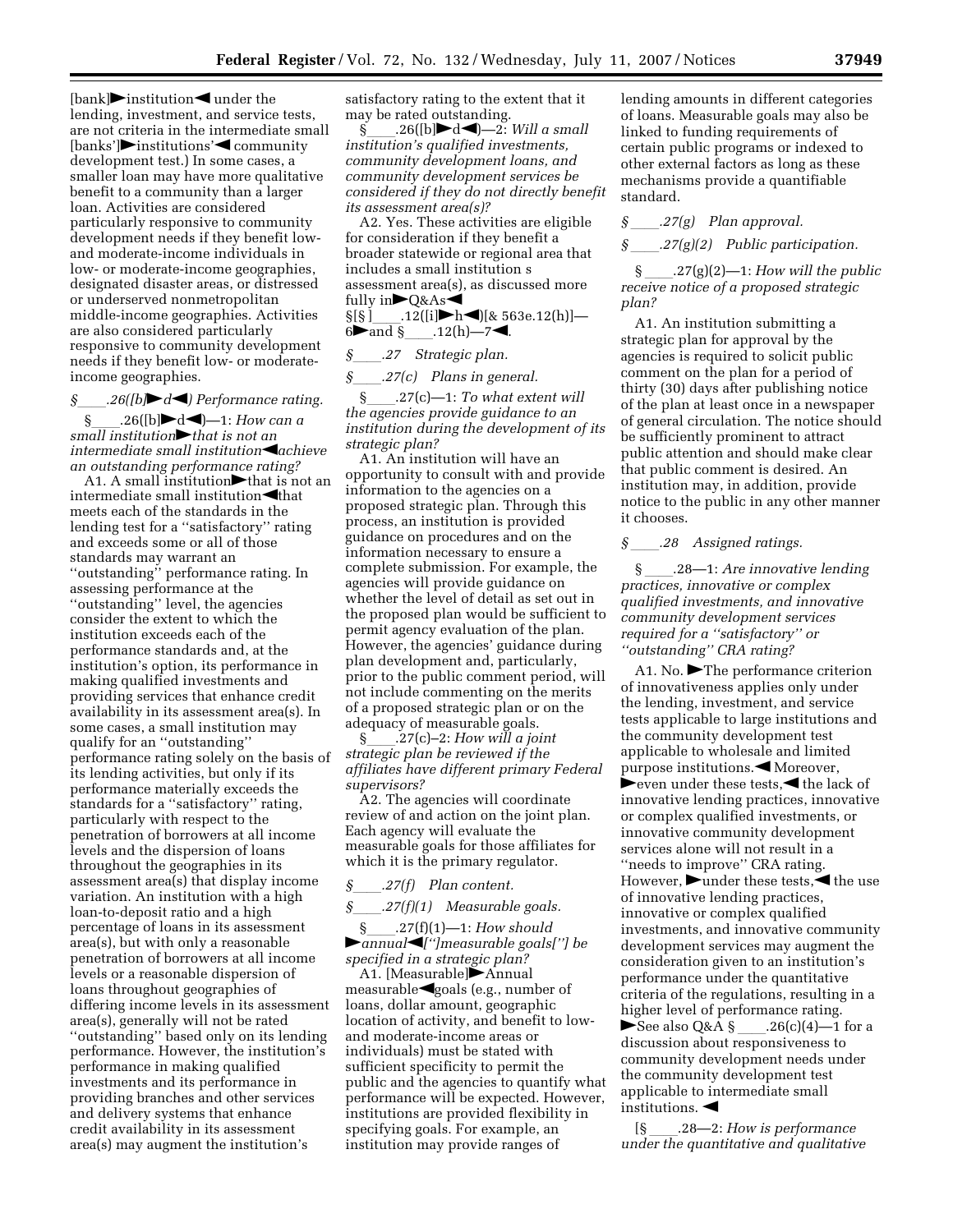[bank]►institution◄ under the lending, investment, and service tests, are not criteria in the intermediate small [banks']►institutions'◄ community development test.) In some cases, a smaller loan may have more qualitative benefit to a community than a larger loan. Activities are considered particularly responsive to community development needs if they benefit low- and moderate-income individuals in low- or moderate-income geographies, designated disaster areas, or distressed or underserved nonmetropolitan middle-income geographies. Activities are also considered particularly responsive to community development needs if they benefit low- or moderate-income geographies.

*§____.26([b]►d◄) Performance rating.*

§____.26([b]►d◄)—1: *How can a small institution►that is not an intermediate small institution◄achieve an outstanding performance rating?*

A1. A small institution►that is not an intermediate small institution◄that meets each of the standards in the lending test for a ''satisfactory'' rating and exceeds some or all of those standards may warrant an ''outstanding'' performance rating. In assessing performance at the ''outstanding'' level, the agencies consider the extent to which the institution exceeds each of the performance standards and, at the institution's option, its performance in making qualified investments and providing services that enhance credit availability in its assessment area(s). In some cases, a small institution may qualify for an ''outstanding'' performance rating solely on the basis of its lending activities, but only if its performance materially exceeds the standards for a ''satisfactory'' rating, particularly with respect to the penetration of borrowers at all income levels and the dispersion of loans throughout the geographies in its assessment area(s) that display income variation. An institution with a high loan-to-deposit ratio and a high percentage of loans in its assessment area(s), but with only a reasonable penetration of borrowers at all income levels or a reasonable dispersion of loans throughout geographies of differing income levels in its assessment area(s), generally will not be rated ''outstanding'' based only on its lending performance. However, the institution's performance in making qualified investments and its performance in providing branches and other services and delivery systems that enhance credit availability in its assessment area(s) may augment the institution's satisfactory rating to the extent that it may be rated outstanding.

§____.26([b]►d◄)—2: *Will a small institution's qualified investments, community development loans, and community development services be considered if they do not directly benefit its assessment area(s)?*

A2. Yes. These activities are eligible for consideration if they benefit a broader statewide or regional area that includes a small institution s assessment area(s), as discussed more fully in►Q&As◄ §[§]____.12([i]►h◄)[& 563e.12(h)]—6►and §____.12(h)—7◄.

*§____.27 Strategic plan.*

*§____.27(c) Plans in general.*

§____.27(c)—1: *To what extent will the agencies provide guidance to an institution during the development of its strategic plan?*

A1. An institution will have an opportunity to consult with and provide information to the agencies on a proposed strategic plan. Through this process, an institution is provided guidance on procedures and on the information necessary to ensure a complete submission. For example, the agencies will provide guidance on whether the level of detail as set out in the proposed plan would be sufficient to permit agency evaluation of the plan. However, the agencies' guidance during plan development and, particularly, prior to the public comment period, will not include commenting on the merits of a proposed strategic plan or on the adequacy of measurable goals.

§____.27(c)–2: *How will a joint strategic plan be reviewed if the affiliates have different primary Federal supervisors?*

A2. The agencies will coordinate review of and action on the joint plan. Each agency will evaluate the measurable goals for those affiliates for which it is the primary regulator.

*§____.27(f) Plan content.*

*§____.27(f)(1) Measurable goals.*

§____.27(f)(1)—1: *How should ►annual◄[''] measurable goals[''] be specified in a strategic plan?*

A1. [Measurable]►Annual measurable◄goals (e.g., number of loans, dollar amount, geographic location of activity, and benefit to low- and moderate-income areas or individuals) must be stated with sufficient specificity to permit the public and the agencies to quantify what performance will be expected. However, institutions are provided flexibility in specifying goals. For example, an institution may provide ranges of lending amounts in different categories of loans. Measurable goals may also be linked to funding requirements of certain public programs or indexed to other external factors as long as these mechanisms provide a quantifiable standard.

*§____.27(g) Plan approval.*

*§____.27(g)(2) Public participation.*

§____.27(g)(2)—1: *How will the public receive notice of a proposed strategic plan?*

A1. An institution submitting a strategic plan for approval by the agencies is required to solicit public comment on the plan for a period of thirty (30) days after publishing notice of the plan at least once in a newspaper of general circulation. The notice should be sufficiently prominent to attract public attention and should make clear that public comment is desired. An institution may, in addition, provide notice to the public in any other manner it chooses.

*§____.28 Assigned ratings.*

§____.28—1: *Are innovative lending practices, innovative or complex qualified investments, and innovative community development services required for a ''satisfactory'' or ''outstanding'' CRA rating?*

A1. No. ►The performance criterion of innovativeness applies only under the lending, investment, and service tests applicable to large institutions and the community development test applicable to wholesale and limited purpose institutions.◄ Moreover, ►even under these tests,◄ the lack of innovative lending practices, innovative or complex qualified investments, or innovative community development services alone will not result in a ''needs to improve'' CRA rating. However, ►under these tests,◄ the use of innovative lending practices, innovative or complex qualified investments, and innovative community development services may augment the consideration given to an institution's performance under the quantitative criteria of the regulations, resulting in a higher level of performance rating. ►See also Q&A §____.26(c)(4)—1 for a discussion about responsiveness to community development needs under the community development test applicable to intermediate small institutions. ◄

[§____.28—2: *How is performance under the quantitative and qualitative*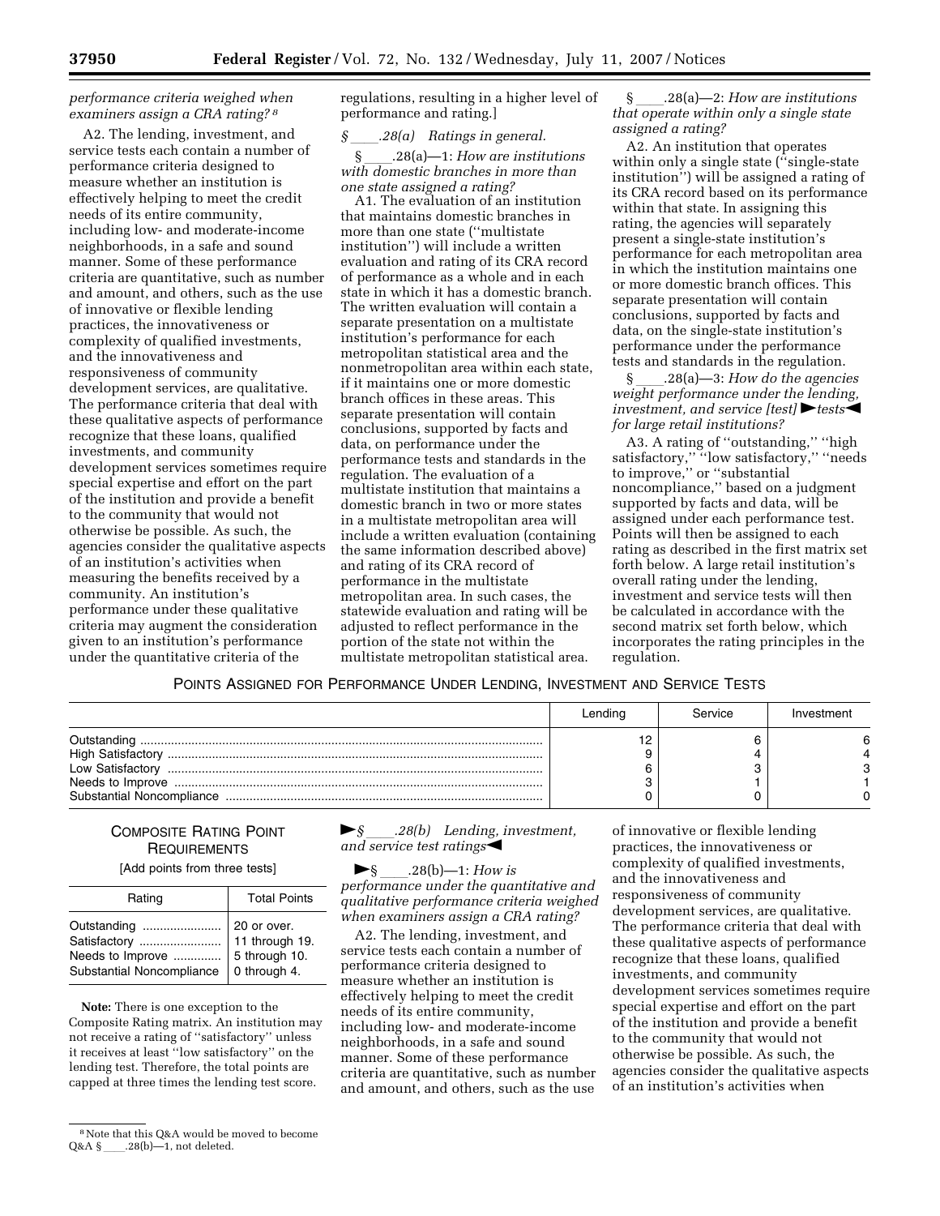*performance criteria weighed when examiners assign a CRA rating?* [8]

A2. The lending, investment, and service tests each contain a number of performance criteria designed to measure whether an institution is effectively helping to meet the credit needs of its entire community, including low- and moderate-income neighborhoods, in a safe and sound manner. Some of these performance criteria are quantitative, such as number and amount, and others, such as the use of innovative or flexible lending practices, the innovativeness or complexity of qualified investments, and the innovativeness and responsiveness of community development services, are qualitative. The performance criteria that deal with these qualitative aspects of performance recognize that these loans, qualified investments, and community development services sometimes require special expertise and effort on the part of the institution and provide a benefit to the community that would not otherwise be possible. As such, the agencies consider the qualitative aspects of an institution's activities when measuring the benefits received by a community. An institution's performance under these qualitative criteria may augment the consideration given to an institution's performance under the quantitative criteria of the regulations, resulting in a higher level of performance and rating.]

*§ ____.28(a) Ratings in general.*

§ ____.28(a)—1: *How are institutions with domestic branches in more than one state assigned a rating?*

A1. The evaluation of an institution that maintains domestic branches in more than one state (''multistate institution'') will include a written evaluation and rating of its CRA record of performance as a whole and in each state in which it has a domestic branch. The written evaluation will contain a separate presentation on a multistate institution's performance for each metropolitan statistical area and the nonmetropolitan area within each state, if it maintains one or more domestic branch offices in these areas. This separate presentation will contain conclusions, supported by facts and data, on performance under the performance tests and standards in the regulation. The evaluation of a multistate institution that maintains a domestic branch in two or more states in a multistate metropolitan area will include a written evaluation (containing the same information described above) and rating of its CRA record of performance in the multistate metropolitan area. In such cases, the statewide evaluation and rating will be adjusted to reflect performance in the portion of the state not within the multistate metropolitan statistical area.

§ ____.28(a)—2: *How are institutions that operate within only a single state assigned a rating?*

A2. An institution that operates within only a single state (''single-state institution'') will be assigned a rating of its CRA record based on its performance within that state. In assigning this rating, the agencies will separately present a single-state institution's performance for each metropolitan area in which the institution maintains one or more domestic branch offices. This separate presentation will contain conclusions, supported by facts and data, on the single-state institution's performance under the performance tests and standards in the regulation.

§ ____.28(a)—3: *How do the agencies weight performance under the lending, investment, and service [test] ►tests◄ for large retail institutions?*

A3. A rating of ''outstanding,'' ''high satisfactory,'' ''low satisfactory,'' ''needs to improve,'' or ''substantial noncompliance,'' based on a judgment supported by facts and data, will be assigned under each performance test. Points will then be assigned to each rating as described in the first matrix set forth below. A large retail institution's overall rating under the lending, investment and service tests will then be calculated in accordance with the second matrix set forth below, which incorporates the rating principles in the regulation.

POINTS ASSIGNED FOR PERFORMANCE UNDER LENDING, INVESTMENT AND SERVICE TESTS

| | Lending | Service | Investment |
|---|---|---|---|
| Outstanding | 12 | 6 | 6 |
| High Satisfactory | 9 | 4 | 4 |
| Low Satisfactory | 6 | 3 | 3 |
| Needs to Improve | 3 | 1 | 1 |
| Substantial Noncompliance | 0 | 0 | 0 |

COMPOSITE RATING POINT REQUIREMENTS

[Add points from three tests]

| Rating | Total Points |
|---|---|
| Outstanding | 20 or over. |
| Satisfactory | 11 through 19. |
| Needs to Improve | 5 through 10. |
| Substantial Noncompliance | 0 through 4. |

**Note:** There is one exception to the Composite Rating matrix. An institution may not receive a rating of ''satisfactory'' unless it receives at least ''low satisfactory'' on the lending test. Therefore, the total points are capped at three times the lending test score.

►*§ ____.28(b) Lending, investment, and service test ratings*◄

►§ ____.28(b)—1: *How is performance under the quantitative and qualitative performance criteria weighed when examiners assign a CRA rating?*

A2. The lending, investment, and service tests each contain a number of performance criteria designed to measure whether an institution is effectively helping to meet the credit needs of its entire community, including low- and moderate-income neighborhoods, in a safe and sound manner. Some of these performance criteria are quantitative, such as number and amount, and others, such as the use of innovative or flexible lending practices, the innovativeness or complexity of qualified investments, and the innovativeness and responsiveness of community development services, are qualitative. The performance criteria that deal with these qualitative aspects of performance recognize that these loans, qualified investments, and community development services sometimes require special expertise and effort on the part of the institution and provide a benefit to the community that would not otherwise be possible. As such, the agencies consider the qualitative aspects of an institution's activities when

[8] Note that this Q&A would be moved to become Q&A § ____.28(b)—1, not deleted.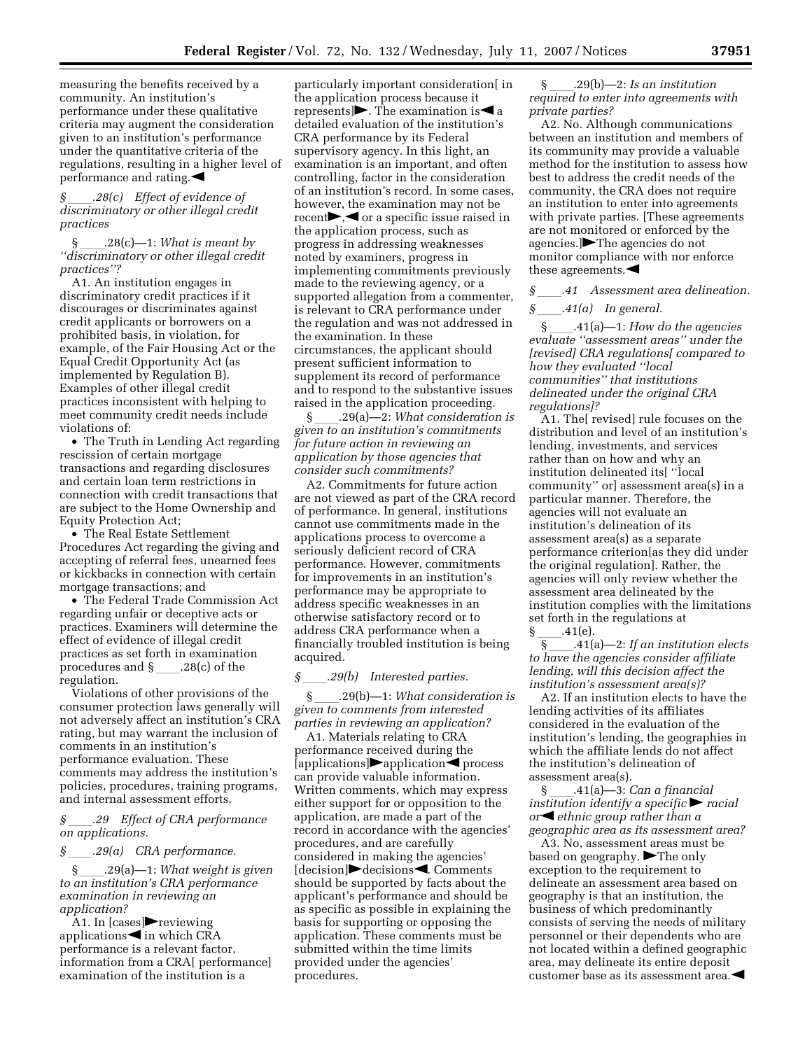measuring the benefits received by a community. An institution's performance under these qualitative criteria may augment the consideration given to an institution's performance under the quantitative criteria of the regulations, resulting in a higher level of performance and rating.◀

*§ ____.28(c) Effect of evidence of discriminatory or other illegal credit practices*

§ ____.28(c)—1: *What is meant by ''discriminatory or other illegal credit practices''?*

A1. An institution engages in discriminatory credit practices if it discourages or discriminates against credit applicants or borrowers on a prohibited basis, in violation, for example, of the Fair Housing Act or the Equal Credit Opportunity Act (as implemented by Regulation B). Examples of other illegal credit practices inconsistent with helping to meet community credit needs include violations of:

- The Truth in Lending Act regarding rescission of certain mortgage transactions and regarding disclosures and certain loan term restrictions in connection with credit transactions that are subject to the Home Ownership and Equity Protection Act;
- The Real Estate Settlement Procedures Act regarding the giving and accepting of referral fees, unearned fees or kickbacks in connection with certain mortgage transactions; and
- The Federal Trade Commission Act regarding unfair or deceptive acts or practices. Examiners will determine the effect of evidence of illegal credit practices as set forth in examination procedures and § ____.28(c) of the regulation.

Violations of other provisions of the consumer protection laws generally will not adversely affect an institution's CRA rating, but may warrant the inclusion of comments in an institution's performance evaluation. These comments may address the institution's policies, procedures, training programs, and internal assessment efforts.

*§ ____.29 Effect of CRA performance on applications.*

*§ ____.29(a) CRA performance.*

§ ____.29(a)—1: *What weight is given to an institution's CRA performance examination in reviewing an application?*

A1. In [cases]▶reviewing applications◀ in which CRA performance is a relevant factor, information from a CRA[ performance] examination of the institution is a particularly important consideration[ in the application process because it represents]▶. The examination is◀ a detailed evaluation of the institution's CRA performance by its Federal supervisory agency. In this light, an examination is an important, and often controlling, factor in the consideration of an institution's record. In some cases, however, the examination may not be recent▶,◀ or a specific issue raised in the application process, such as progress in addressing weaknesses noted by examiners, progress in implementing commitments previously made to the reviewing agency, or a supported allegation from a commenter, is relevant to CRA performance under the regulation and was not addressed in the examination. In these circumstances, the applicant should present sufficient information to supplement its record of performance and to respond to the substantive issues raised in the application proceeding.

§ ____.29(a)—2: *What consideration is given to an institution's commitments for future action in reviewing an application by those agencies that consider such commitments?*

A2. Commitments for future action are not viewed as part of the CRA record of performance. In general, institutions cannot use commitments made in the applications process to overcome a seriously deficient record of CRA performance. However, commitments for improvements in an institution's performance may be appropriate to address specific weaknesses in an otherwise satisfactory record or to address CRA performance when a financially troubled institution is being acquired.

*§ ____.29(b) Interested parties.*

§ ____.29(b)—1: *What consideration is given to comments from interested parties in reviewing an application?*

A1. Materials relating to CRA performance received during the [applications]▶application◀ process can provide valuable information. Written comments, which may express either support for or opposition to the application, are made a part of the record in accordance with the agencies' procedures, and are carefully considered in making the agencies' [decision]▶decisions◀. Comments should be supported by facts about the applicant's performance and should be as specific as possible in explaining the basis for supporting or opposing the application. These comments must be submitted within the time limits provided under the agencies' procedures.

§ ____.29(b)—2: *Is an institution required to enter into agreements with private parties?*

A2. No. Although communications between an institution and members of its community may provide a valuable method for the institution to assess how best to address the credit needs of the community, the CRA does not require an institution to enter into agreements with private parties. [These agreements are not monitored or enforced by the agencies.]▶The agencies do not monitor compliance with nor enforce these agreements.◀

*§ ____.41 Assessment area delineation.*

*§ ____.41(a) In general.*

§ ____.41(a)—1: *How do the agencies evaluate ''assessment areas'' under the [revised] CRA regulations[ compared to how they evaluated ''local communities'' that institutions delineated under the original CRA regulations]?*

A1. The[ revised] rule focuses on the distribution and level of an institution's lending, investments, and services rather than on how and why an institution delineated its[ ''local community'' or] assessment area(s) in a particular manner. Therefore, the agencies will not evaluate an institution's delineation of its assessment area(s) as a separate performance criterion[as they did under the original regulation]. Rather, the agencies will only review whether the assessment area delineated by the institution complies with the limitations set forth in the regulations at § ____.41(e).

§ ____.41(a)—2: *If an institution elects to have the agencies consider affiliate lending, will this decision affect the institution's assessment area(s)?*

A2. If an institution elects to have the lending activities of its affiliates considered in the evaluation of the institution's lending, the geographies in which the affiliate lends do not affect the institution's delineation of assessment area(s).

§ ____.41(a)—3: *Can a financial institution identify a specific ▶ racial or◀ ethnic group rather than a geographic area as its assessment area?*

A3. No, assessment areas must be based on geography. ▶The only exception to the requirement to delineate an assessment area based on geography is that an institution, the business of which predominantly consists of serving the needs of military personnel or their dependents who are not located within a defined geographic area, may delineate its entire deposit customer base as its assessment area.◀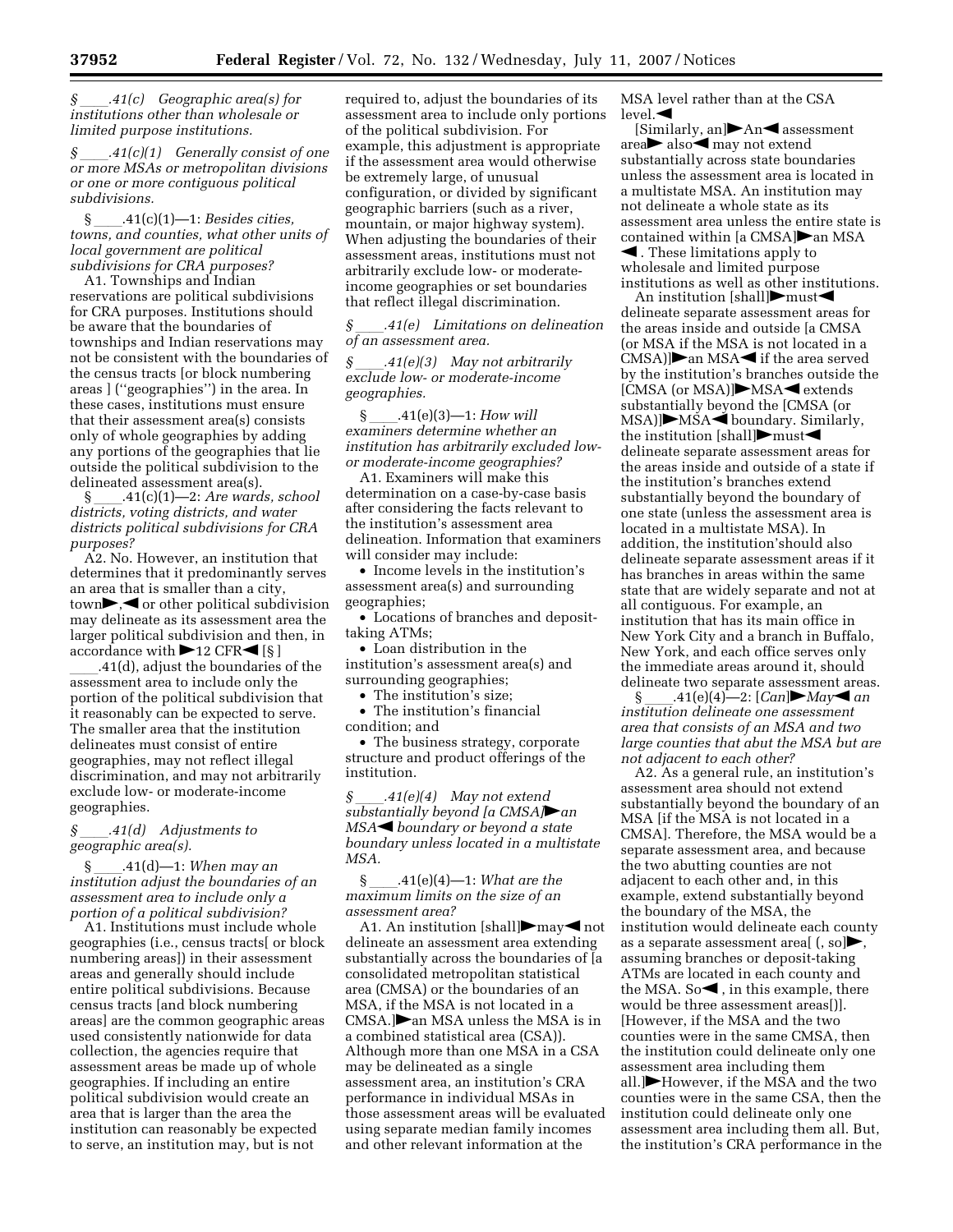*§ ____.41(c) Geographic area(s) for institutions other than wholesale or limited purpose institutions.*

*§ ____.41(c)(1) Generally consist of one or more MSAs or metropolitan divisions or one or more contiguous political subdivisions.*

§ ____.41(c)(1)—1: *Besides cities, towns, and counties, what other units of local government are political subdivisions for CRA purposes?*

A1. Townships and Indian reservations are political subdivisions for CRA purposes. Institutions should be aware that the boundaries of townships and Indian reservations may not be consistent with the boundaries of the census tracts [or block numbering areas ] (''geographies'') in the area. In these cases, institutions must ensure that their assessment area(s) consists only of whole geographies by adding any portions of the geographies that lie outside the political subdivision to the delineated assessment area(s).

§ ____.41(c)(1)—2: *Are wards, school districts, voting districts, and water districts political subdivisions for CRA purposes?*

A2. No. However, an institution that determines that it predominantly serves an area that is smaller than a city, town►,◄ or other political subdivision may delineate as its assessment area the larger political subdivision and then, in accordance with ►12 CFR◄ [§ ] ____.41(d), adjust the boundaries of the assessment area to include only the portion of the political subdivision that it reasonably can be expected to serve. The smaller area that the institution delineates must consist of entire geographies, may not reflect illegal discrimination, and may not arbitrarily exclude low- or moderate-income geographies.

*§ ____.41(d) Adjustments to geographic area(s).*

§ ____.41(d)—1: *When may an institution adjust the boundaries of an assessment area to include only a portion of a political subdivision?*

A1. Institutions must include whole geographies (i.e., census tracts[ or block numbering areas]) in their assessment areas and generally should include entire political subdivisions. Because census tracts [and block numbering areas] are the common geographic areas used consistently nationwide for data collection, the agencies require that assessment areas be made up of whole geographies. If including an entire political subdivision would create an area that is larger than the area the institution can reasonably be expected to serve, an institution may, but is not required to, adjust the boundaries of its assessment area to include only portions of the political subdivision. For example, this adjustment is appropriate if the assessment area would otherwise be extremely large, of unusual configuration, or divided by significant geographic barriers (such as a river, mountain, or major highway system). When adjusting the boundaries of their assessment areas, institutions must not arbitrarily exclude low- or moderate-income geographies or set boundaries that reflect illegal discrimination.

*§ ____.41(e) Limitations on delineation of an assessment area.*

*§ ____.41(e)(3) May not arbitrarily exclude low- or moderate-income geographies.*

§ ____.41(e)(3)—1: *How will examiners determine whether an institution has arbitrarily excluded low- or moderate-income geographies?*

A1. Examiners will make this determination on a case-by-case basis after considering the facts relevant to the institution's assessment area delineation. Information that examiners will consider may include:

- Income levels in the institution's assessment area(s) and surrounding geographies;
- Locations of branches and deposit-taking ATMs;
- Loan distribution in the institution's assessment area(s) and surrounding geographies;
- The institution's size;
- The institution's financial condition; and
- The business strategy, corporate structure and product offerings of the institution.

*§ ____.41(e)(4) May not extend substantially beyond [a CMSA]►an MSA◄ boundary or beyond a state boundary unless located in a multistate MSA.*

§ ____.41(e)(4)—1: *What are the maximum limits on the size of an assessment area?*

A1. An institution [shall]►may◄ not delineate an assessment area extending substantially across the boundaries of [a consolidated metropolitan statistical area (CMSA) or the boundaries of an MSA, if the MSA is not located in a CMSA.]►an MSA unless the MSA is in a combined statistical area (CSA)). Although more than one MSA in a CSA may be delineated as a single assessment area, an institution's CRA performance in individual MSAs in those assessment areas will be evaluated using separate median family incomes and other relevant information at the MSA level rather than at the CSA level.◄

[Similarly, an]►An◄ assessment area► also◄ may not extend substantially across state boundaries unless the assessment area is located in a multistate MSA. An institution may not delineate a whole state as its assessment area unless the entire state is contained within [a CMSA]►an MSA ◄. These limitations apply to wholesale and limited purpose institutions as well as other institutions.

An institution [shall]►must◄ delineate separate assessment areas for the areas inside and outside [a CMSA (or MSA if the MSA is not located in a CMSA)]►an MSA◄ if the area served by the institution's branches outside the [CMSA (or MSA)]►MSA◄ extends substantially beyond the [CMSA (or MSA)]►MSA◄ boundary. Similarly, the institution [shall]►must◄ delineate separate assessment areas for the areas inside and outside of a state if the institution's branches extend substantially beyond the boundary of one state (unless the assessment area is located in a multistate MSA). In addition, the institution'should also delineate separate assessment areas if it has branches in areas within the same state that are widely separate and not at all contiguous. For example, an institution that has its main office in New York City and a branch in Buffalo, New York, and each office serves only the immediate areas around it, should delineate two separate assessment areas.

§ ____.41(e)(4)—2: [*Can*]►*May*◄ *an institution delineate one assessment area that consists of an MSA and two large counties that abut the MSA but are not adjacent to each other?*

A2. As a general rule, an institution's assessment area should not extend substantially beyond the boundary of an MSA [if the MSA is not located in a CMSA]. Therefore, the MSA would be a separate assessment area, and because the two abutting counties are not adjacent to each other and, in this example, extend substantially beyond the boundary of the MSA, the institution would delineate each county as a separate assessment area[ (, so]►, assuming branches or deposit-taking ATMs are located in each county and the MSA. So◄ , in this example, there would be three assessment areas[)]. [However, if the MSA and the two counties were in the same CMSA, then the institution could delineate only one assessment area including them all.]►However, if the MSA and the two counties were in the same CSA, then the institution could delineate only one assessment area including them all. But, the institution's CRA performance in the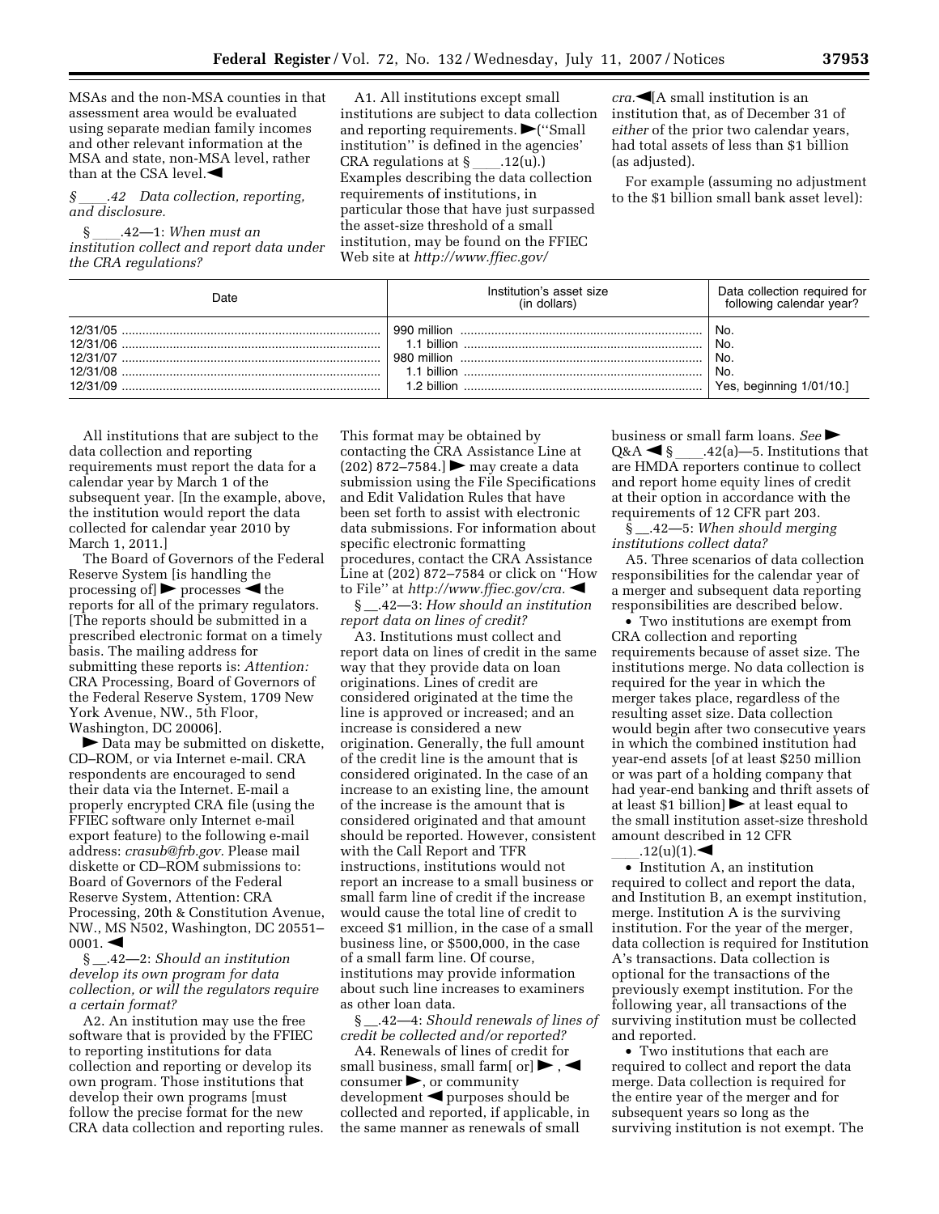MSAs and the non-MSA counties in that assessment area would be evaluated using separate median family incomes and other relevant information at the MSA and state, non-MSA level, rather than at the CSA level.◀

*§ ____.42 Data collection, reporting, and disclosure.*

§ ____.42—1: *When must an institution collect and report data under the CRA regulations?*

A1. All institutions except small institutions are subject to data collection and reporting requirements. ▶(''Small institution'' is defined in the agencies' CRA regulations at § ____.12(u).) Examples describing the data collection requirements of institutions, in particular those that have just surpassed the asset-size threshold of a small institution, may be found on the FFIEC Web site at *http://www.ffiec.gov/cra.*◀[A small institution is an institution that, as of December 31 of *either* of the prior two calendar years, had total assets of less than $1 billion (as adjusted).

For example (assuming no adjustment to the $1 billion small bank asset level):

| Date | Institution's asset size (in dollars) | Data collection required for following calendar year? |
|---|---|---|
| 12/31/05 | 990 million | No. |
| 12/31/06 | 1.1 billion | No. |
| 12/31/07 | 980 million | No. |
| 12/31/08 | 1.1 billion | No. |
| 12/31/09 | 1.2 billion | Yes, beginning 1/01/10.] |

All institutions that are subject to the data collection and reporting requirements must report the data for a calendar year by March 1 of the subsequent year. [In the example, above, the institution would report the data collected for calendar year 2010 by March 1, 2011.]

The Board of Governors of the Federal Reserve System [is handling the processing of] ▶ processes ◀ the reports for all of the primary regulators. [The reports should be submitted in a prescribed electronic format on a timely basis. The mailing address for submitting these reports is: *Attention:* CRA Processing, Board of Governors of the Federal Reserve System, 1709 New York Avenue, NW., 5th Floor, Washington, DC 20006].

▶ Data may be submitted on diskette, CD–ROM, or via Internet e-mail. CRA respondents are encouraged to send their data via the Internet. E-mail a properly encrypted CRA file (using the FFIEC software only Internet e-mail export feature) to the following e-mail address: *crasub@frb.gov.* Please mail diskette or CD–ROM submissions to: Board of Governors of the Federal Reserve System, Attention: CRA Processing, 20th & Constitution Avenue, NW., MS N502, Washington, DC 20551–0001. ◀

§ __.42—2: *Should an institution develop its own program for data collection, or will the regulators require a certain format?*

A2. An institution may use the free software that is provided by the FFIEC to reporting institutions for data collection and reporting or develop its own program. Those institutions that develop their own programs [must follow the precise format for the new CRA data collection and reporting rules. This format may be obtained by contacting the CRA Assistance Line at (202) 872–7584.] ▶ may create a data submission using the File Specifications and Edit Validation Rules that have been set forth to assist with electronic data submissions. For information about specific electronic formatting procedures, contact the CRA Assistance Line at (202) 872–7584 or click on ''How to File'' at *http://www.ffiec.gov/cra.* ◀

§ __.42—3: *How should an institution report data on lines of credit?*

A3. Institutions must collect and report data on lines of credit in the same way that they provide data on loan originations. Lines of credit are considered originated at the time the line is approved or increased; and an increase is considered a new origination. Generally, the full amount of the credit line is the amount that is considered originated. In the case of an increase to an existing line, the amount of the increase is the amount that is considered originated and that amount should be reported. However, consistent with the Call Report and TFR instructions, institutions would not report an increase to a small business or small farm line of credit if the increase would cause the total line of credit to exceed $1 million, in the case of a small business line, or $500,000, in the case of a small farm line. Of course, institutions may provide information about such line increases to examiners as other loan data.

§ __.42—4: *Should renewals of lines of credit be collected and/or reported?*

A4. Renewals of lines of credit for small business, small farm[ or] ▶ , ◀ consumer ▶, or community development ◀ purposes should be collected and reported, if applicable, in the same manner as renewals of small business or small farm loans. *See* ▶ Q&A ◀ § ____.42(a)—5. Institutions that are HMDA reporters continue to collect and report home equity lines of credit at their option in accordance with the requirements of 12 CFR part 203.

§ __.42—5: *When should merging institutions collect data?*

A5. Three scenarios of data collection responsibilities for the calendar year of a merger and subsequent data reporting responsibilities are described below.

- Two institutions are exempt from CRA collection and reporting requirements because of asset size. The institutions merge. No data collection is required for the year in which the merger takes place, regardless of the resulting asset size. Data collection would begin after two consecutive years in which the combined institution had year-end assets [of at least $250 million or was part of a holding company that had year-end banking and thrift assets of at least $1 billion] ▶ at least equal to the small institution asset-size threshold amount described in 12 CFR ____.12(u)(1).◀
- Institution A, an institution required to collect and report the data, and Institution B, an exempt institution, merge. Institution A is the surviving institution. For the year of the merger, data collection is required for Institution A's transactions. Data collection is optional for the transactions of the previously exempt institution. For the following year, all transactions of the surviving institution must be collected and reported.
- Two institutions that each are required to collect and report the data merge. Data collection is required for the entire year of the merger and for subsequent years so long as the surviving institution is not exempt. The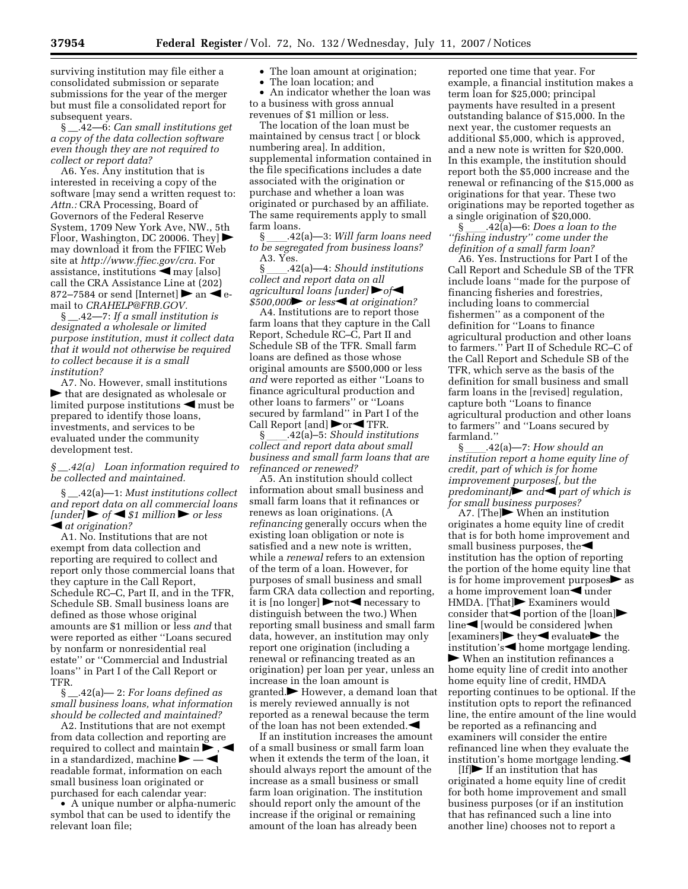surviving institution may file either a consolidated submission or separate submissions for the year of the merger but must file a consolidated report for subsequent years.

§ __.42—6: *Can small institutions get a copy of the data collection software even though they are not required to collect or report data?*

A6. Yes. Any institution that is interested in receiving a copy of the software [may send a written request to: *Attn.:* CRA Processing, Board of Governors of the Federal Reserve System, 1709 New York Ave, NW., 5th Floor, Washington, DC 20006. They] ► may download it from the FFIEC Web site at *http://www.ffiec.gov/cra.* For assistance, institutions ◄ may [also] call the CRA Assistance Line at (202) 872–7584 or send [Internet] ► an ◄ e-mail to *CRAHELP@FRB.GOV.*

§ __.42—7: *If a small institution is designated a wholesale or limited purpose institution, must it collect data that it would not otherwise be required to collect because it is a small institution?*

A7. No. However, small institutions ► that are designated as wholesale or limited purpose institutions ◄ must be prepared to identify those loans, investments, and services to be evaluated under the community development test.

*§ __.42(a) Loan information required to be collected and maintained.*

§ __.42(a)—1: *Must institutions collect and report data on all commercial loans [under] ► of ◄ $1 million ► or less ◄ at origination?*

A1. No. Institutions that are not exempt from data collection and reporting are required to collect and report only those commercial loans that they capture in the Call Report, Schedule RC–C, Part II, and in the TFR, Schedule SB. Small business loans are defined as those whose original amounts are $1 million or less *and* that were reported as either ''Loans secured by nonfarm or nonresidential real estate'' or ''Commercial and Industrial loans'' in Part I of the Call Report or TFR.

§ __.42(a)— 2: *For loans defined as small business loans, what information should be collected and maintained?*

A2. Institutions that are not exempt from data collection and reporting are required to collect and maintain ► , ◄ in a standardized, machine ► — ◄ readable format, information on each small business loan originated or purchased for each calendar year:

- A unique number or alpha-numeric symbol that can be used to identify the relevant loan file;
- The loan amount at origination;
- The loan location; and
- An indicator whether the loan was to a business with gross annual revenues of $1 million or less.

The location of the loan must be maintained by census tract [ or block numbering area]. In addition, supplemental information contained in the file specifications includes a date associated with the origination or purchase and whether a loan was originated or purchased by an affiliate. The same requirements apply to small farm loans.

§ ____.42(a)—3: *Will farm loans need to be segregated from business loans?*

A3. Yes.

§ ____.42(a)—4: *Should institutions collect and report data on all agricultural loans [under] ► of ◄ $500,000 ► or less ◄ at origination?*

A4. Institutions are to report those farm loans that they capture in the Call Report, Schedule RC–C, Part II and Schedule SB of the TFR. Small farm loans are defined as those whose original amounts are $500,000 or less *and* were reported as either ''Loans to finance agricultural production and other loans to farmers'' or ''Loans secured by farmland'' in Part I of the Call Report [and] ► or ◄ TFR.

§ ____.42(a)–5: *Should institutions collect and report data about small business and small farm loans that are refinanced or renewed?*

A5. An institution should collect information about small business and small farm loans that it refinances or renews as loan originations. (A *refinancing* generally occurs when the existing loan obligation or note is satisfied and a new note is written, while a *renewal* refers to an extension of the term of a loan. However, for purposes of small business and small farm CRA data collection and reporting, it is [no longer] ► not ◄ necessary to distinguish between the two.) When reporting small business and small farm data, however, an institution may only report one origination (including a renewal or refinancing treated as an origination) per loan per year, unless an increase in the loan amount is granted. ► However, a demand loan that is merely reviewed annually is not reported as a renewal because the term of the loan has not been extended. ◄

If an institution increases the amount of a small business or small farm loan when it extends the term of the loan, it should always report the amount of the increase as a small business or small farm loan origination. The institution should report only the amount of the increase if the original or remaining amount of the loan has already been reported one time that year. For example, a financial institution makes a term loan for $25,000; principal payments have resulted in a present outstanding balance of $15,000. In the next year, the customer requests an additional $5,000, which is approved, and a new note is written for $20,000. In this example, the institution should report both the $5,000 increase and the renewal or refinancing of the $15,000 as originations for that year. These two originations may be reported together as a single origination of $20,000.

§ ____.42(a)—6: *Does a loan to the ''fishing industry'' come under the definition of a small farm loan?*

A6. Yes. Instructions for Part I of the Call Report and Schedule SB of the TFR include loans ''made for the purpose of financing fisheries and forestries, including loans to commercial fishermen'' as a component of the definition for ''Loans to finance agricultural production and other loans to farmers.'' Part II of Schedule RC–C of the Call Report and Schedule SB of the TFR, which serve as the basis of the definition for small business and small farm loans in the [revised] regulation, capture both ''Loans to finance agricultural production and other loans to farmers'' and ''Loans secured by farmland.''

§ ____.42(a)—7: *How should an institution report a home equity line of credit, part of which is for home improvement purposes[, but the predominant] ► and ◄ part of which is for small business purposes?*

A7. [The] ► When an institution originates a home equity line of credit that is for both home improvement and small business purposes, the ◄ institution has the option of reporting the portion of the home equity line that is for home improvement purposes ► as a home improvement loan ◄ under HMDA. [That] ► Examiners would consider that ◄ portion of the [loan] ► line ◄ [would be considered ]when [examiners] ► they ◄ evaluate ► the institution's ◄ home mortgage lending. ► When an institution refinances a home equity line of credit into another home equity line of credit, HMDA reporting continues to be optional. If the institution opts to report the refinanced line, the entire amount of the line would be reported as a refinancing and examiners will consider the entire refinanced line when they evaluate the institution's home mortgage lending. ◄

[If] ► If an institution that has originated a home equity line of credit for both home improvement and small business purposes (or if an institution that has refinanced such a line into another line) chooses not to report a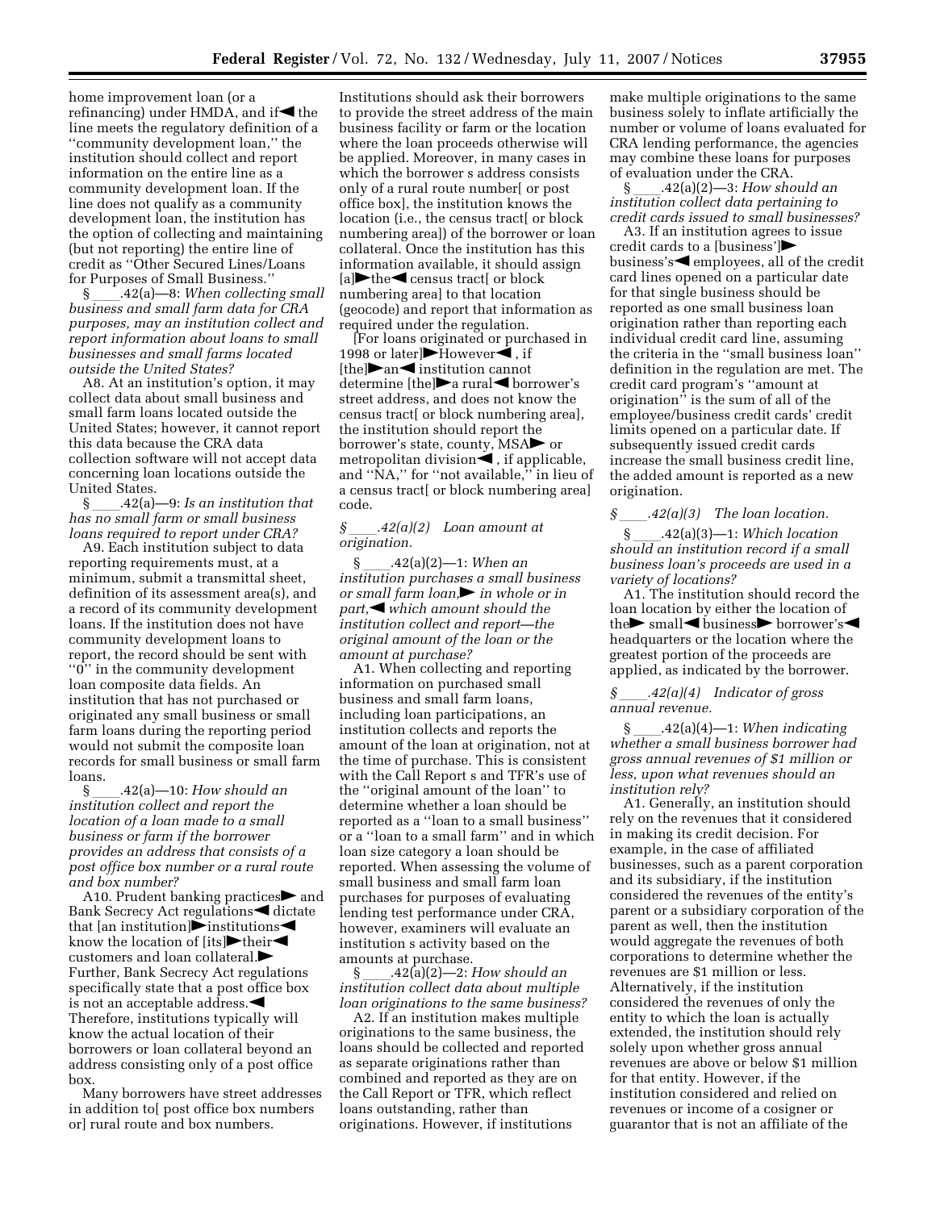home improvement loan (or a refinancing) under HMDA, and if◀ the line meets the regulatory definition of a ''community development loan,'' the institution should collect and report information on the entire line as a community development loan. If the line does not qualify as a community development loan, the institution has the option of collecting and maintaining (but not reporting) the entire line of credit as ''Other Secured Lines/Loans for Purposes of Small Business.''

§ ____.42(a)—8: *When collecting small business and small farm data for CRA purposes, may an institution collect and report information about loans to small businesses and small farms located outside the United States?*

A8. At an institution's option, it may collect data about small business and small farm loans located outside the United States; however, it cannot report this data because the CRA data collection software will not accept data concerning loan locations outside the United States.

§ ____.42(a)—9: *Is an institution that has no small farm or small business loans required to report under CRA?*

A9. Each institution subject to data reporting requirements must, at a minimum, submit a transmittal sheet, definition of its assessment area(s), and a record of its community development loans. If the institution does not have community development loans to report, the record should be sent with ''0'' in the community development loan composite data fields. An institution that has not purchased or originated any small business or small farm loans during the reporting period would not submit the composite loan records for small business or small farm loans.

§ ____.42(a)—10: *How should an institution collect and report the location of a loan made to a small business or farm if the borrower provides an address that consists of a post office box number or a rural route and box number?*

A10. Prudent banking practices▶ and Bank Secrecy Act regulations◀ dictate that [an institution]▶institutions◀ know the location of [its]▶their◀ customers and loan collateral.▶ Further, Bank Secrecy Act regulations specifically state that a post office box is not an acceptable address.◀ Therefore, institutions typically will know the actual location of their borrowers or loan collateral beyond an address consisting only of a post office box.

Many borrowers have street addresses in addition to[ post office box numbers or] rural route and box numbers. Institutions should ask their borrowers to provide the street address of the main business facility or farm or the location where the loan proceeds otherwise will be applied. Moreover, in many cases in which the borrower s address consists only of a rural route number[ or post office box], the institution knows the location (i.e., the census tract[ or block numbering area]) of the borrower or loan collateral. Once the institution has this information available, it should assign [a]▶the◀ census tract[ or block numbering area] to that location (geocode) and report that information as required under the regulation.

[For loans originated or purchased in 1998 or later]▶However◀, if [the]▶an◀ institution cannot determine [the]▶a rural◀ borrower's street address, and does not know the census tract[ or block numbering area], the institution should report the borrower's state, county, MSA▶ or metropolitan division◀, if applicable, and ''NA,'' for ''not available,'' in lieu of a census tract[ or block numbering area] code.

### *§ ____.42(a)(2) Loan amount at origination.*

§ ____.42(a)(2)—1: *When an institution purchases a small business or small farm loan,▶ in whole or in part,◀ which amount should the institution collect and report—the original amount of the loan or the amount at purchase?*

A1. When collecting and reporting information on purchased small business and small farm loans, including loan participations, an institution collects and reports the amount of the loan at origination, not at the time of purchase. This is consistent with the Call Report s and TFR's use of the ''original amount of the loan'' to determine whether a loan should be reported as a ''loan to a small business'' or a ''loan to a small farm'' and in which loan size category a loan should be reported. When assessing the volume of small business and small farm loan purchases for purposes of evaluating lending test performance under CRA, however, examiners will evaluate an institution s activity based on the amounts at purchase.

§ ____.42(a)(2)—2: *How should an institution collect data about multiple loan originations to the same business?*

A2. If an institution makes multiple originations to the same business, the loans should be collected and reported as separate originations rather than combined and reported as they are on the Call Report or TFR, which reflect loans outstanding, rather than originations. However, if institutions make multiple originations to the same business solely to inflate artificially the number or volume of loans evaluated for CRA lending performance, the agencies may combine these loans for purposes of evaluation under the CRA.

§ ____.42(a)(2)—3: *How should an institution collect data pertaining to credit cards issued to small businesses?*

A3. If an institution agrees to issue credit cards to a [business']▶ business's◀ employees, all of the credit card lines opened on a particular date for that single business should be reported as one small business loan origination rather than reporting each individual credit card line, assuming the criteria in the ''small business loan'' definition in the regulation are met. The credit card program's ''amount at origination'' is the sum of all of the employee/business credit cards' credit limits opened on a particular date. If subsequently issued credit cards increase the small business credit line, the added amount is reported as a new origination.

### *§ ____.42(a)(3) The loan location.*

§ ____.42(a)(3)—1: *Which location should an institution record if a small business loan's proceeds are used in a variety of locations?*

A1. The institution should record the loan location by either the location of the▶ small◀ business▶ borrower's◀ headquarters or the location where the greatest portion of the proceeds are applied, as indicated by the borrower.

### *§ ____.42(a)(4) Indicator of gross annual revenue.*

§ ____.42(a)(4)—1: *When indicating whether a small business borrower had gross annual revenues of $1 million or less, upon what revenues should an institution rely?*

A1. Generally, an institution should rely on the revenues that it considered in making its credit decision. For example, in the case of affiliated businesses, such as a parent corporation and its subsidiary, if the institution considered the revenues of the entity's parent or a subsidiary corporation of the parent as well, then the institution would aggregate the revenues of both corporations to determine whether the revenues are $1 million or less. Alternatively, if the institution considered the revenues of only the entity to which the loan is actually extended, the institution should rely solely upon whether gross annual revenues are above or below $1 million for that entity. However, if the institution considered and relied on revenues or income of a cosigner or guarantor that is not an affiliate of the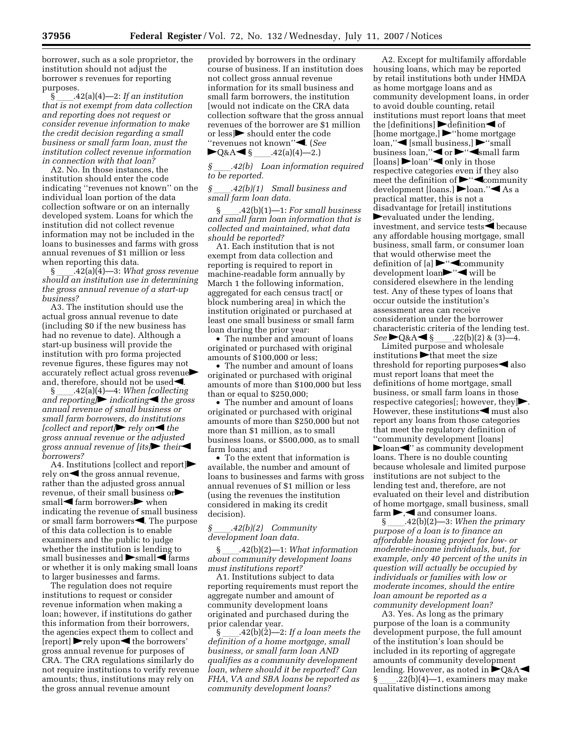borrower, such as a sole proprietor, the institution should not adjust the borrower s revenues for reporting purposes.

§____.42(a)(4)—2: *If an institution that is not exempt from data collection and reporting does not request or consider revenue information to make the credit decision regarding a small business or small farm loan, must the institution collect revenue information in connection with that loan?*

A2. No. In those instances, the institution should enter the code indicating ''revenues not known'' on the individual loan portion of the data collection software or on an internally developed system. Loans for which the institution did not collect revenue information may not be included in the loans to businesses and farms with gross annual revenues of $1 million or less when reporting this data.

§____.42(a)(4)—3: *What gross revenue should an institution use in determining the gross annual revenue of a start-up business?*

A3. The institution should use the actual gross annual revenue to date (including $0 if the new business has had no revenue to date). Although a start-up business will provide the institution with pro forma projected revenue figures, these figures may not accurately reflect actual gross revenue► and, therefore, should not be used◄.

§____.42(a)(4)—4: *When [collecting and reporting]► indicating◄ the gross annual revenue of small business or small farm borrowers, do institutions [collect and report]► rely on◄ the gross annual revenue or the adjusted gross annual revenue of [its]► their◄ borrowers?*

A4. Institutions [collect and report]► rely on◄ the gross annual revenue, rather than the adjusted gross annual revenue, of their small business or► small◄ farm borrowers► when indicating the revenue of small business or small farm borrowers◄. The purpose of this data collection is to enable examiners and the public to judge whether the institution is lending to small businesses and ►small◄ farms or whether it is only making small loans to larger businesses and farms.

The regulation does not require institutions to request or consider revenue information when making a loan; however, if institutions do gather this information from their borrowers, the agencies expect them to collect and [report] ►rely upon◄ the borrowers' gross annual revenue for purposes of CRA. The CRA regulations similarly do not require institutions to verify revenue amounts; thus, institutions may rely on the gross annual revenue amount provided by borrowers in the ordinary course of business. If an institution does not collect gross annual revenue information for its small business and small farm borrowers, the institution [would not indicate on the CRA data collection software that the gross annual revenues of the borrower are $1 million or less]► should enter the code ''revenues not known''◄. (*See* ►Q&A◄ §____.42(a)(4)—2.)

*§____.42(b) Loan information required to be reported.*

*§____.42(b)(1) Small business and small farm loan data.*

§____.42(b)(1)—1: *For small business and small farm loan information that is collected and maintained, what data should be reported?*

A1. Each institution that is not exempt from data collection and reporting is required to report in machine-readable form annually by March 1 the following information, aggregated for each census tract[ or block numbering area] in which the institution originated or purchased at least one small business or small farm loan during the prior year:

- The number and amount of loans originated or purchased with original amounts of $100,000 or less;
- The number and amount of loans originated or purchased with original amounts of more than $100,000 but less than or equal to $250,000;
- The number and amount of loans originated or purchased with original amounts of more than $250,000 but not more than $1 million, as to small business loans, or $500,000, as to small farm loans; and
- To the extent that information is available, the number and amount of loans to businesses and farms with gross annual revenues of $1 million or less (using the revenues the institution considered in making its credit decision).

*§____.42(b)(2) Community development loan data.*

§____.42(b)(2)—1: *What information about community development loans must institutions report?*

A1. Institutions subject to data reporting requirements must report the aggregate number and amount of community development loans originated and purchased during the prior calendar year.

§____.42(b)(2)—2: *If a loan meets the definition of a home mortgage, small business, or small farm loan AND qualifies as a community development loan, where should it be reported? Can FHA, VA and SBA loans be reported as community development loans?*

A2. Except for multifamily affordable housing loans, which may be reported by retail institutions both under HMDA as home mortgage loans and as community development loans, in order to avoid double counting, retail institutions must report loans that meet the [definitions] ►definition◄ of [home mortgage,] ►''home mortgage loan,''◄ [small business,] ►''small business loan,''◄ or ►''◄small farm [loans] ►loan''◄ only in those respective categories even if they also meet the definition of ►''◄community development [loans.] ►loan.''◄ As a practical matter, this is not a disadvantage for [retail] institutions ►evaluated under the lending, investment, and service tests◄ because any affordable housing mortgage, small business, small farm, or consumer loan that would otherwise meet the definition of [a] ►''◄community development loan►''◄ will be considered elsewhere in the lending test. Any of these types of loans that occur outside the institution's assessment area can receive consideration under the borrower characteristic criteria of the lending test. *See* ►Q&A◄ §____.22(b)(2) & (3)—4.

Limited purpose and wholesale institutions ►that meet the size threshold for reporting purposes◄ also must report loans that meet the definitions of home mortgage, small business, or small farm loans in those respective categories[; however, they]►. However, these institutions◄ must also report any loans from those categories that meet the regulatory definition of ''community development [loans] ►loan◄'' as community development loans. There is no double counting because wholesale and limited purpose institutions are not subject to the lending test and, therefore, are not evaluated on their level and distribution of home mortgage, small business, small farm ►,◄ and consumer loans.

§____.42(b)(2)—3: *When the primary purpose of a loan is to finance an affordable housing project for low- or moderate-income individuals, but, for example, only 40 percent of the units in question will actually be occupied by individuals or families with low or moderate incomes, should the entire loan amount be reported as a community development loan?*

A3. Yes. As long as the primary purpose of the loan is a community development purpose, the full amount of the institution's loan should be included in its reporting of aggregate amounts of community development lending. However, as noted in ►Q&A◄ §____.22(b)(4)—1, examiners may make qualitative distinctions among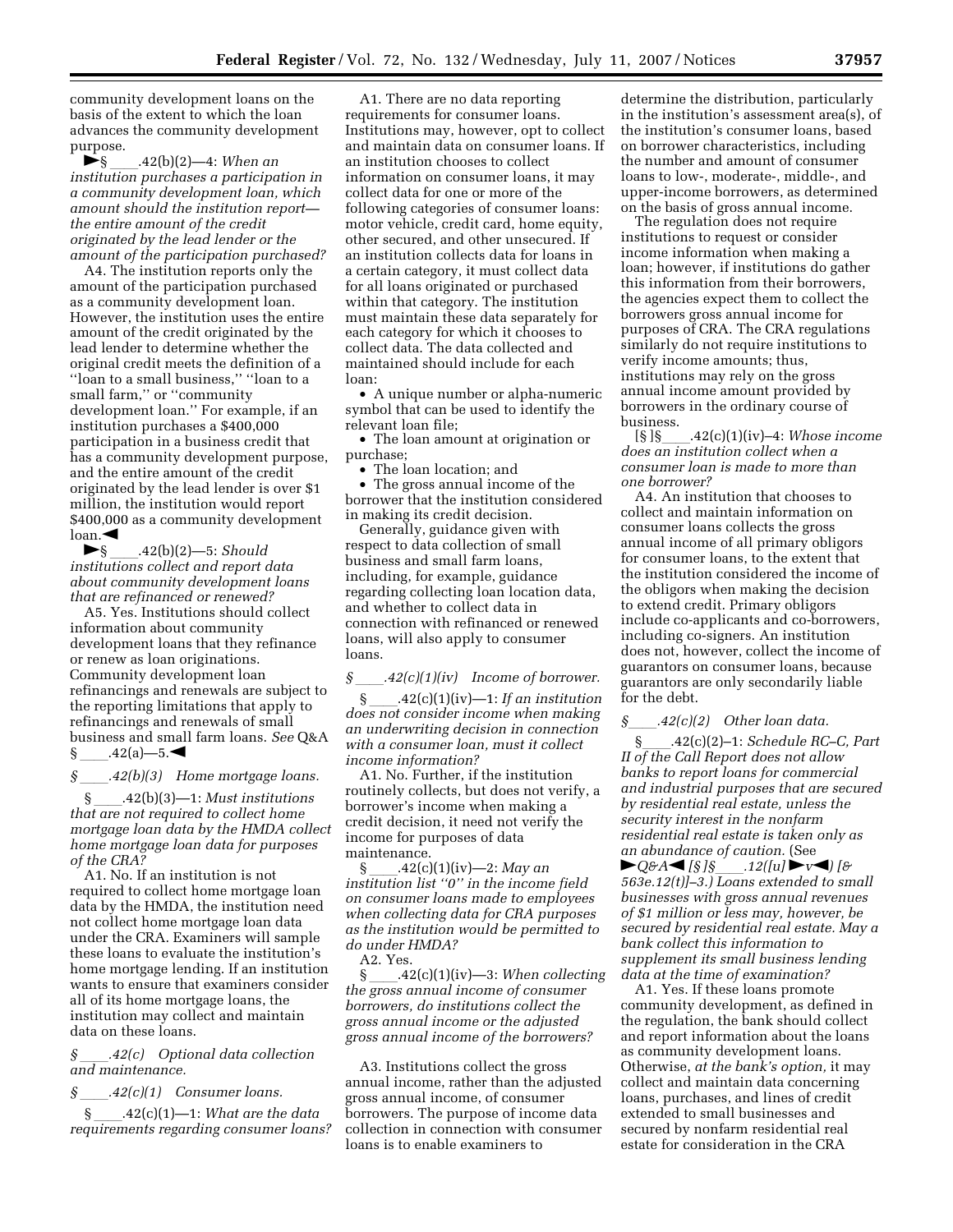community development loans on the basis of the extent to which the loan advances the community development purpose.

►§ ____.42(b)(2)—4: *When an institution purchases a participation in a community development loan, which amount should the institution report—the entire amount of the credit originated by the lead lender or the amount of the participation purchased?*

A4. The institution reports only the amount of the participation purchased as a community development loan. However, the institution uses the entire amount of the credit originated by the lead lender to determine whether the original credit meets the definition of a ''loan to a small business,'' ''loan to a small farm,'' or ''community development loan.'' For example, if an institution purchases a $400,000 participation in a business credit that has a community development purpose, and the entire amount of the credit originated by the lead lender is over $1 million, the institution would report $400,000 as a community development loan.◄

►§ ____.42(b)(2)—5: *Should institutions collect and report data about community development loans that are refinanced or renewed?*

A5. Yes. Institutions should collect information about community development loans that they refinance or renew as loan originations. Community development loan refinancings and renewals are subject to the reporting limitations that apply to refinancings and renewals of small business and small farm loans. *See* Q&A § ____.42(a)—5.◄

*§ ____.42(b)(3) Home mortgage loans.*

§ ____.42(b)(3)—1: *Must institutions that are not required to collect home mortgage loan data by the HMDA collect home mortgage loan data for purposes of the CRA?*

A1. No. If an institution is not required to collect home mortgage loan data by the HMDA, the institution need not collect home mortgage loan data under the CRA. Examiners will sample these loans to evaluate the institution's home mortgage lending. If an institution wants to ensure that examiners consider all of its home mortgage loans, the institution may collect and maintain data on these loans.

*§ ____.42(c) Optional data collection and maintenance.*

*§ ____.42(c)(1) Consumer loans.*

§ ____.42(c)(1)—1: *What are the data requirements regarding consumer loans?*

A1. There are no data reporting requirements for consumer loans. Institutions may, however, opt to collect and maintain data on consumer loans. If an institution chooses to collect information on consumer loans, it may collect data for one or more of the following categories of consumer loans: motor vehicle, credit card, home equity, other secured, and other unsecured. If an institution collects data for loans in a certain category, it must collect data for all loans originated or purchased within that category. The institution must maintain these data separately for each category for which it chooses to collect data. The data collected and maintained should include for each loan:

- A unique number or alpha-numeric symbol that can be used to identify the relevant loan file;
- The loan amount at origination or purchase;
- The loan location; and
- The gross annual income of the borrower that the institution considered in making its credit decision.

Generally, guidance given with respect to data collection of small business and small farm loans, including, for example, guidance regarding collecting loan location data, and whether to collect data in connection with refinanced or renewed loans, will also apply to consumer loans.

*§ ____.42(c)(1)(iv) Income of borrower.*

§ ____.42(c)(1)(iv)—1: *If an institution does not consider income when making an underwriting decision in connection with a consumer loan, must it collect income information?*

A1. No. Further, if the institution routinely collects, but does not verify, a borrower's income when making a credit decision, it need not verify the income for purposes of data maintenance.

§ ____.42(c)(1)(iv)—2: *May an institution list ''0'' in the income field on consumer loans made to employees when collecting data for CRA purposes as the institution would be permitted to do under HMDA?*

A2. Yes.

§ ____.42(c)(1)(iv)—3: *When collecting the gross annual income of consumer borrowers, do institutions collect the gross annual income or the adjusted gross annual income of the borrowers?*

A3. Institutions collect the gross annual income, rather than the adjusted gross annual income, of consumer borrowers. The purpose of income data collection in connection with consumer loans is to enable examiners to determine the distribution, particularly in the institution's assessment area(s), of the institution's consumer loans, based on borrower characteristics, including the number and amount of consumer loans to low-, moderate-, middle-, and upper-income borrowers, as determined on the basis of gross annual income.

The regulation does not require institutions to request or consider income information when making a loan; however, if institutions do gather this information from their borrowers, the agencies expect them to collect the borrowers gross annual income for purposes of CRA. The CRA regulations similarly do not require institutions to verify income amounts; thus, institutions may rely on the gross annual income amount provided by borrowers in the ordinary course of business.

[§ ]§ ____.42(c)(1)(iv)–4: *Whose income does an institution collect when a consumer loan is made to more than one borrower?*

A4. An institution that chooses to collect and maintain information on consumer loans collects the gross annual income of all primary obligors for consumer loans, to the extent that the institution considered the income of the obligors when making the decision to extend credit. Primary obligors include co-applicants and co-borrowers, including co-signers. An institution does not, however, collect the income of guarantors on consumer loans, because guarantors are only secondarily liable for the debt.

*§ ____.42(c)(2) Other loan data.*

§ ____.42(c)(2)–1: *Schedule RC–C, Part II of the Call Report does not allow banks to report loans for commercial and industrial purposes that are secured by residential real estate, unless the security interest in the nonfarm residential real estate is taken only as an abundance of caution.* (See ►*Q&A*◄ *[§ ]§ ____.12([u]* ►*v*◄*) [& 563e.12(t)]–3.) Loans extended to small businesses with gross annual revenues of $1 million or less may, however, be secured by residential real estate. May a bank collect this information to supplement its small business lending data at the time of examination?*

A1. Yes. If these loans promote community development, as defined in the regulation, the bank should collect and report information about the loans as community development loans. Otherwise, *at the bank's option,* it may collect and maintain data concerning loans, purchases, and lines of credit extended to small businesses and secured by nonfarm residential real estate for consideration in the CRA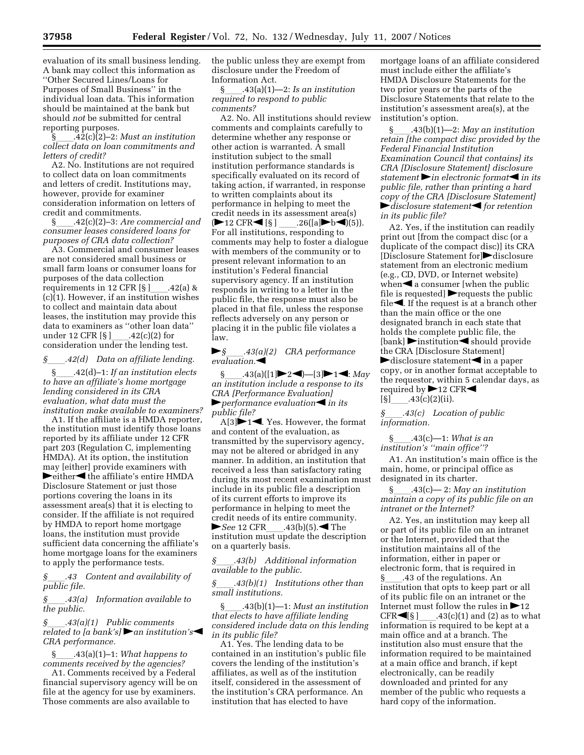evaluation of its small business lending. A bank may collect this information as ''Other Secured Lines/Loans for Purposes of Small Business'' in the individual loan data. This information should be maintained at the bank but should *not* be submitted for central reporting purposes.

§____.42(c)(2)–2: *Must an institution collect data on loan commitments and letters of credit?*

A2. No. Institutions are not required to collect data on loan commitments and letters of credit. Institutions may, however, provide for examiner consideration information on letters of credit and commitments.

§____.42(c)(2)–3: *Are commercial and consumer leases considered loans for purposes of CRA data collection?*

A3. Commercial and consumer leases are not considered small business or small farm loans or consumer loans for purposes of the data collection requirements in 12 CFR [§ ]____.42(a) & (c)(1). However, if an institution wishes to collect and maintain data about leases, the institution may provide this data to examiners as ''other loan data'' under 12 CFR [§ ]____.42(c)(2) for consideration under the lending test.

*§____.42(d) Data on affiliate lending.*

§____.42(d)–1: *If an institution elects to have an affiliate's home mortgage lending considered in its CRA evaluation, what data must the institution make available to examiners?*

A1. If the affiliate is a HMDA reporter, the institution must identify those loans reported by its affiliate under 12 CFR part 203 (Regulation C, implementing HMDA). At its option, the institution may [either] provide examiners with ►either◄ the affiliate's entire HMDA Disclosure Statement or just those portions covering the loans in its assessment area(s) that it is electing to consider. If the affiliate is not required by HMDA to report home mortgage loans, the institution must provide sufficient data concerning the affiliate's home mortgage loans for the examiners to apply the performance tests.

*§____.43 Content and availability of public file.*

*§____.43(a) Information available to the public.*

*§____.43(a)(1) Public comments related to [a bank's] ►an institution's◄ CRA performance.*

§____.43(a)(1)–1: *What happens to comments received by the agencies?*

A1. Comments received by a Federal financial supervisory agency will be on file at the agency for use by examiners. Those comments are also available to the public unless they are exempt from disclosure under the Freedom of Information Act.

§____.43(a)(1)—2: *Is an institution required to respond to public comments?*

A2. No. All institutions should review comments and complaints carefully to determine whether any response or other action is warranted. A small institution subject to the small institution performance standards is specifically evaluated on its record of taking action, if warranted, in response to written complaints about its performance in helping to meet the credit needs in its assessment area(s) (►12 CFR◄ [§ ]____.26([a]►b◄)(5)). For all institutions, responding to comments may help to foster a dialogue with members of the community or to present relevant information to an institution's Federal financial supervisory agency. If an institution responds in writing to a letter in the public file, the response must also be placed in that file, unless the response reflects adversely on any person or placing it in the public file violates a law.

►*§____.43(a)(2) CRA performance evaluation.*◄

§____.43(a)([1]►2◄)—[3]►1◄: *May an institution include a response to its CRA [Performance Evaluation] ►performance evaluation◄ in its public file?*

A[3]►1◄. Yes. However, the format and content of the evaluation, as transmitted by the supervisory agency, may not be altered or abridged in any manner. In addition, an institution that received a less than satisfactory rating during its most recent examination must include in its public file a description of its current efforts to improve its performance in helping to meet the credit needs of its entire community. ►*See* 12 CFR____.43(b)(5).◄ The institution must update the description on a quarterly basis.

*§____.43(b) Additional information available to the public.*

*§____.43(b)(1) Institutions other than small institutions.*

§____.43(b)(1)—1: *Must an institution that elects to have affiliate lending considered include data on this lending in its public file?*

A1. Yes. The lending data to be contained in an institution's public file covers the lending of the institution's affiliates, as well as of the institution itself, considered in the assessment of the institution's CRA performance. An institution that has elected to have mortgage loans of an affiliate considered must include either the affiliate's HMDA Disclosure Statements for the two prior years or the parts of the Disclosure Statements that relate to the institution's assessment area(s), at the institution's option.

§____.43(b)(1)—2: *May an institution retain [the compact disc provided by the Federal Financial Institution Examination Council that contains] its CRA [Disclosure Statement] disclosure statement ►in electronic format◄ in its public file, rather than printing a hard copy of the CRA [Disclosure Statement] ►disclosure statement◄ for retention in its public file?*

A2. Yes, if the institution can readily print out [from the compact disc (or a duplicate of the compact disc)] its CRA [Disclosure Statement for]►disclosure statement from an electronic medium (e.g., CD, DVD, or Internet website) when◄ a consumer [when the public file is requested] ►requests the public file◄. If the request is at a branch other than the main office or the one designated branch in each state that holds the complete public file, the [bank] ►institution◄ should provide the CRA [Disclosure Statement] ►disclosure statement◄ in a paper copy, or in another format acceptable to the requestor, within 5 calendar days, as required by ►12 CFR◄ [§]____.43(c)(2)(ii).

*§____.43(c) Location of public information.*

§____.43(c)—1: *What is an institution's ''main office''?*

A1. An institution's main office is the main, home, or principal office as designated in its charter.

§____.43(c)— 2: *May an institution maintain a copy of its public file on an intranet or the Internet?*

A2. Yes, an institution may keep all or part of its public file on an intranet or the Internet, provided that the institution maintains all of the information, either in paper or electronic form, that is required in §____.43 of the regulations. An institution that opts to keep part or all of its public file on an intranet or the Internet must follow the rules in ►12 CFR◄[§ ]____.43(c)(1) and (2) as to what information is required to be kept at a main office and at a branch. The institution also must ensure that the information required to be maintained at a main office and branch, if kept electronically, can be readily downloaded and printed for any member of the public who requests a hard copy of the information.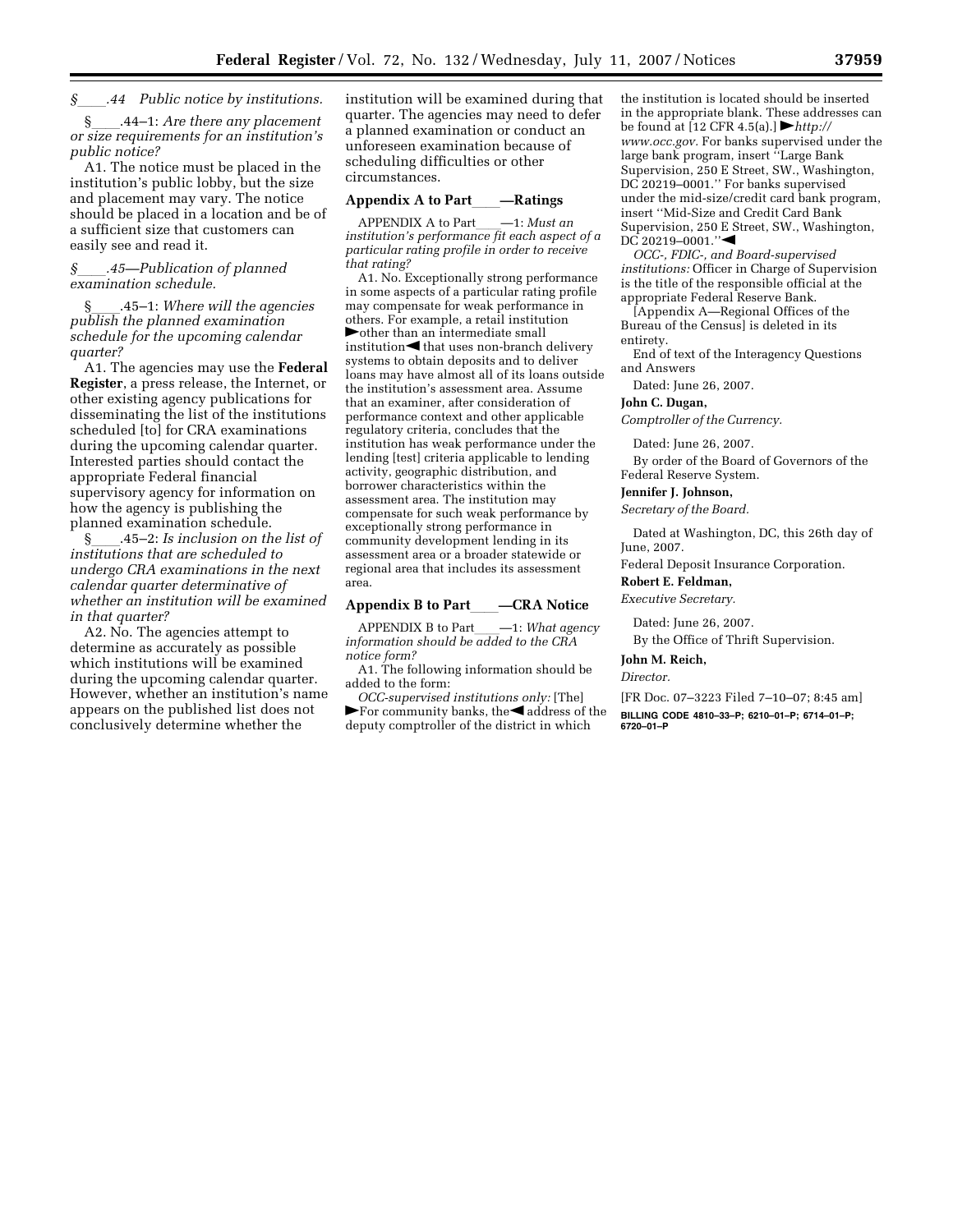*§____.44 Public notice by institutions.*

§____.44–1: *Are there any placement or size requirements for an institution's public notice?*

A1. The notice must be placed in the institution's public lobby, but the size and placement may vary. The notice should be placed in a location and be of a sufficient size that customers can easily see and read it.

*§____.45—Publication of planned examination schedule.*

§____.45–1: *Where will the agencies publish the planned examination schedule for the upcoming calendar quarter?*

A1. The agencies may use the **Federal Register**, a press release, the Internet, or other existing agency publications for disseminating the list of the institutions scheduled [to] for CRA examinations during the upcoming calendar quarter. Interested parties should contact the appropriate Federal financial supervisory agency for information on how the agency is publishing the planned examination schedule.

§____.45–2: *Is inclusion on the list of institutions that are scheduled to undergo CRA examinations in the next calendar quarter determinative of whether an institution will be examined in that quarter?*

A2. No. The agencies attempt to determine as accurately as possible which institutions will be examined during the upcoming calendar quarter. However, whether an institution's name appears on the published list does not conclusively determine whether the institution will be examined during that quarter. The agencies may need to defer a planned examination or conduct an unforeseen examination because of scheduling difficulties or other circumstances.

**Appendix A to Part____—Ratings**

APPENDIX A to Part____—1: *Must an institution's performance fit each aspect of a particular rating profile in order to receive that rating?*

A1. No. Exceptionally strong performance in some aspects of a particular rating profile may compensate for weak performance in others. For example, a retail institution ►other than an intermediate small institution◄ that uses non-branch delivery systems to obtain deposits and to deliver loans may have almost all of its loans outside the institution's assessment area. Assume that an examiner, after consideration of performance context and other applicable regulatory criteria, concludes that the institution has weak performance under the lending [test] criteria applicable to lending activity, geographic distribution, and borrower characteristics within the assessment area. The institution may compensate for such weak performance by exceptionally strong performance in community development lending in its assessment area or a broader statewide or regional area that includes its assessment area.

**Appendix B to Part____—CRA Notice**

APPENDIX B to Part____—1: *What agency information should be added to the CRA notice form?*

A1. The following information should be added to the form:

*OCC-supervised institutions only:* [The] ►For community banks, the◄ address of the deputy comptroller of the district in which the institution is located should be inserted in the appropriate blank. These addresses can be found at [12 CFR 4.5(a).] ►*http://www.occ.gov.* For banks supervised under the large bank program, insert ''Large Bank Supervision, 250 E Street, SW., Washington, DC 20219–0001.'' For banks supervised under the mid-size/credit card bank program, insert ''Mid-Size and Credit Card Bank Supervision, 250 E Street, SW., Washington, DC 20219–0001.''◄

*OCC-, FDIC-, and Board-supervised institutions:* Officer in Charge of Supervision is the title of the responsible official at the appropriate Federal Reserve Bank.

[Appendix A—Regional Offices of the Bureau of the Census] is deleted in its entirety.

End of text of the Interagency Questions and Answers

Dated: June 26, 2007.

**John C. Dugan,**

*Comptroller of the Currency.*

Dated: June 26, 2007.

By order of the Board of Governors of the Federal Reserve System.

**Jennifer J. Johnson,**

*Secretary of the Board.*

Dated at Washington, DC, this 26th day of June, 2007.

Federal Deposit Insurance Corporation.

**Robert E. Feldman,**

*Executive Secretary.*

Dated: June 26, 2007.

By the Office of Thrift Supervision.

**John M. Reich,**

*Director.*

[FR Doc. 07–3223 Filed 7–10–07; 8:45 am]

**BILLING CODE 4810–33–P; 6210–01–P; 6714–01–P; 6720–01–P**